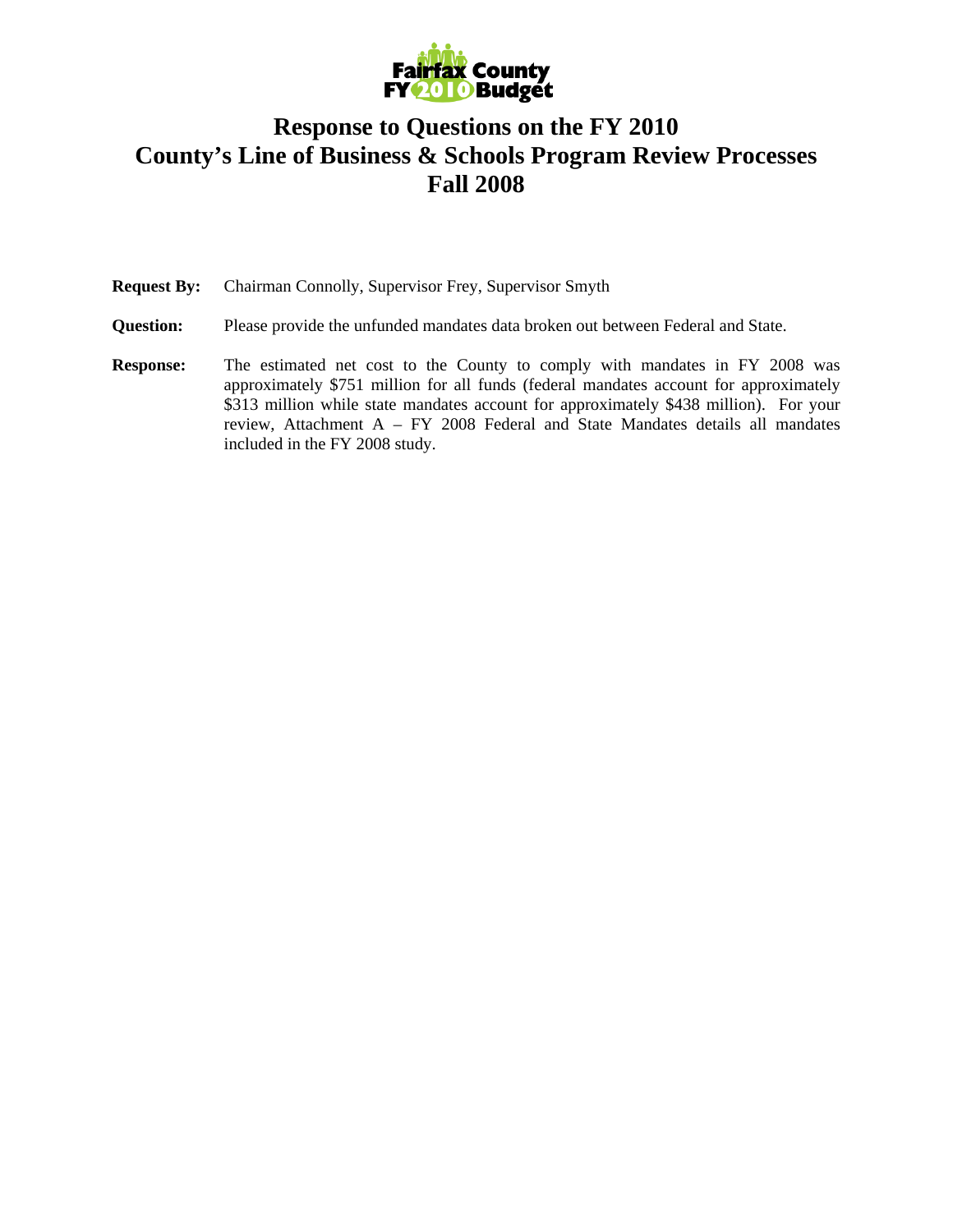Fairfax County FY 2010 Budget

# Response to Questions on the FY 2010 County's Line of Business & Schools Program Review Processes Fall 2008

**Request By:** Chairman Connolly, Supervisor Frey, Supervisor Smyth

**Question:** Please provide the unfunded mandates data broken out between Federal and State.

**Response:** The estimated net cost to the County to comply with mandates in FY 2008 was approximately $751 million for all funds (federal mandates account for approximately $313 million while state mandates account for approximately $438 million). For your review, Attachment A – FY 2008 Federal and State Mandates details all mandates included in the FY 2008 study.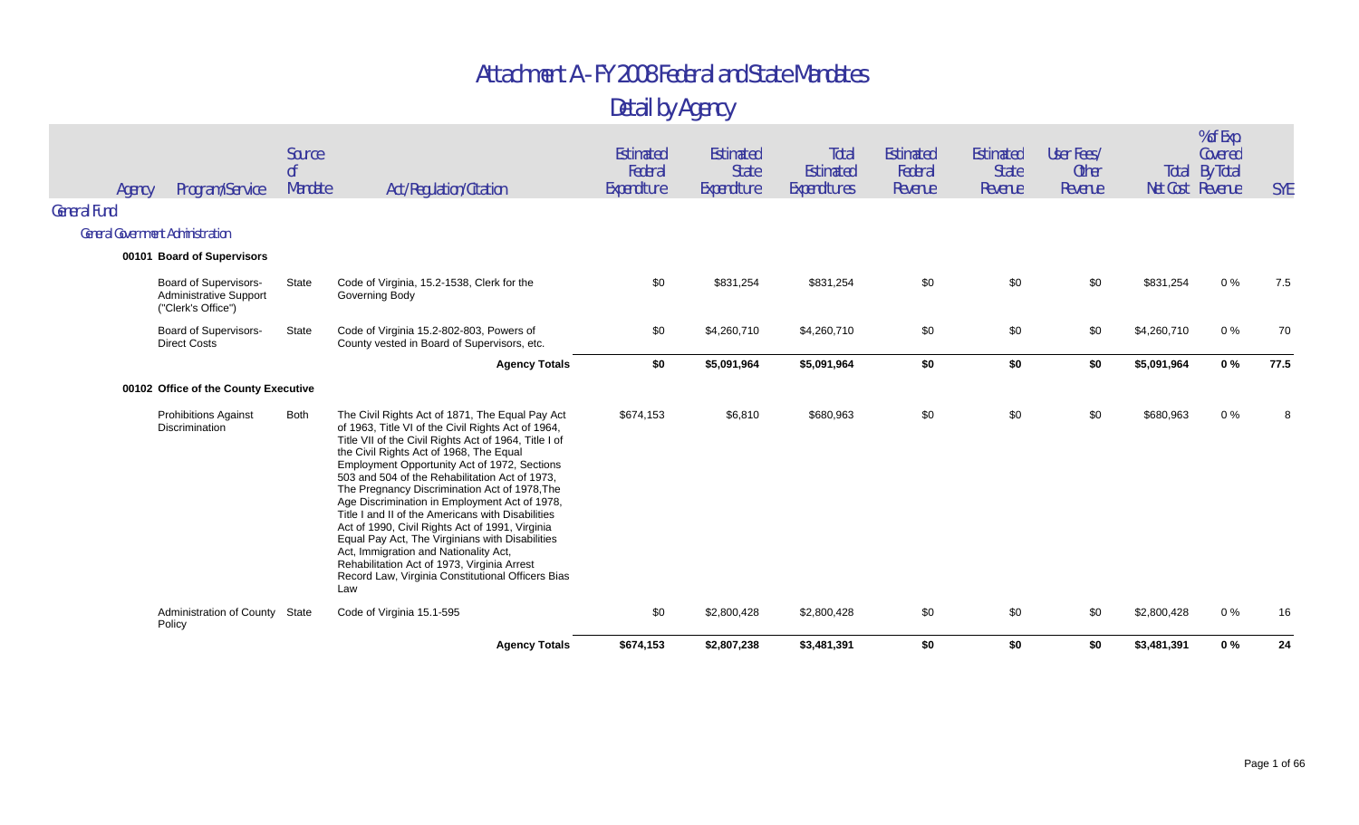# Attachment A - FY 2008 Federal and State Mandates

## Detail by Agency

| Agency | Program/Service | Source of Mandate | Act/Regulation/Citation | Estimated Federal Expenditure | Estimated State Expenditure | Total Estimated Expenditures | Estimated Federal Revenue | Estimated State Revenue | User Fees/ Other Revenue | Total Net Cost | % of Exp. Covered By Total Revenue | SYE |
|---|---|---|---|---|---|---|---|---|---|---|---|---|
| **General Fund** | | | | | | | | | | | | |
| **General Government Administration** | | | | | | | | | | | | |
| **00101 Board of Supervisors** | | | | | | | | | | | | |
| | Board of Supervisors- Administrative Support ("Clerk's Office") | State | Code of Virginia, 15.2-1538, Clerk for the Governing Body | $0 | $831,254 | $831,254 | $0 | $0 | $0 | $831,254 | 0 % | 7.5 |
| | Board of Supervisors- Direct Costs | State | Code of Virginia 15.2-802-803, Powers of County vested in Board of Supervisors, etc. | $0 | $4,260,710 | $4,260,710 | $0 | $0 | $0 | $4,260,710 | 0 % | 70 |
| | | | **Agency Totals** | **$0** | **$5,091,964** | **$5,091,964** | **$0** | **$0** | **$0** | **$5,091,964** | **0 %** | **77.5** |
| **00102 Office of the County Executive** | | | | | | | | | | | | |
| | Prohibitions Against Discrimination | Both | The Civil Rights Act of 1871, The Equal Pay Act of 1963, Title VI of the Civil Rights Act of 1964, Title VII of the Civil Rights Act of 1964, Title I of the Civil Rights Act of 1968, The Equal Employment Opportunity Act of 1972, Sections 503 and 504 of the Rehabilitation Act of 1973, The Pregnancy Discrimination Act of 1978,The Age Discrimination in Employment Act of 1978, Title I and II of the Americans with Disabilities Act of 1990, Civil Rights Act of 1991, Virginia Equal Pay Act, The Virginians with Disabilities Act, Immigration and Nationality Act, Rehabilitation Act of 1973, Virginia Arrest Record Law, Virginia Constitutional Officers Bias Law | $674,153 | $6,810 | $680,963 | $0 | $0 | $0 | $680,963 | 0 % | 8 |
| | Administration of County Policy | State | Code of Virginia 15.1-595 | $0 | $2,800,428 | $2,800,428 | $0 | $0 | $0 | $2,800,428 | 0 % | 16 |
| | | | **Agency Totals** | **$674,153** | **$2,807,238** | **$3,481,391** | **$0** | **$0** | **$0** | **$3,481,391** | **0 %** | **24** |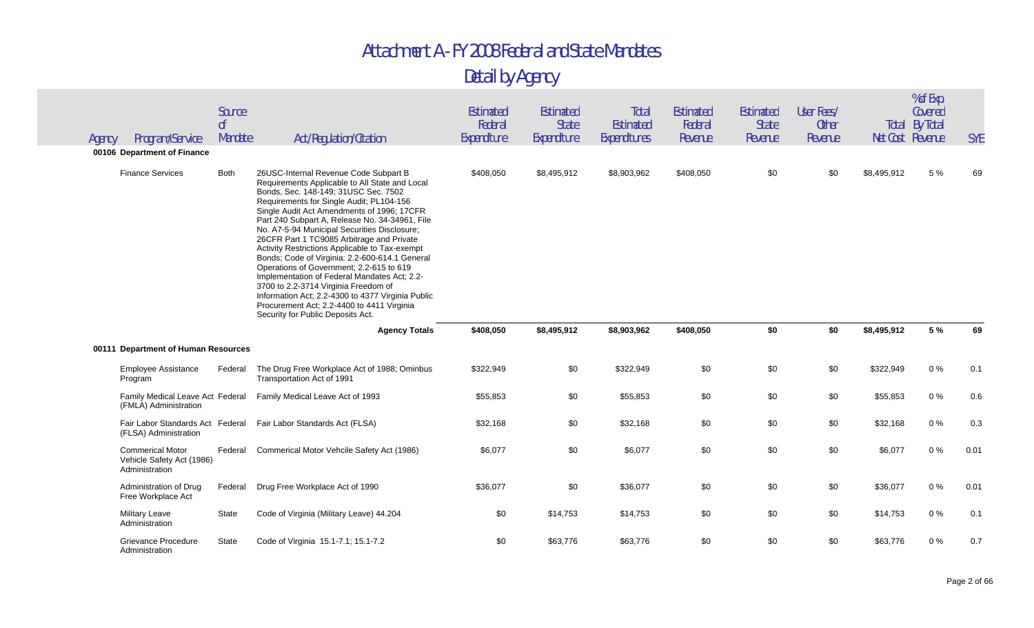# Attachment A - FY 2008 Federal and State Mandates

## Detail by Agency

| Agency | Program/Service | Source of Mandate | Act/Regulation/Citation | Estimated Federal Expenditure | Estimated State Expenditure | Total Estimated Expenditures | Estimated Federal Revenue | Estimated State Revenue | User Fees/ Other Revenue | Total Net Cost | % of Exp Covered By Total Revenue | SYE |
|---|---|---|---|---|---|---|---|---|---|---|---|---|
| **00106 Department of Finance** | | | | | | | | | | | | |
| | Finance Services | Both | 26USC-Internal Revenue Code Subpart B Requirements Applicable to All State and Local Bonds, Sec. 148-149; 31USC Sec. 7502 Requirements for Single Audit; PL104-156 Single Audit Act Amendments of 1996; 17CFR Part 240 Subpart A, Release No. 34-34961, File No. A7-5-94 Municipal Securities Disclosure; 26CFR Part 1 TC9085 Arbitrage and Private Activity Restrictions Applicable to Tax-exempt Bonds; Code of Virginia: 2.2-600-614.1 General Operations of Government; 2.2-615 to 619 Implementation of Federal Mandates Act; 2.2-3700 to 2.2-3714 Virginia Freedom of Information Act; 2.2-4300 to 4377 Virginia Public Procurement Act; 2.2-4400 to 4411 Virginia Security for Public Deposits Act. | $408,050 | $8,495,912 | $8,903,962 | $408,050 | $0 | $0 | $8,495,912 | 5 % | 69 |
| | | | **Agency Totals** | **$408,050** | **$8,495,912** | **$8,903,962** | **$408,050** | **$0** | **$0** | **$8,495,912** | **5 %** | **69** |
| **00111 Department of Human Resources** | | | | | | | | | | | | |
| | Employee Assistance Program | Federal | The Drug Free Workplace Act of 1988; Ominbus Transportation Act of 1991 | $322,949 | $0 | $322,949 | $0 | $0 | $0 | $322,949 | 0 % | 0.1 |
| | Family Medical Leave Act (FMLA) Administration | Federal | Family Medical Leave Act of 1993 | $55,853 | $0 | $55,853 | $0 | $0 | $0 | $55,853 | 0 % | 0.6 |
| | Fair Labor Standards Act (FLSA) Administration | Federal | Fair Labor Standards Act (FLSA) | $32,168 | $0 | $32,168 | $0 | $0 | $0 | $32,168 | 0 % | 0.3 |
| | Commerical Motor Vehicle Safety Act (1986) Administration | Federal | Commerical Motor Vehcile Safety Act (1986) | $6,077 | $0 | $6,077 | $0 | $0 | $0 | $6,077 | 0 % | 0.01 |
| | Administration of Drug Free Workplace Act | Federal | Drug Free Workplace Act of 1990 | $36,077 | $0 | $36,077 | $0 | $0 | $0 | $36,077 | 0 % | 0.01 |
| | Military Leave Administration | State | Code of Virginia (Military Leave) 44.204 | $0 | $14,753 | $14,753 | $0 | $0 | $0 | $14,753 | 0 % | 0.1 |
| | Grievance Procedure Administration | State | Code of Virginia 15.1-7.1; 15.1-7.2 | $0 | $63,776 | $63,776 | $0 | $0 | $0 | $63,776 | 0 % | 0.7 |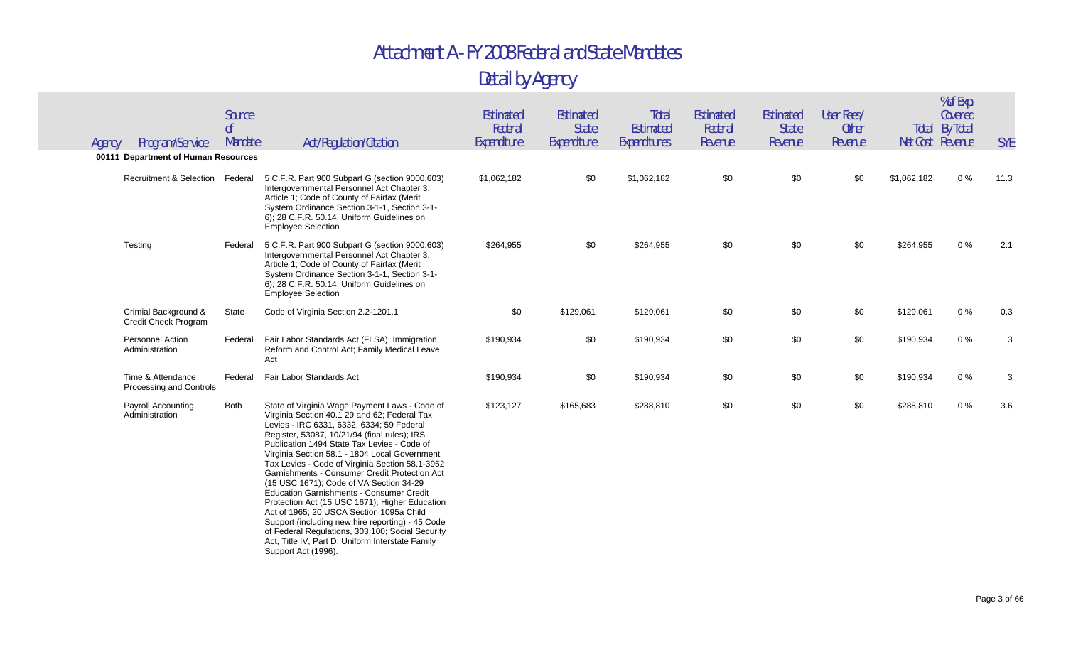# Attachment A - FY 2008 Federal and State Mandates

## Detail by Agency

| Agency | Program/Service | Source of Mandate | Act/Regulation/Citation | Estimated Federal Expenditure | Estimated State Expenditure | Total Estimated Expenditures | Estimated Federal Revenue | Estimated State Revenue | User Fees/ Other Revenue | Total Net Cost | % of Exp Covered By Total Revenue | SYE |
|---|---|---|---|---|---|---|---|---|---|---|---|---|
| **00111 Department of Human Resources** | | | | | | | | | | | | |
| | Recruitment & Selection | Federal | 5 C.F.R. Part 900 Subpart G (section 9000.603) Intergovernmental Personnel Act Chapter 3, Article 1; Code of County of Fairfax (Merit System Ordinance Section 3-1-1, Section 3-1-6); 28 C.F.R. 50.14, Uniform Guidelines on Employee Selection | $1,062,182 | $0 | $1,062,182 | $0 | $0 | $0 | $1,062,182 | 0 % | 11.3 |
| | Testing | Federal | 5 C.F.R. Part 900 Subpart G (section 9000.603) Intergovernmental Personnel Act Chapter 3, Article 1; Code of County of Fairfax (Merit System Ordinance Section 3-1-1, Section 3-1-6); 28 C.F.R. 50.14, Uniform Guidelines on Employee Selection | $264,955 | $0 | $264,955 | $0 | $0 | $0 | $264,955 | 0 % | 2.1 |
| | Crimial Background & Credit Check Program | State | Code of Virginia Section 2.2-1201.1 | $0 | $129,061 | $129,061 | $0 | $0 | $0 | $129,061 | 0 % | 0.3 |
| | Personnel Action Administration | Federal | Fair Labor Standards Act (FLSA); Immigration Reform and Control Act; Family Medical Leave Act | $190,934 | $0 | $190,934 | $0 | $0 | $0 | $190,934 | 0 % | 3 |
| | Time & Attendance Processing and Controls | Federal | Fair Labor Standards Act | $190,934 | $0 | $190,934 | $0 | $0 | $0 | $190,934 | 0 % | 3 |
| | Payroll Accounting Administration | Both | State of Virginia Wage Payment Laws - Code of Virginia Section 40.1 29 and 62; Federal Tax Levies - IRC 6331, 6332, 6334; 59 Federal Register, 53087, 10/21/94 (final rules); IRS Publication 1494 State Tax Levies - Code of Virginia Section 58.1 - 1804 Local Government Tax Levies - Code of Virginia Section 58.1-3952 Garnishments - Consumer Credit Protection Act (15 USC 1671); Code of VA Section 34-29 Education Garnishments - Consumer Credit Protection Act (15 USC 1671); Higher Education Act of 1965; 20 USCA Section 1095a Child Support (including new hire reporting) - 45 Code of Federal Regulations, 303.100; Social Security Act, Title IV, Part D; Uniform Interstate Family Support Act (1996). | $123,127 | $165,683 | $288,810 | $0 | $0 | $0 | $288,810 | 0 % | 3.6 |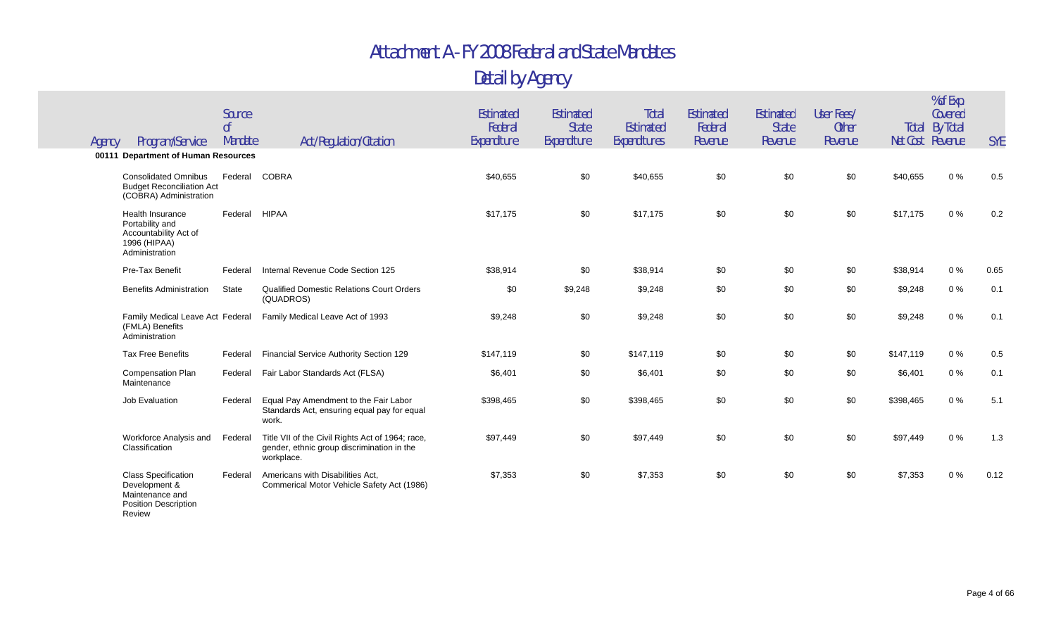# Attachment A - FY 2008 Federal and State Mandates

## Detail by Agency

| Agency | Program/Service | Source of Mandate | Act/Regulation/Citation | Estimated Federal Expenditure | Estimated State Expenditure | Total Estimated Expenditures | Estimated Federal Revenue | Estimated State Revenue | User Fees/ Other Revenue | Total Net Cost | % of Exp Covered By Total Revenue | SYE |
|---|---|---|---|---|---|---|---|---|---|---|---|---|
| **00111 Department of Human Resources** | | | | | | | | | | | | |
| | Consolidated Omnibus Budget Reconciliation Act (COBRA) Administration | Federal | COBRA | $40,655 | $0 | $40,655 | $0 | $0 | $0 | $40,655 | 0 % | 0.5 |
| | Health Insurance Portability and Accountability Act of 1996 (HIPAA) Administration | Federal | HIPAA | $17,175 | $0 | $17,175 | $0 | $0 | $0 | $17,175 | 0 % | 0.2 |
| | Pre-Tax Benefit | Federal | Internal Revenue Code Section 125 | $38,914 | $0 | $38,914 | $0 | $0 | $0 | $38,914 | 0 % | 0.65 |
| | Benefits Administration | State | Qualified Domestic Relations Court Orders (QUADROS) | $0 | $9,248 | $9,248 | $0 | $0 | $0 | $9,248 | 0 % | 0.1 |
| | Family Medical Leave Act (FMLA) Benefits Administration | Federal | Family Medical Leave Act of 1993 | $9,248 | $0 | $9,248 | $0 | $0 | $0 | $9,248 | 0 % | 0.1 |
| | Tax Free Benefits | Federal | Financial Service Authority Section 129 | $147,119 | $0 | $147,119 | $0 | $0 | $0 | $147,119 | 0 % | 0.5 |
| | Compensation Plan Maintenance | Federal | Fair Labor Standards Act (FLSA) | $6,401 | $0 | $6,401 | $0 | $0 | $0 | $6,401 | 0 % | 0.1 |
| | Job Evaluation | Federal | Equal Pay Amendment to the Fair Labor Standards Act, ensuring equal pay for equal work. | $398,465 | $0 | $398,465 | $0 | $0 | $0 | $398,465 | 0 % | 5.1 |
| | Workforce Analysis and Classification | Federal | Title VII of the Civil Rights Act of 1964; race, gender, ethnic group discrimination in the workplace. | $97,449 | $0 | $97,449 | $0 | $0 | $0 | $97,449 | 0 % | 1.3 |
| | Class Specification Development & Maintenance and Position Description Review | Federal | Americans with Disabilities Act, Commerical Motor Vehicle Safety Act (1986) | $7,353 | $0 | $7,353 | $0 | $0 | $0 | $7,353 | 0 % | 0.12 |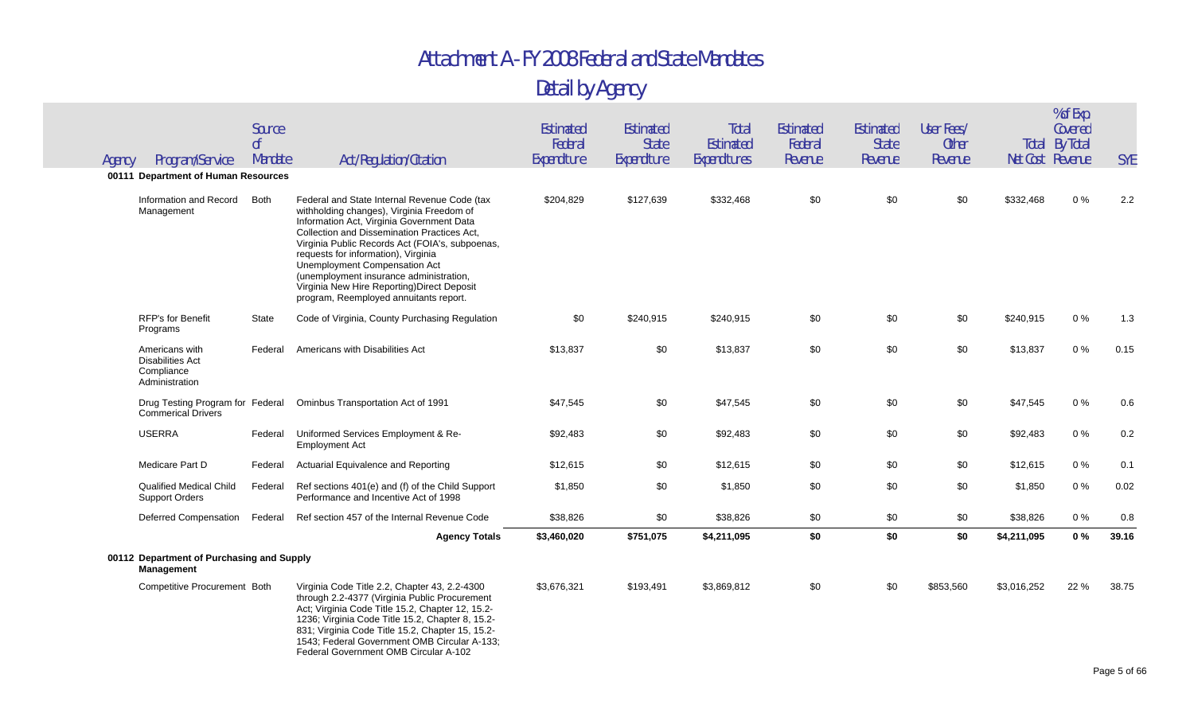# Attachment A - FY 2008 Federal and State Mandates

## Detail by Agency

| Agency | Program/Service | Source of Mandate | Act/Regulation/Citation | Estimated Federal Expenditure | Estimated State Expenditure | Total Estimated Expenditures | Estimated Federal Revenue | Estimated State Revenue | User Fees/ Other Revenue | Total Net Cost | % of Exp Covered By Total Revenue | SYE |
|---|---|---|---|---|---|---|---|---|---|---|---|---|
| **00111 Department of Human Resources** | | | | | | | | | | | | |
| | Information and Record Management | Both | Federal and State Internal Revenue Code (tax withholding changes), Virginia Freedom of Information Act, Virginia Government Data Collection and Dissemination Practices Act, Virginia Public Records Act (FOIA's, subpoenas, requests for information), Virginia Unemployment Compensation Act (unemployment insurance administration, Virginia New Hire Reporting)Direct Deposit program, Reemployed annuitants report. | $204,829 | $127,639 | $332,468 | $0 | $0 | $0 | $332,468 | 0 % | 2.2 |
| | RFP's for Benefit Programs | State | Code of Virginia, County Purchasing Regulation | $0 | $240,915 | $240,915 | $0 | $0 | $0 | $240,915 | 0 % | 1.3 |
| | Americans with Disabilities Act Compliance Administration | Federal | Americans with Disabilities Act | $13,837 | $0 | $13,837 | $0 | $0 | $0 | $13,837 | 0 % | 0.15 |
| | Drug Testing Program for Commerical Drivers | Federal | Ominbus Transportation Act of 1991 | $47,545 | $0 | $47,545 | $0 | $0 | $0 | $47,545 | 0 % | 0.6 |
| | USERRA | Federal | Uniformed Services Employment & Re-Employment Act | $92,483 | $0 | $92,483 | $0 | $0 | $0 | $92,483 | 0 % | 0.2 |
| | Medicare Part D | Federal | Actuarial Equivalence and Reporting | $12,615 | $0 | $12,615 | $0 | $0 | $0 | $12,615 | 0 % | 0.1 |
| | Qualified Medical Child Support Orders | Federal | Ref sections 401(e) and (f) of the Child Support Performance and Incentive Act of 1998 | $1,850 | $0 | $1,850 | $0 | $0 | $0 | $1,850 | 0 % | 0.02 |
| | Deferred Compensation | Federal | Ref section 457 of the Internal Revenue Code | $38,826 | $0 | $38,826 | $0 | $0 | $0 | $38,826 | 0 % | 0.8 |
| | | | **Agency Totals** | **$3,460,020** | **$751,075** | **$4,211,095** | **$0** | **$0** | **$0** | **$4,211,095** | **0 %** | **39.16** |
| **00112 Department of Purchasing and Supply Management** | | | | | | | | | | | | |
| | Competitive Procurement | Both | Virginia Code Title 2.2, Chapter 43, 2.2-4300 through 2.2-4377 (Virginia Public Procurement Act; Virginia Code Title 15.2, Chapter 12, 15.2-1236; Virginia Code Title 15.2, Chapter 8, 15.2-831; Virginia Code Title 15.2, Chapter 15, 15.2-1543; Federal Government OMB Circular A-133; Federal Government OMB Circular A-102 | $3,676,321 | $193,491 | $3,869,812 | $0 | $0 | $853,560 | $3,016,252 | 22 % | 38.75 |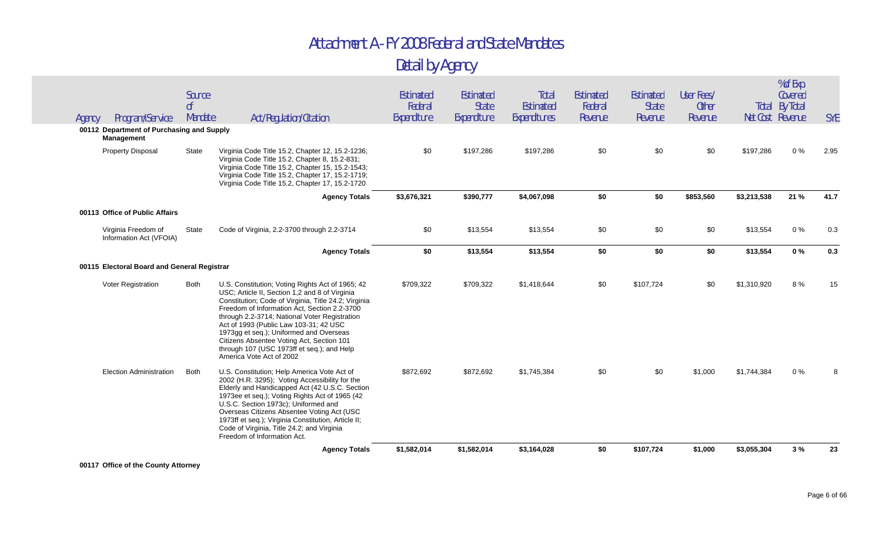# Attachment A - FY 2008 Federal and State Mandates

## Detail by Agency

| Agency | Program/Service | Source of Mandate | Act/Regulation/Citation | Estimated Federal Expenditure | Estimated State Expenditure | Total Estimated Expenditures | Estimated Federal Revenue | Estimated State Revenue | User Fees/ Other Revenue | Total Net Cost | % of Exp Covered By Total Revenue | SYE |
|---|---|---|---|---|---|---|---|---|---|---|---|---|
| **00112 Department of Purchasing and Supply Management** | | | | | | | | | | | | |
| | Property Disposal | State | Virginia Code Title 15.2, Chapter 12, 15.2-1236; Virginia Code Title 15.2, Chapter 8, 15.2-831; Virginia Code Title 15.2, Chapter 15, 15.2-1543; Virginia Code Title 15.2, Chapter 17, 15.2-1719; Virginia Code Title 15.2, Chapter 17, 15.2-1720 | $0 | $197,286 | $197,286 | $0 | $0 | $0 | $197,286 | 0 % | 2.95 |
| | | | **Agency Totals** | **$3,676,321** | **$390,777** | **$4,067,098** | **$0** | **$0** | **$853,560** | **$3,213,538** | **21 %** | **41.7** |
| **00113 Office of Public Affairs** | | | | | | | | | | | | |
| | Virginia Freedom of Information Act (VFOIA) | State | Code of Virginia, 2.2-3700 through 2.2-3714 | $0 | $13,554 | $13,554 | $0 | $0 | $0 | $13,554 | 0 % | 0.3 |
| | | | **Agency Totals** | **$0** | **$13,554** | **$13,554** | **$0** | **$0** | **$0** | **$13,554** | **0 %** | **0.3** |
| **00115 Electoral Board and General Registrar** | | | | | | | | | | | | |
| | Voter Registration | Both | U.S. Constitution; Voting Rights Act of 1965; 42 USC; Article II, Section 1,2 and 8 of Virginia Constitution; Code of Virginia, Title 24.2; Virginia Freedom of Information Act, Section 2.2-3700 through 2.2-3714; National Voter Registration Act of 1993 (Public Law 103-31; 42 USC 1973gg et seq.); Uniformed and Overseas Citizens Absentee Voting Act, Section 101 through 107 (USC 1973ff et seq.); and Help America Vote Act of 2002 | $709,322 | $709,322 | $1,418,644 | $0 | $107,724 | $0 | $1,310,920 | 8 % | 15 |
| | Election Administration | Both | U.S. Constitution; Help America Vote Act of 2002 (H.R. 3295); Voting Accessibility for the Elderly and Handicapped Act (42 U.S.C. Section 1973ee et seq.); Voting Rights Act of 1965 (42 U.S.C. Section 1973c); Uniformed and Overseas Citizens Absentee Voting Act (USC 1973ff et seq.); Virginia Constitution, Article II; Code of Virginia, Title 24.2; and Virginia Freedom of Information Act. | $872,692 | $872,692 | $1,745,384 | $0 | $0 | $1,000 | $1,744,384 | 0 % | 8 |
| | | | **Agency Totals** | **$1,582,014** | **$1,582,014** | **$3,164,028** | **$0** | **$107,724** | **$1,000** | **$3,055,304** | **3 %** | **23** |
| **00117 Office of the County Attorney** | | | | | | | | | | | | |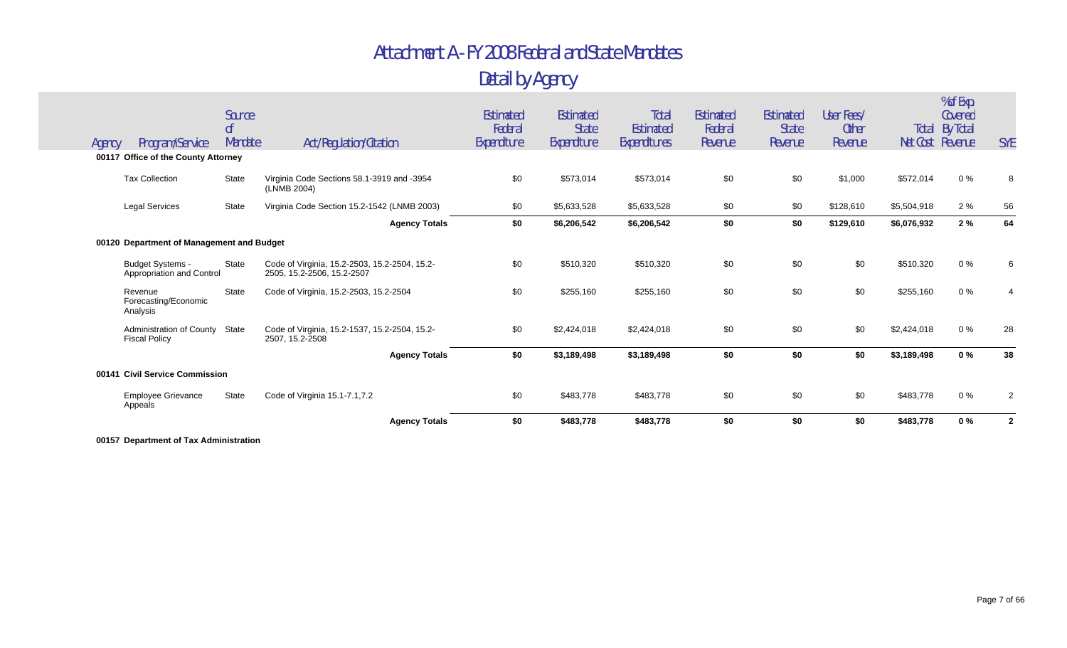# Attachment A - FY 2008 Federal and State Mandates

## Detail by Agency

| Agency | Program/Service | Source of Mandate | Act/Regulation/Citation | Estimated Federal Expenditure | Estimated State Expenditure | Total Estimated Expenditures | Estimated Federal Revenue | Estimated State Revenue | User Fees/ Other Revenue | Total Net Cost | % of Exp Covered By Total Revenue | SYE |
|---|---|---|---|---|---|---|---|---|---|---|---|---|
| **00117 Office of the County Attorney** | | | | | | | | | | | | |
| | Tax Collection | State | Virginia Code Sections 58.1-3919 and -3954 (LNMB 2004) | $0 | $573,014 | $573,014 | $0 | $0 | $1,000 | $572,014 | 0 % | 8 |
| | Legal Services | State | Virginia Code Section 15.2-1542 (LNMB 2003) | $0 | $5,633,528 | $5,633,528 | $0 | $0 | $128,610 | $5,504,918 | 2 % | 56 |
| | | | **Agency Totals** | **$0** | **$6,206,542** | **$6,206,542** | **$0** | **$0** | **$129,610** | **$6,076,932** | **2 %** | **64** |
| **00120 Department of Management and Budget** | | | | | | | | | | | | |
| | Budget Systems - Appropriation and Control | State | Code of Virginia, 15.2-2503, 15.2-2504, 15.2-2505, 15.2-2506, 15.2-2507 | $0 | $510,320 | $510,320 | $0 | $0 | $0 | $510,320 | 0 % | 6 |
| | Revenue Forecasting/Economic Analysis | State | Code of Virginia, 15.2-2503, 15.2-2504 | $0 | $255,160 | $255,160 | $0 | $0 | $0 | $255,160 | 0 % | 4 |
| | Administration of County Fiscal Policy | State | Code of Virginia, 15.2-1537, 15.2-2504, 15.2-2507, 15.2-2508 | $0 | $2,424,018 | $2,424,018 | $0 | $0 | $0 | $2,424,018 | 0 % | 28 |
| | | | **Agency Totals** | **$0** | **$3,189,498** | **$3,189,498** | **$0** | **$0** | **$0** | **$3,189,498** | **0 %** | **38** |
| **00141 Civil Service Commission** | | | | | | | | | | | | |
| | Employee Grievance Appeals | State | Code of Virginia 15.1-7.1,7.2 | $0 | $483,778 | $483,778 | $0 | $0 | $0 | $483,778 | 0 % | 2 |
| | | | **Agency Totals** | **$0** | **$483,778** | **$483,778** | **$0** | **$0** | **$0** | **$483,778** | **0 %** | **2** |
| **00157 Department of Tax Administration** | | | | | | | | | | | | |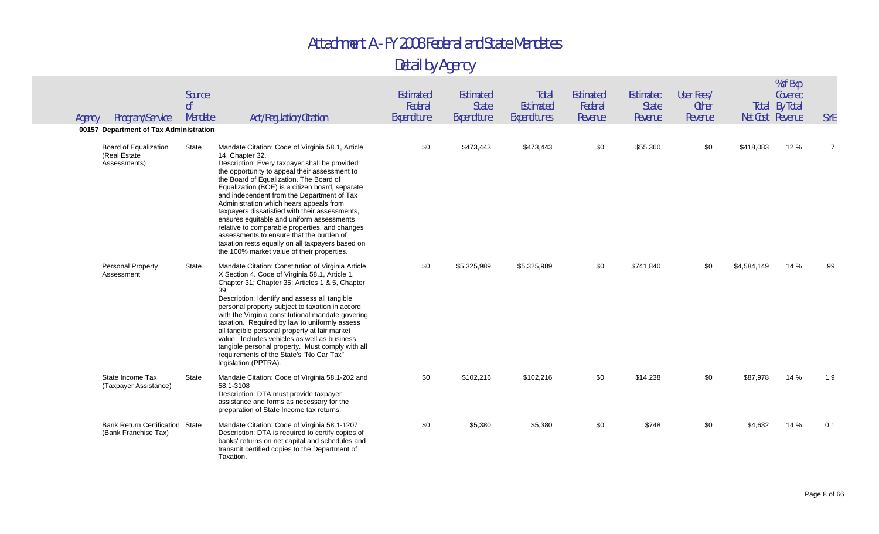# Attachment A - FY 2008 Federal and State Mandates

## Detail by Agency

| Agency | Program/Service | Source of Mandate | Act/Regulation/Citation | Estimated Federal Expenditure | Estimated State Expenditure | Total Estimated Expenditures | Estimated Federal Revenue | Estimated State Revenue | User Fees/ Other Revenue | Total Net Cost | % of Exp Covered By Total Revenue | SYE |
|---|---|---|---|---|---|---|---|---|---|---|---|---|
| **00157 Department of Tax Administration** | | | | | | | | | | | | |
| | Board of Equalization (Real Estate Assessments) | State | Mandate Citation: Code of Virginia 58.1, Article 14, Chapter 32. Description: Every taxpayer shall be provided the opportunity to appeal their assessment to the Board of Equalization. The Board of Equalization (BOE) is a citizen board, separate and independent from the Department of Tax Administration which hears appeals from taxpayers dissatisfied with their assessments, ensures equitable and uniform assessments relative to comparable properties, and changes assessments to ensure that the burden of taxation rests equally on all taxpayers based on the 100% market value of their properties. | $0 | $473,443 | $473,443 | $0 | $55,360 | $0 | $418,083 | 12 % | 7 |
| | Personal Property Assessment | State | Mandate Citation: Constitution of Virginia Article X Section 4. Code of Virginia 58.1, Article 1, Chapter 31; Chapter 35; Articles 1 & 5, Chapter 39. Description: Identify and assess all tangible personal property subject to taxation in accord with the Virginia constitutional mandate govering taxation. Required by law to uniformly assess all tangible personal property at fair market value. Includes vehicles as well as business tangible personal property. Must comply with all requirements of the State's "No Car Tax" legislation (PPTRA). | $0 | $5,325,989 | $5,325,989 | $0 | $741,840 | $0 | $4,584,149 | 14 % | 99 |
| | State Income Tax (Taxpayer Assistance) | State | Mandate Citation: Code of Virginia 58.1-202 and 58.1-3108 Description: DTA must provide taxpayer assistance and forms as necessary for the preparation of State Income tax returns. | $0 | $102,216 | $102,216 | $0 | $14,238 | $0 | $87,978 | 14 % | 1.9 |
| | Bank Return Certification (Bank Franchise Tax) | State | Mandate Citation: Code of Virginia 58.1-1207 Description: DTA is required to certify copies of banks' returns on net capital and schedules and transmit certified copies to the Department of Taxation. | $0 | $5,380 | $5,380 | $0 | $748 | $0 | $4,632 | 14 % | 0.1 |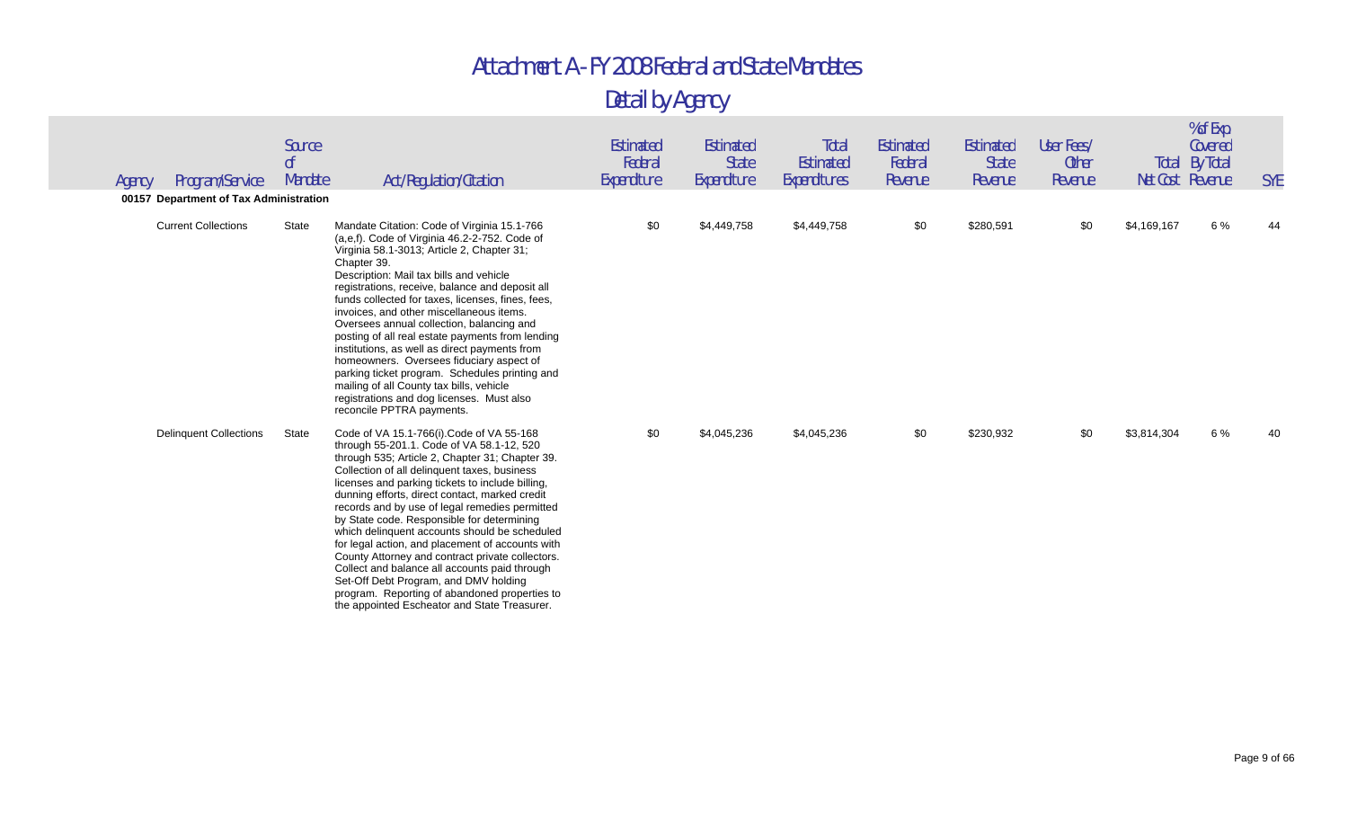# Attachment A - FY 2008 Federal and State Mandates

## Detail by Agency

| Agency | Program/Service | Source of Mandate | Act/Regulation/Citation | Estimated Federal Expenditure | Estimated State Expenditure | Total Estimated Expenditures | Estimated Federal Revenue | Estimated State Revenue | User Fees/ Other Revenue | Total Net Cost | % of Exp Covered By Total Revenue | SYE |
|---|---|---|---|---|---|---|---|---|---|---|---|---|
| **00157 Department of Tax Administration** | | | | | | | | | | | | |
| | Current Collections | State | Mandate Citation: Code of Virginia 15.1-766 (a,e,f). Code of Virginia 46.2-2-752. Code of Virginia 58.1-3013; Article 2, Chapter 31; Chapter 39. Description: Mail tax bills and vehicle registrations, receive, balance and deposit all funds collected for taxes, licenses, fines, fees, invoices, and other miscellaneous items. Oversees annual collection, balancing and posting of all real estate payments from lending institutions, as well as direct payments from homeowners. Oversees fiduciary aspect of parking ticket program. Schedules printing and mailing of all County tax bills, vehicle registrations and dog licenses. Must also reconcile PPTRA payments. | $0 | $4,449,758 | $4,449,758 | $0 | $280,591 | $0 | $4,169,167 | 6 % | 44 |
| | Delinquent Collections | State | Code of VA 15.1-766(i).Code of VA 55-168 through 55-201.1. Code of VA 58.1-12, 520 through 535; Article 2, Chapter 31; Chapter 39. Collection of all delinquent taxes, business licenses and parking tickets to include billing, dunning efforts, direct contact, marked credit records and by use of legal remedies permitted by State code. Responsible for determining which delinquent accounts should be scheduled for legal action, and placement of accounts with County Attorney and contract private collectors. Collect and balance all accounts paid through Set-Off Debt Program, and DMV holding program. Reporting of abandoned properties to the appointed Escheator and State Treasurer. | $0 | $4,045,236 | $4,045,236 | $0 | $230,932 | $0 | $3,814,304 | 6 % | 40 |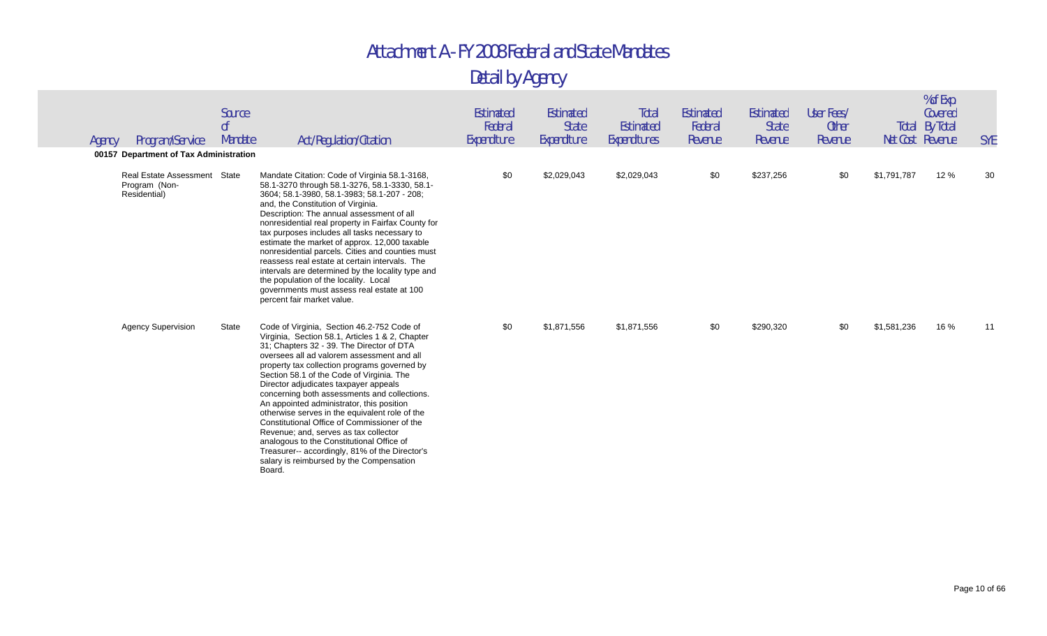# Attachment A - FY 2008 Federal and State Mandates

## Detail by Agency

| Agency | Program/Service | Source of Mandate | Act/Regulation/Citation | Estimated Federal Expenditure | Estimated State Expenditure | Total Estimated Expenditures | Estimated Federal Revenue | Estimated State Revenue | User Fees/ Other Revenue | Total Net Cost | % of Exp Covered By Total Revenue | SYE |
|---|---|---|---|---|---|---|---|---|---|---|---|---|
| **00157 Department of Tax Administration** | | | | | | | | | | | | |
| | Real Estate Assessment Program (Non-Residential) | State | Mandate Citation: Code of Virginia 58.1-3168, 58.1-3270 through 58.1-3276, 58.1-3330, 58.1-3604; 58.1-3980, 58.1-3983; 58.1-207 - 208; and, the Constitution of Virginia. Description: The annual assessment of all nonresidential real property in Fairfax County for tax purposes includes all tasks necessary to estimate the market of approx. 12,000 taxable nonresidential parcels. Cities and counties must reassess real estate at certain intervals. The intervals are determined by the locality type and the population of the locality. Local governments must assess real estate at 100 percent fair market value. | $0 | $2,029,043 | $2,029,043 | $0 | $237,256 | $0 | $1,791,787 | 12 % | 30 |
| | Agency Supervision | State | Code of Virginia, Section 46.2-752 Code of Virginia, Section 58.1, Articles 1 & 2, Chapter 31; Chapters 32 - 39. The Director of DTA oversees all ad valorem assessment and all property tax collection programs governed by Section 58.1 of the Code of Virginia. The Director adjudicates taxpayer appeals concerning both assessments and collections. An appointed administrator, this position otherwise serves in the equivalent role of the Constitutional Office of Commissioner of the Revenue; and, serves as tax collector analogous to the Constitutional Office of Treasurer-- accordingly, 81% of the Director's salary is reimbursed by the Compensation Board. | $0 | $1,871,556 | $1,871,556 | $0 | $290,320 | $0 | $1,581,236 | 16 % | 11 |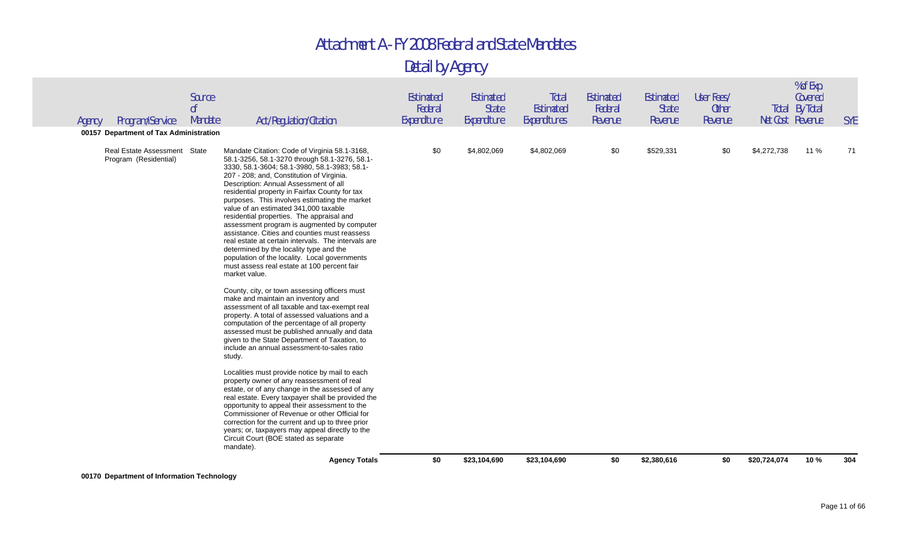# Attachment A - FY 2008 Federal and State Mandates

## Detail by Agency

| Agency | Program/Service | Source of Mandate | Act/Regulation/Citation | Estimated Federal Expenditure | Estimated State Expenditure | Total Estimated Expenditures | Estimated Federal Revenue | Estimated State Revenue | User Fees/ Other Revenue | Total Net Cost | % of Exp Covered By Total Revenue | SYE |
|---|---|---|---|---|---|---|---|---|---|---|---|---|
| **00157 Department of Tax Administration** | | | | | | | | | | | | |
| | Real Estate Assessment Program (Residential) | State | Mandate Citation: Code of Virginia 58.1-3168, 58.1-3256, 58.1-3270 through 58.1-3276, 58.1-3330, 58.1-3604; 58.1-3980, 58.1-3983; 58.1-207 - 208; and, Constitution of Virginia. Description: Annual Assessment of all residential property in Fairfax County for tax purposes. This involves estimating the market value of an estimated 341,000 taxable residential properties. The appraisal and assessment program is augmented by computer assistance. Cities and counties must reassess real estate at certain intervals. The intervals are determined by the locality type and the population of the locality. Local governments must assess real estate at 100 percent fair market value.<br><br>County, city, or town assessing officers must make and maintain an inventory and assessment of all taxable and tax-exempt real property. A total of assessed valuations and a computation of the percentage of all property assessed must be published annually and data given to the State Department of Taxation, to include an annual assessment-to-sales ratio study.<br><br>Localities must provide notice by mail to each property owner of any reassessment of real estate, or of any change in the assessed of any real estate. Every taxpayer shall be provided the opportunity to appeal their assessment to the Commissioner of Revenue or other Official for correction for the current and up to three prior years; or, taxpayers may appeal directly to the Circuit Court (BOE stated as separate mandate). | $0 | $4,802,069 | $4,802,069 | $0 | $529,331 | $0 | $4,272,738 | 11 % | 71 |
| | | | **Agency Totals** | **$0** | **$23,104,690** | **$23,104,690** | **$0** | **$2,380,616** | **$0** | **$20,724,074** | **10 %** | **304** |

**00170 Department of Information Technology**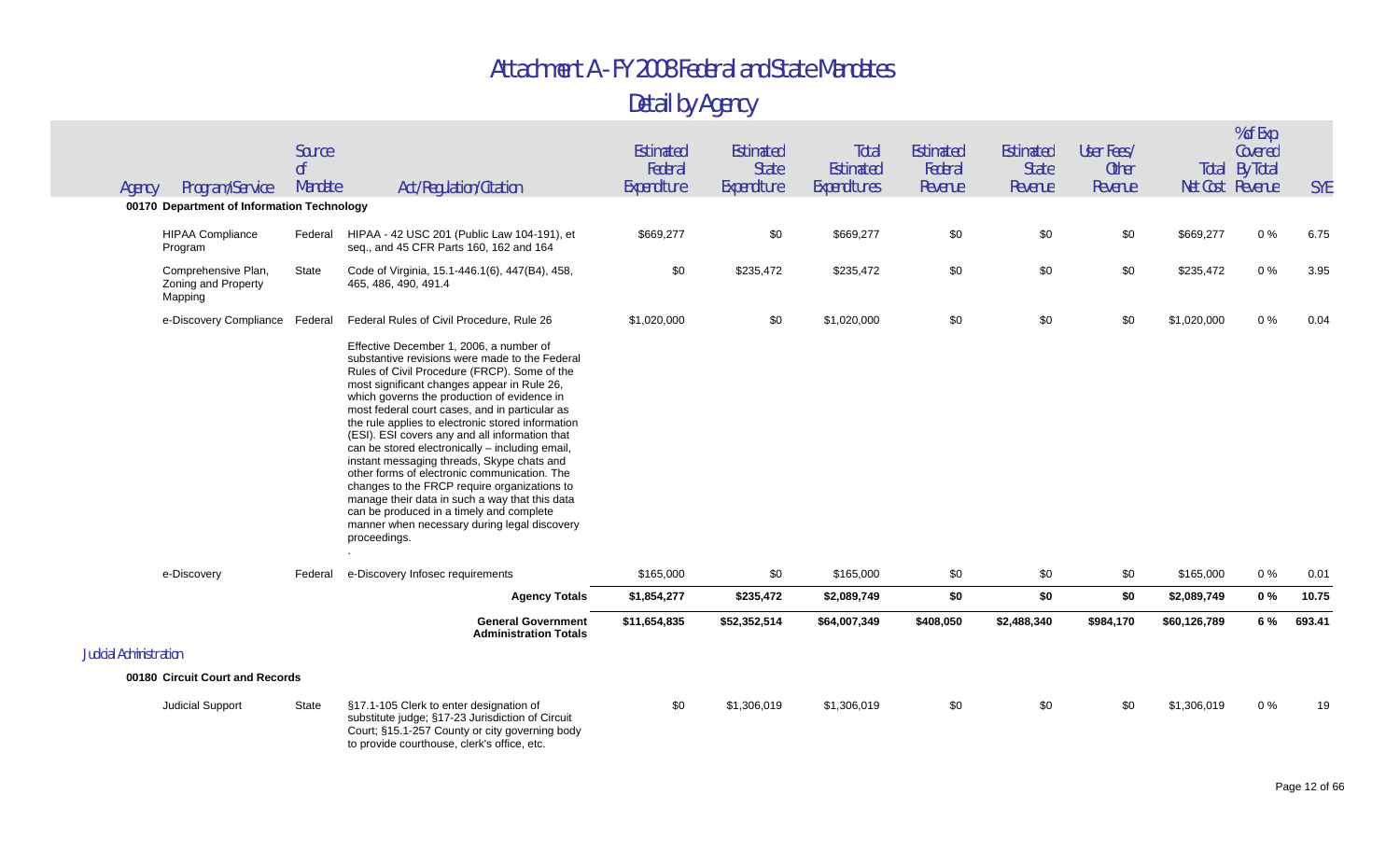# Attachment A - FY 2008 Federal and State Mandates

## Detail by Agency

| Agency | Program/Service | Source of Mandate | Act/Regulation/Citation | Estimated Federal Expenditure | Estimated State Expenditure | Total Estimated Expenditures | Estimated Federal Revenue | Estimated State Revenue | User Fees/ Other Revenue | Total Net Cost | % of Exp Covered By Total Revenue | SYE |
|---|---|---|---|---|---|---|---|---|---|---|---|---|
| **00170 Department of Information Technology** | | | | | | | | | | | | |
| | HIPAA Compliance Program | Federal | HIPAA - 42 USC 201 (Public Law 104-191), et seq., and 45 CFR Parts 160, 162 and 164 | $669,277 | $0 | $669,277 | $0 | $0 | $0 | $669,277 | 0 % | 6.75 |
| | Comprehensive Plan, Zoning and Property Mapping | State | Code of Virginia, 15.1-446.1(6), 447(B4), 458, 465, 486, 490, 491.4 | $0 | $235,472 | $235,472 | $0 | $0 | $0 | $235,472 | 0 % | 3.95 |
| | e-Discovery Compliance | Federal | Federal Rules of Civil Procedure, Rule 26<br><br>Effective December 1, 2006, a number of substantive revisions were made to the Federal Rules of Civil Procedure (FRCP). Some of the most significant changes appear in Rule 26, which governs the production of evidence in most federal court cases, and in particular as the rule applies to electronic stored information (ESI). ESI covers any and all information that can be stored electronically – including email, instant messaging threads, Skype chats and other forms of electronic communication. The changes to the FRCP require organizations to manage their data in such a way that this data can be produced in a timely and complete manner when necessary during legal discovery proceedings.<br>. | $1,020,000 | $0 | $1,020,000 | $0 | $0 | $0 | $1,020,000 | 0 % | 0.04 |
| | e-Discovery | Federal | e-Discovery Infosec requirements | $165,000 | $0 | $165,000 | $0 | $0 | $0 | $165,000 | 0 % | 0.01 |
| | | | **Agency Totals** | **$1,854,277** | **$235,472** | **$2,089,749** | **$0** | **$0** | **$0** | **$2,089,749** | **0 %** | **10.75** |
| | | | **General Government Administration Totals** | **$11,654,835** | **$52,352,514** | **$64,007,349** | **$408,050** | **$2,488,340** | **$984,170** | **$60,126,789** | **6 %** | **693.41** |
| Judicial Administration | | | | | | | | | | | | |
| **00180 Circuit Court and Records** | | | | | | | | | | | | |
| | Judicial Support | State | §17.1-105 Clerk to enter designation of substitute judge; §17-23 Jurisdiction of Circuit Court; §15.1-257 County or city governing body to provide courthouse, clerk's office, etc. | $0 | $1,306,019 | $1,306,019 | $0 | $0 | $0 | $1,306,019 | 0 % | 19 |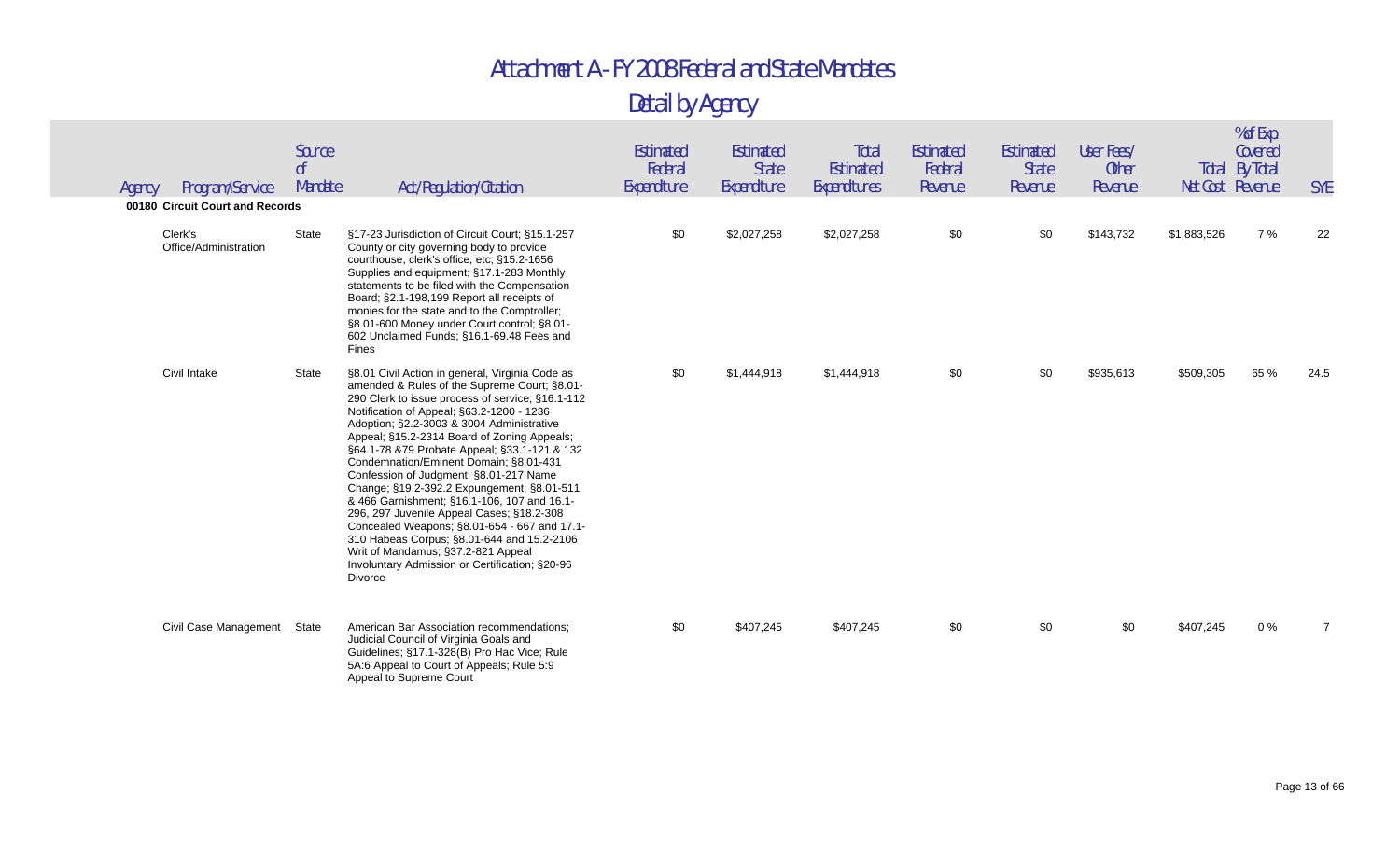# Attachment A - FY 2008 Federal and State Mandates

## Detail by Agency

| Agency | Program/Service | Source of Mandate | Act/Regulation/Citation | Estimated Federal Expenditure | Estimated State Expenditure | Total Estimated Expenditures | Estimated Federal Revenue | Estimated State Revenue | User Fees/ Other Revenue | Total Net Cost | % of Exp Covered By Total Revenue | SYE |
|---|---|---|---|---|---|---|---|---|---|---|---|---|
| **00180 Circuit Court and Records** | | | | | | | | | | | | |
| | Clerk's Office/Administration | State | §17-23 Jurisdiction of Circuit Court; §15.1-257 County or city governing body to provide courthouse, clerk's office, etc; §15.2-1656 Supplies and equipment; §17.1-283 Monthly statements to be filed with the Compensation Board; §2.1-198,199 Report all receipts of monies for the state and to the Comptroller; §8.01-600 Money under Court control; §8.01-602 Unclaimed Funds; §16.1-69.48 Fees and Fines | $0 | $2,027,258 | $2,027,258 | $0 | $0 | $143,732 | $1,883,526 | 7 % | 22 |
| | Civil Intake | State | §8.01 Civil Action in general, Virginia Code as amended & Rules of the Supreme Court; §8.01-290 Clerk to issue process of service; §16.1-112 Notification of Appeal; §63.2-1200 - 1236 Adoption; §2.2-3003 & 3004 Administrative Appeal; §15.2-2314 Board of Zoning Appeals; §64.1-78 &79 Probate Appeal; §33.1-121 & 132 Condemnation/Eminent Domain; §8.01-431 Confession of Judgment; §8.01-217 Name Change; §19.2-392.2 Expungement; §8.01-511 & 466 Garnishment; §16.1-106, 107 and 16.1-296, 297 Juvenile Appeal Cases; §18.2-308 Concealed Weapons; §8.01-654 - 667 and 17.1-310 Habeas Corpus; §8.01-644 and 15.2-2106 Writ of Mandamus; §37.2-821 Appeal Involuntary Admission or Certification; §20-96 Divorce | $0 | $1,444,918 | $1,444,918 | $0 | $0 | $935,613 | $509,305 | 65 % | 24.5 |
| | Civil Case Management | State | American Bar Association recommendations; Judicial Council of Virginia Goals and Guidelines; §17.1-328(B) Pro Hac Vice; Rule 5A:6 Appeal to Court of Appeals; Rule 5:9 Appeal to Supreme Court | $0 | $407,245 | $407,245 | $0 | $0 | $0 | $407,245 | 0 % | 7 |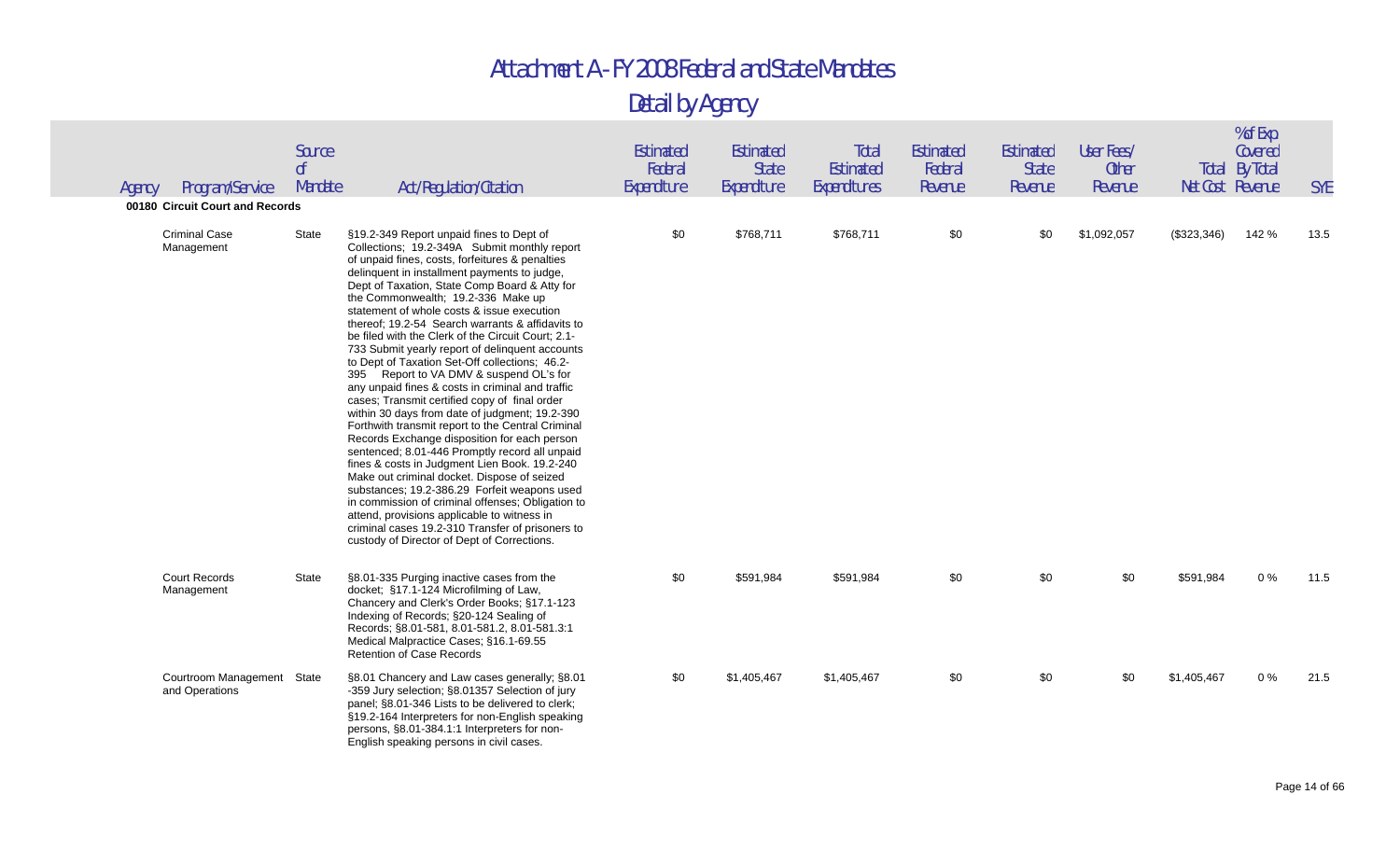# Attachment A - FY 2008 Federal and State Mandates

## Detail by Agency

| Agency | Program/Service | Source of Mandate | Act/Regulation/Citation | Estimated Federal Expenditure | Estimated State Expenditure | Total Estimated Expenditures | Estimated Federal Revenue | Estimated State Revenue | User Fees/ Other Revenue | Total Net Cost | % of Exp Covered By Total Revenue | SYE |
|---|---|---|---|---|---|---|---|---|---|---|---|---|
| **00180 Circuit Court and Records** | | | | | | | | | | | | |
| | Criminal Case Management | State | §19.2-349 Report unpaid fines to Dept of Collections; 19.2-349A Submit monthly report of unpaid fines, costs, forfeitures & penalties delinquent in installment payments to judge, Dept of Taxation, State Comp Board & Atty for the Commonwealth; 19.2-336 Make up statement of whole costs & issue execution thereof; 19.2-54 Search warrants & affidavits to be filed with the Clerk of the Circuit Court; 2.1-733 Submit yearly report of delinquent accounts to Dept of Taxation Set-Off collections; 46.2-395 Report to VA DMV & suspend OL's for any unpaid fines & costs in criminal and traffic cases; Transmit certified copy of final order within 30 days from date of judgment; 19.2-390 Forthwith transmit report to the Central Criminal Records Exchange disposition for each person sentenced; 8.01-446 Promptly record all unpaid fines & costs in Judgment Lien Book. 19.2-240 Make out criminal docket. Dispose of seized substances; 19.2-386.29 Forfeit weapons used in commission of criminal offenses; Obligation to attend, provisions applicable to witness in criminal cases 19.2-310 Transfer of prisoners to custody of Director of Dept of Corrections. | $0 | $768,711 | $768,711 | $0 | $0 | $1,092,057 | ($323,346) | 142 % | 13.5 |
| | Court Records Management | State | §8.01-335 Purging inactive cases from the docket; §17.1-124 Microfilming of Law, Chancery and Clerk's Order Books; §17.1-123 Indexing of Records; §20-124 Sealing of Records; §8.01-581, 8.01-581.2, 8.01-581.3:1 Medical Malpractice Cases; §16.1-69.55 Retention of Case Records | $0 | $591,984 | $591,984 | $0 | $0 | $0 | $591,984 | 0 % | 11.5 |
| | Courtroom Management and Operations | State | §8.01 Chancery and Law cases generally; §8.01-359 Jury selection; §8.01357 Selection of jury panel; §8.01-346 Lists to be delivered to clerk; §19.2-164 Interpreters for non-English speaking persons, §8.01-384.1:1 Interpreters for non-English speaking persons in civil cases. | $0 | $1,405,467 | $1,405,467 | $0 | $0 | $0 | $1,405,467 | 0 % | 21.5 |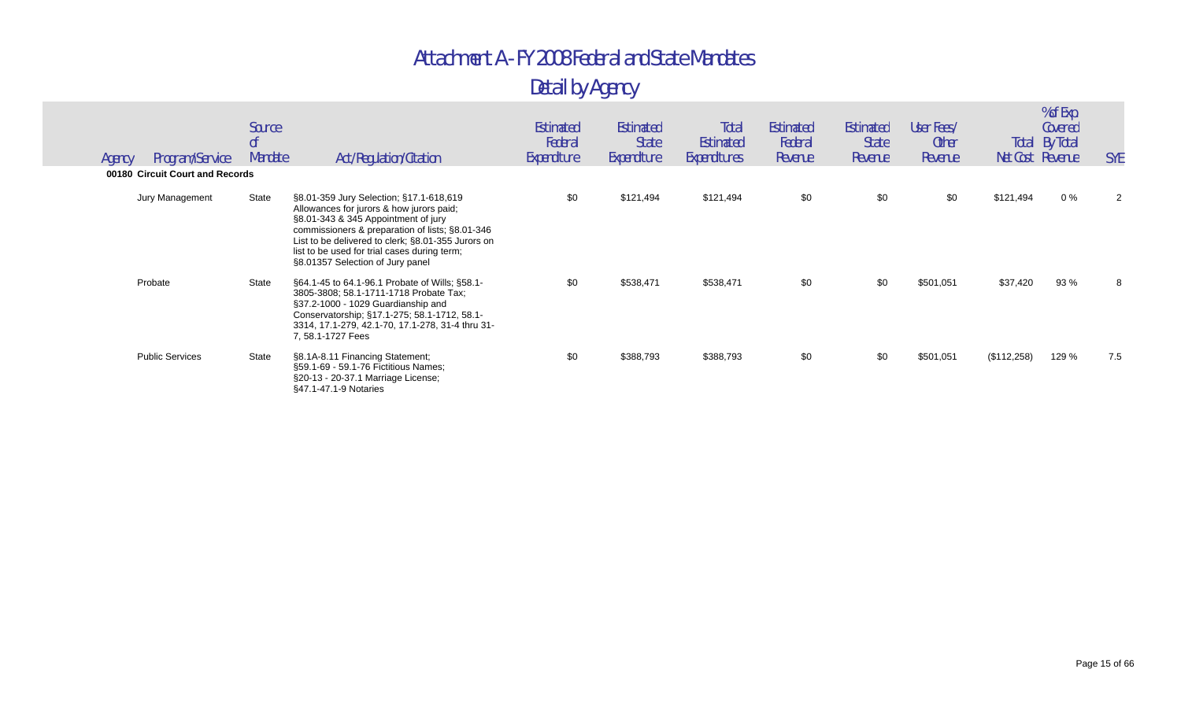# Attachment A - FY 2008 Federal and State Mandates

## Detail by Agency

| Agency | Program/Service | Source of Mandate | Act/Regulation/Citation | Estimated Federal Expenditure | Estimated State Expenditure | Total Estimated Expenditures | Estimated Federal Revenue | Estimated State Revenue | User Fees/ Other Revenue | Total Net Cost | % of Exp Covered By Total Revenue | SYE |
|---|---|---|---|---|---|---|---|---|---|---|---|---|
| **00180 Circuit Court and Records** | | | | | | | | | | | | |
| | Jury Management | State | §8.01-359 Jury Selection; §17.1-618,619 Allowances for jurors & how jurors paid; §8.01-343 & 345 Appointment of jury commissioners & preparation of lists; §8.01-346 List to be delivered to clerk; §8.01-355 Jurors on list to be used for trial cases during term; §8.01357 Selection of Jury panel | $0 | $121,494 | $121,494 | $0 | $0 | $0 | $121,494 | 0 % | 2 |
| | Probate | State | §64.1-45 to 64.1-96.1 Probate of Wills; §58.1-3805-3808; 58.1-1711-1718 Probate Tax; §37.2-1000 - 1029 Guardianship and Conservatorship; §17.1-275; 58.1-1712, 58.1-3314, 17.1-279, 42.1-70, 17.1-278, 31-4 thru 31-7, 58.1-1727 Fees | $0 | $538,471 | $538,471 | $0 | $0 | $501,051 | $37,420 | 93 % | 8 |
| | Public Services | State | §8.1A-8.11 Financing Statement; §59.1-69 - 59.1-76 Fictitious Names; §20-13 - 20-37.1 Marriage License; §47.1-47.1-9 Notaries | $0 | $388,793 | $388,793 | $0 | $0 | $501,051 | ($112,258) | 129 % | 7.5 |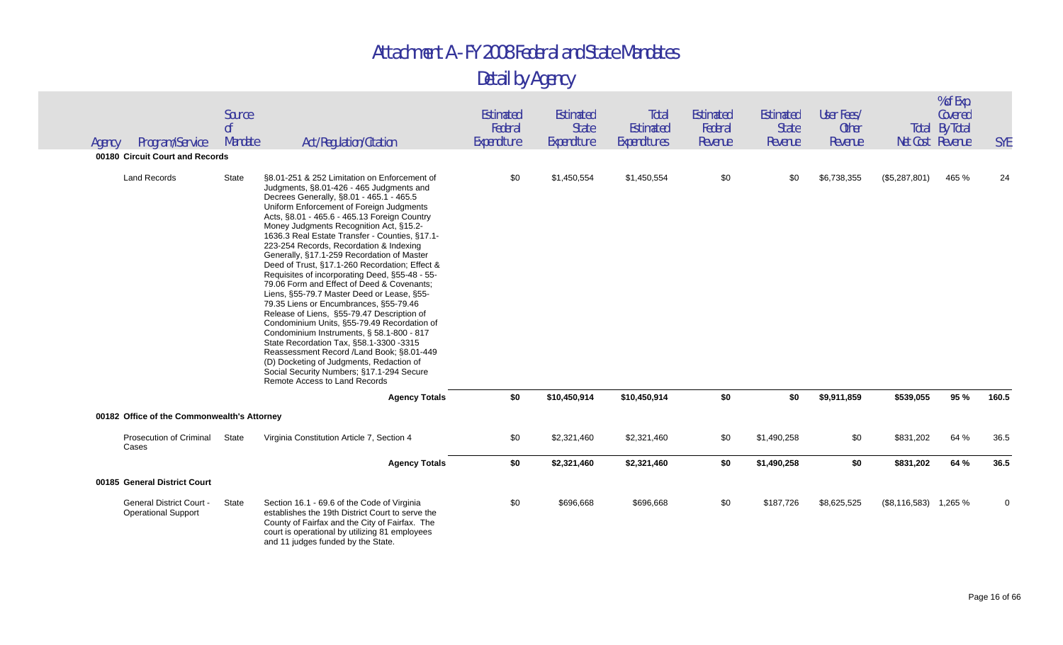# Attachment A - FY 2008 Federal and State Mandates

## Detail by Agency

| Agency | Program/Service | Source of Mandate | Act/Regulation/Citation | Estimated Federal Expenditure | Estimated State Expenditure | Total Estimated Expenditures | Estimated Federal Revenue | Estimated State Revenue | User Fees/ Other Revenue | Total Net Cost | % of Exp Covered By Total Revenue | SYE |
|---|---|---|---|---|---|---|---|---|---|---|---|---|
| **00180 Circuit Court and Records** | | | | | | | | | | | | |
| | Land Records | State | §8.01-251 & 252 Limitation on Enforcement of Judgments, §8.01-426 - 465 Judgments and Decrees Generally, §8.01 - 465.1 - 465.5 Uniform Enforcement of Foreign Judgments Acts, §8.01 - 465.6 - 465.13 Foreign Country Money Judgments Recognition Act, §15.2-1636.3 Real Estate Transfer - Counties, §17.1-223-254 Records, Recordation & Indexing Generally, §17.1-259 Recordation of Master Deed of Trust, §17.1-260 Recordation; Effect & Requisites of incorporating Deed, §55-48 - 55-79.06 Form and Effect of Deed & Covenants; Liens, §55-79.7 Master Deed or Lease, §55-79.35 Liens or Encumbrances, §55-79.46 Release of Liens, §55-79.47 Description of Condominium Units, §55-79.49 Recordation of Condominium Instruments, § 58.1-800 - 817 State Recordation Tax, §58.1-3300 -3315 Reassessment Record /Land Book; §8.01-449 (D) Docketing of Judgments, Redaction of Social Security Numbers; §17.1-294 Secure Remote Access to Land Records | $0 | $1,450,554 | $1,450,554 | $0 | $0 | $6,738,355 | ($5,287,801) | 465 % | 24 |
| | | | **Agency Totals** | **$0** | **$10,450,914** | **$10,450,914** | **$0** | **$0** | **$9,911,859** | **$539,055** | **95 %** | **160.5** |
| **00182 Office of the Commonwealth's Attorney** | | | | | | | | | | | | |
| | Prosecution of Criminal Cases | State | Virginia Constitution Article 7, Section 4 | $0 | $2,321,460 | $2,321,460 | $0 | $1,490,258 | $0 | $831,202 | 64 % | 36.5 |
| | | | **Agency Totals** | **$0** | **$2,321,460** | **$2,321,460** | **$0** | **$1,490,258** | **$0** | **$831,202** | **64 %** | **36.5** |
| **00185 General District Court** | | | | | | | | | | | | |
| | General District Court - Operational Support | State | Section 16.1 - 69.6 of the Code of Virginia establishes the 19th District Court to serve the County of Fairfax and the City of Fairfax. The court is operational by utilizing 81 employees and 11 judges funded by the State. | $0 | $696,668 | $696,668 | $0 | $187,726 | $8,625,525 | ($8,116,583) | 1,265 % | 0 |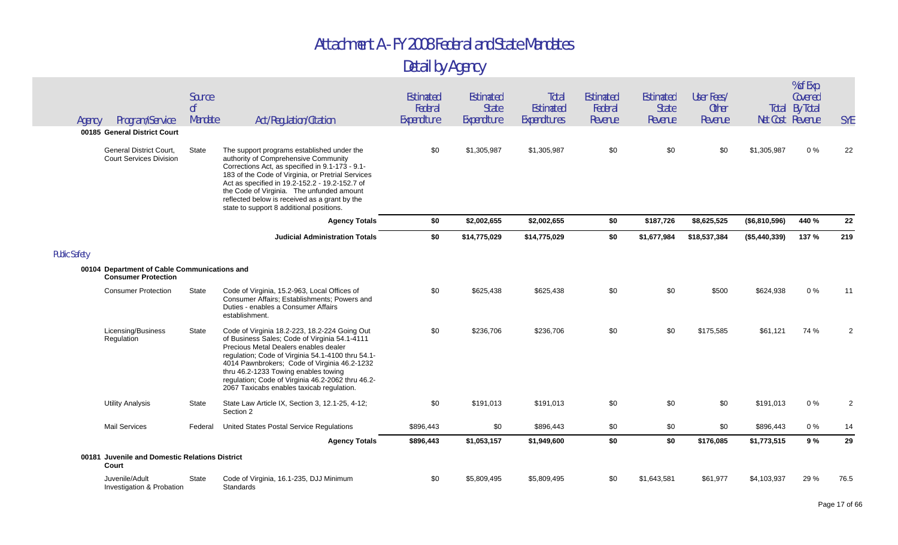# Attachment A - FY 2008 Federal and State Mandates

## Detail by Agency

| Agency | Program/Service | Source of Mandate | Act/Regulation/Citation | Estimated Federal Expenditure | Estimated State Expenditure | Total Estimated Expenditures | Estimated Federal Revenue | Estimated State Revenue | User Fees/ Other Revenue | Total Net Cost | % of Exp Covered By Total Revenue | SYE |
|---|---|---|---|---|---|---|---|---|---|---|---|---|
| **00185 General District Court** | | | | | | | | | | | | |
| | General District Court, Court Services Division | State | The support programs established under the authority of Comprehensive Community Corrections Act, as specified in 9.1-173 - 9.1-183 of the Code of Virginia, or Pretrial Services Act as specified in 19.2-152.2 - 19.2-152.7 of the Code of Virginia. The unfunded amount reflected below is received as a grant by the state to support 8 additional positions. | $0 | $1,305,987 | $1,305,987 | $0 | $0 | $0 | $1,305,987 | 0 % | 22 |
| | | | **Agency Totals** | **$0** | **$2,002,655** | **$2,002,655** | **$0** | **$187,726** | **$8,625,525** | **($6,810,596)** | **440 %** | **22** |
| | | | **Judicial Administration Totals** | **$0** | **$14,775,029** | **$14,775,029** | **$0** | **$1,677,984** | **$18,537,384** | **($5,440,339)** | **137 %** | **219** |
| **Public Safety** | | | | | | | | | | | | |
| **00104 Department of Cable Communications and Consumer Protection** | | | | | | | | | | | | |
| | Consumer Protection | State | Code of Virginia, 15.2-963, Local Offices of Consumer Affairs; Establishments; Powers and Duties - enables a Consumer Affairs establishment. | $0 | $625,438 | $625,438 | $0 | $0 | $500 | $624,938 | 0 % | 11 |
| | Licensing/Business Regulation | State | Code of Virginia 18.2-223, 18.2-224 Going Out of Business Sales; Code of Virginia 54.1-4111 Precious Metal Dealers enables dealer regulation; Code of Virginia 54.1-4100 thru 54.1-4014 Pawnbrokers; Code of Virginia 46.2-1232 thru 46.2-1233 Towing enables towing regulation; Code of Virginia 46.2-2062 thru 46.2-2067 Taxicabs enables taxicab regulation. | $0 | $236,706 | $236,706 | $0 | $0 | $175,585 | $61,121 | 74 % | 2 |
| | Utility Analysis | State | State Law Article IX, Section 3, 12.1-25, 4-12; Section 2 | $0 | $191,013 | $191,013 | $0 | $0 | $0 | $191,013 | 0 % | 2 |
| | Mail Services | Federal | United States Postal Service Regulations | $896,443 | $0 | $896,443 | $0 | $0 | $0 | $896,443 | 0 % | 14 |
| | | | **Agency Totals** | **$896,443** | **$1,053,157** | **$1,949,600** | **$0** | **$0** | **$176,085** | **$1,773,515** | **9 %** | **29** |
| **00181 Juvenile and Domestic Relations District Court** | | | | | | | | | | | | |
| | Juvenile/Adult Investigation & Probation | State | Code of Virginia, 16.1-235, DJJ Minimum Standards | $0 | $5,809,495 | $5,809,495 | $0 | $1,643,581 | $61,977 | $4,103,937 | 29 % | 76.5 |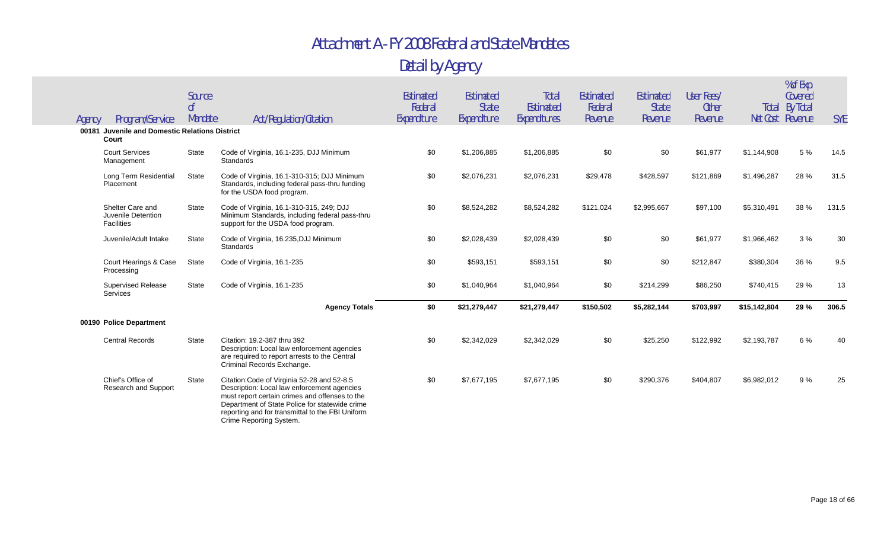# Attachment A - FY 2008 Federal and State Mandates

## Detail by Agency

| Agency | Program/Service | Source of Mandate | Act/Regulation/Citation | Estimated Federal Expenditure | Estimated State Expenditure | Total Estimated Expenditures | Estimated Federal Revenue | Estimated State Revenue | User Fees/ Other Revenue | Total Net Cost | % of Exp Covered By Total Revenue | SYE |
|---|---|---|---|---|---|---|---|---|---|---|---|---|
| **00181 Juvenile and Domestic Relations District Court** | | | | | | | | | | | | |
| | Court Services Management | State | Code of Virginia, 16.1-235, DJJ Minimum Standards | $0 | $1,206,885 | $1,206,885 | $0 | $0 | $61,977 | $1,144,908 | 5 % | 14.5 |
| | Long Term Residential Placement | State | Code of Virginia, 16.1-310-315; DJJ Minimum Standards, including federal pass-thru funding for the USDA food program. | $0 | $2,076,231 | $2,076,231 | $29,478 | $428,597 | $121,869 | $1,496,287 | 28 % | 31.5 |
| | Shelter Care and Juvenile Detention Facilities | State | Code of Virginia, 16.1-310-315, 249; DJJ Minimum Standards, including federal pass-thru support for the USDA food program. | $0 | $8,524,282 | $8,524,282 | $121,024 | $2,995,667 | $97,100 | $5,310,491 | 38 % | 131.5 |
| | Juvenile/Adult Intake | State | Code of Virginia, 16.235,DJJ Minimum Standards | $0 | $2,028,439 | $2,028,439 | $0 | $0 | $61,977 | $1,966,462 | 3 % | 30 |
| | Court Hearings & Case Processing | State | Code of Virginia, 16.1-235 | $0 | $593,151 | $593,151 | $0 | $0 | $212,847 | $380,304 | 36 % | 9.5 |
| | Supervised Release Services | State | Code of Virginia, 16.1-235 | $0 | $1,040,964 | $1,040,964 | $0 | $214,299 | $86,250 | $740,415 | 29 % | 13 |
| | | | **Agency Totals** | **$0** | **$21,279,447** | **$21,279,447** | **$150,502** | **$5,282,144** | **$703,997** | **$15,142,804** | **29 %** | **306.5** |
| **00190 Police Department** | | | | | | | | | | | | |
| | Central Records | State | Citation: 19.2-387 thru 392 Description: Local law enforcement agencies are required to report arrests to the Central Criminal Records Exchange. | $0 | $2,342,029 | $2,342,029 | $0 | $25,250 | $122,992 | $2,193,787 | 6 % | 40 |
| | Chief's Office of Research and Support | State | Citation:Code of Virginia 52-28 and 52-8.5 Description: Local law enforcement agencies must report certain crimes and offenses to the Department of State Police for statewide crime reporting and for transmittal to the FBI Uniform Crime Reporting System. | $0 | $7,677,195 | $7,677,195 | $0 | $290,376 | $404,807 | $6,982,012 | 9 % | 25 |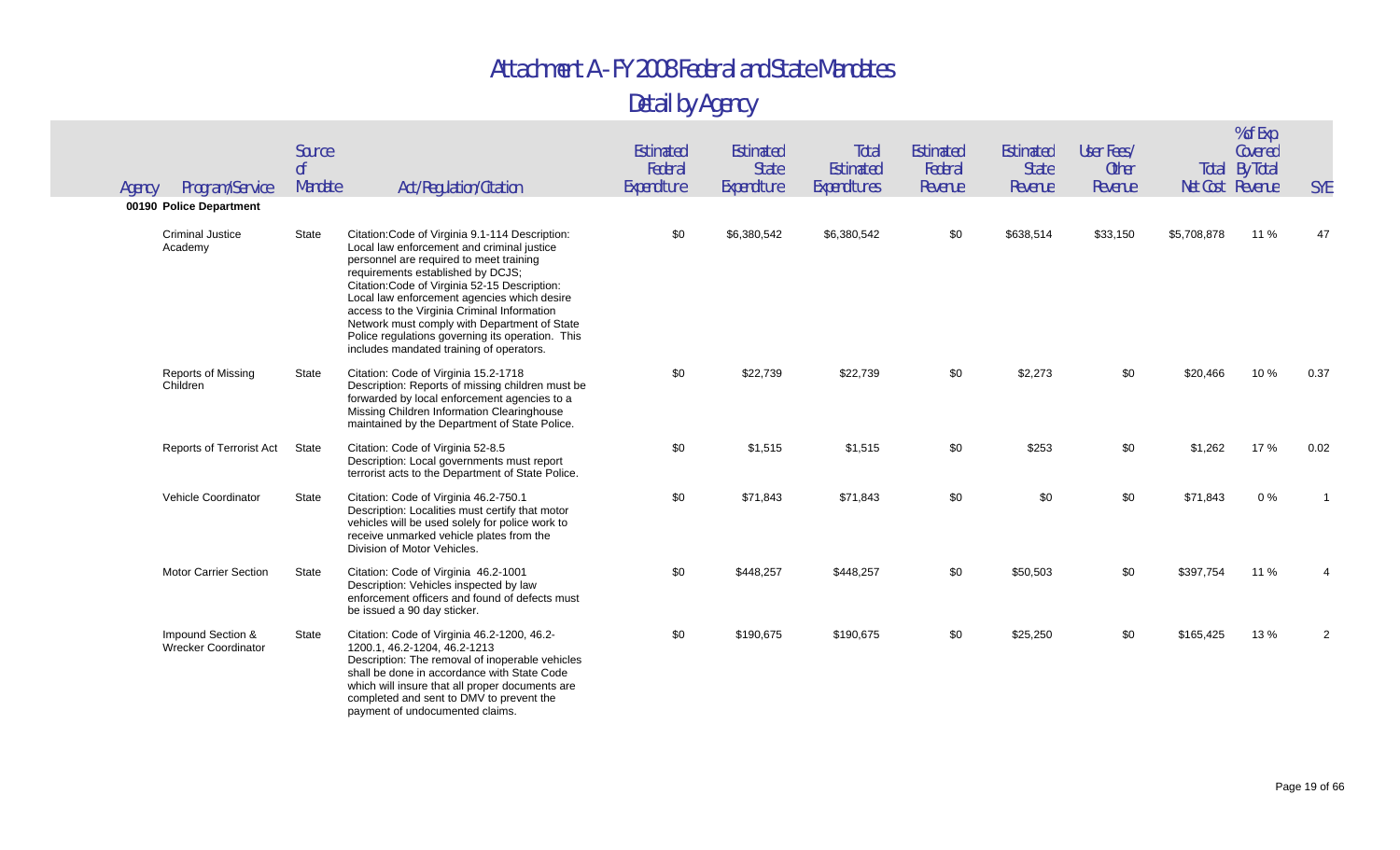# Attachment A - FY 2008 Federal and State Mandates

## Detail by Agency

| Agency | Program/Service | Source of Mandate | Act/Regulation/Citation | Estimated Federal Expenditure | Estimated State Expenditure | Total Estimated Expenditures | Estimated Federal Revenue | Estimated State Revenue | User Fees/ Other Revenue | Total Net Cost | % of Exp Covered By Total Revenue | SYE |
|---|---|---|---|---|---|---|---|---|---|---|---|---|
| **00190 Police Department** | | | | | | | | | | | | |
| | Criminal Justice Academy | State | Citation:Code of Virginia 9.1-114 Description: Local law enforcement and criminal justice personnel are required to meet training requirements established by DCJS; Citation:Code of Virginia 52-15 Description: Local law enforcement agencies which desire access to the Virginia Criminal Information Network must comply with Department of State Police regulations governing its operation. This includes mandated training of operators. | $0 | $6,380,542 | $6,380,542 | $0 | $638,514 | $33,150 | $5,708,878 | 11 % | 47 |
| | Reports of Missing Children | State | Citation: Code of Virginia 15.2-1718 Description: Reports of missing children must be forwarded by local enforcement agencies to a Missing Children Information Clearinghouse maintained by the Department of State Police. | $0 | $22,739 | $22,739 | $0 | $2,273 | $0 | $20,466 | 10 % | 0.37 |
| | Reports of Terrorist Act | State | Citation: Code of Virginia 52-8.5 Description: Local governments must report terrorist acts to the Department of State Police. | $0 | $1,515 | $1,515 | $0 | $253 | $0 | $1,262 | 17 % | 0.02 |
| | Vehicle Coordinator | State | Citation: Code of Virginia 46.2-750.1 Description: Localities must certify that motor vehicles will be used solely for police work to receive unmarked vehicle plates from the Division of Motor Vehicles. | $0 | $71,843 | $71,843 | $0 | $0 | $0 | $71,843 | 0 % | 1 |
| | Motor Carrier Section | State | Citation: Code of Virginia 46.2-1001 Description: Vehicles inspected by law enforcement officers and found of defects must be issued a 90 day sticker. | $0 | $448,257 | $448,257 | $0 | $50,503 | $0 | $397,754 | 11 % | 4 |
| | Impound Section & Wrecker Coordinator | State | Citation: Code of Virginia 46.2-1200, 46.2-1200.1, 46.2-1204, 46.2-1213 Description: The removal of inoperable vehicles shall be done in accordance with State Code which will insure that all proper documents are completed and sent to DMV to prevent the payment of undocumented claims. | $0 | $190,675 | $190,675 | $0 | $25,250 | $0 | $165,425 | 13 % | 2 |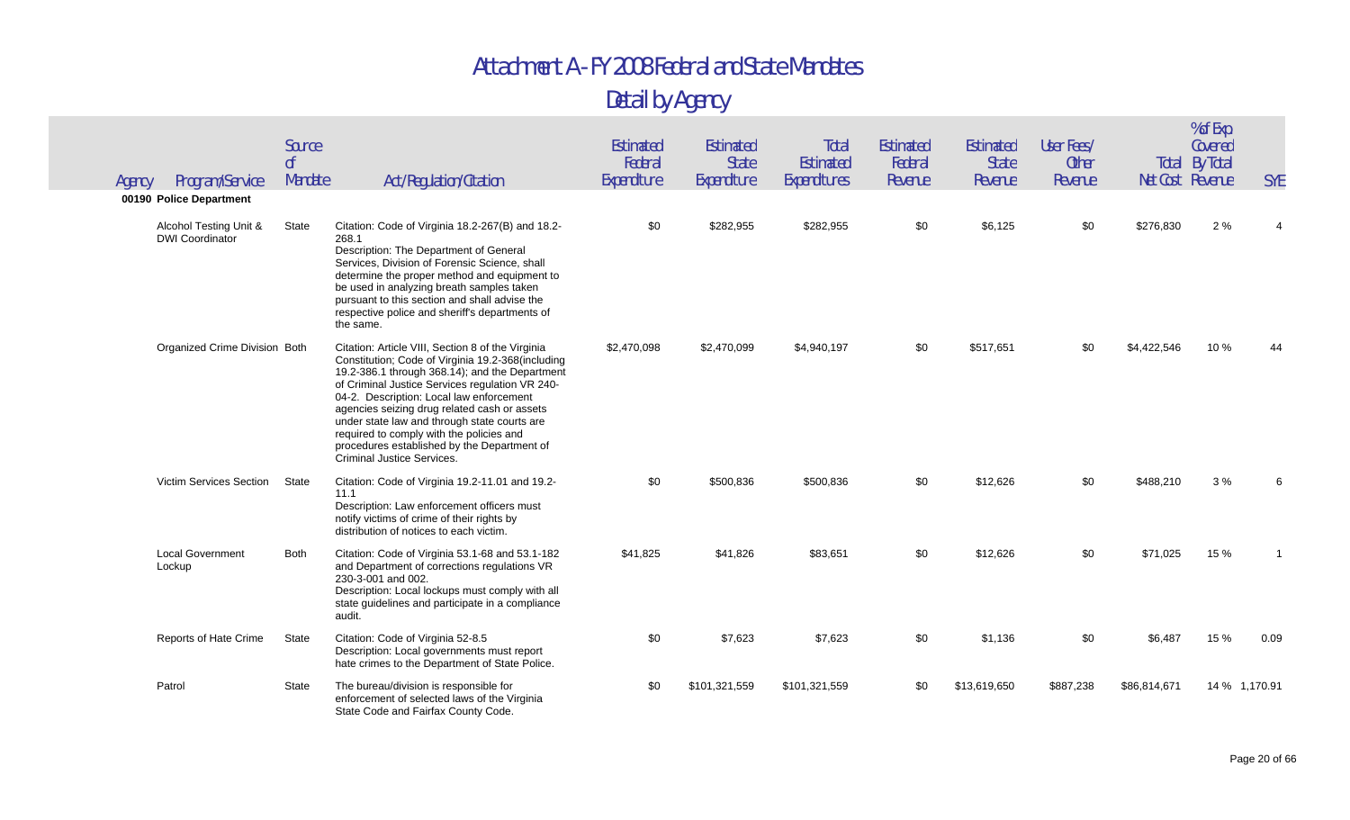# Attachment A - FY 2008 Federal and State Mandates

## Detail by Agency

| Agency | Program/Service | Source of Mandate | Act/Regulation/Citation | Estimated Federal Expenditure | Estimated State Expenditure | Total Estimated Expenditures | Estimated Federal Revenue | Estimated State Revenue | User Fees/ Other Revenue | Total Net Cost | % of Exp Covered By Total Revenue | SYE |
|---|---|---|---|---|---|---|---|---|---|---|---|---|
| **00190 Police Department** | | | | | | | | | | | | |
| | Alcohol Testing Unit & DWI Coordinator | State | Citation: Code of Virginia 18.2-267(B) and 18.2-268.1 Description: The Department of General Services, Division of Forensic Science, shall determine the proper method and equipment to be used in analyzing breath samples taken pursuant to this section and shall advise the respective police and sheriff's departments of the same. | $0 | $282,955 | $282,955 | $0 | $6,125 | $0 | $276,830 | 2 % | 4 |
| | Organized Crime Division | Both | Citation: Article VIII, Section 8 of the Virginia Constitution; Code of Virginia 19.2-368(including 19.2-386.1 through 368.14); and the Department of Criminal Justice Services regulation VR 240-04-2. Description: Local law enforcement agencies seizing drug related cash or assets under state law and through state courts are required to comply with the policies and procedures established by the Department of Criminal Justice Services. | $2,470,098 | $2,470,099 | $4,940,197 | $0 | $517,651 | $0 | $4,422,546 | 10 % | 44 |
| | Victim Services Section | State | Citation: Code of Virginia 19.2-11.01 and 19.2-11.1 Description: Law enforcement officers must notify victims of crime of their rights by distribution of notices to each victim. | $0 | $500,836 | $500,836 | $0 | $12,626 | $0 | $488,210 | 3 % | 6 |
| | Local Government Lockup | Both | Citation: Code of Virginia 53.1-68 and 53.1-182 and Department of corrections regulations VR 230-3-001 and 002. Description: Local lockups must comply with all state guidelines and participate in a compliance audit. | $41,825 | $41,826 | $83,651 | $0 | $12,626 | $0 | $71,025 | 15 % | 1 |
| | Reports of Hate Crime | State | Citation: Code of Virginia 52-8.5 Description: Local governments must report hate crimes to the Department of State Police. | $0 | $7,623 | $7,623 | $0 | $1,136 | $0 | $6,487 | 15 % | 0.09 |
| | Patrol | State | The bureau/division is responsible for enforcement of selected laws of the Virginia State Code and Fairfax County Code. | $0 | $101,321,559 | $101,321,559 | $0 | $13,619,650 | $887,238 | $86,814,671 | 14 % | 1,170.91 |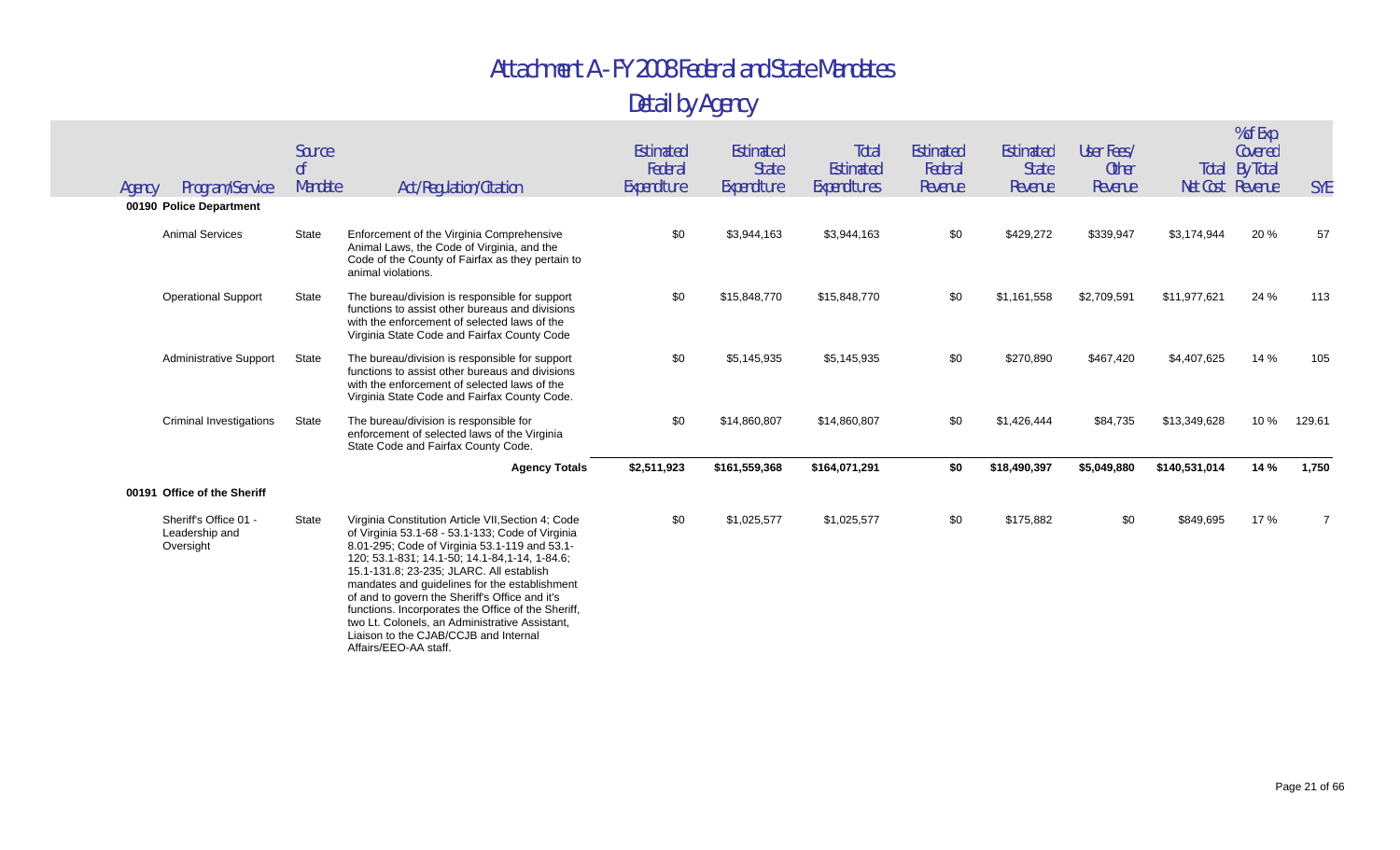# Attachment A - FY 2008 Federal and State Mandates

## Detail by Agency

| Agency | Program/Service | Source of Mandate | Act/Regulation/Citation | Estimated Federal Expenditure | Estimated State Expenditure | Total Estimated Expenditures | Estimated Federal Revenue | Estimated State Revenue | User Fees/ Other Revenue | Total Net Cost | % of Exp Covered By Total Revenue | SYE |
|---|---|---|---|---|---|---|---|---|---|---|---|---|
| **00190 Police Department** | | | | | | | | | | | | |
| | Animal Services | State | Enforcement of the Virginia Comprehensive Animal Laws, the Code of Virginia, and the Code of the County of Fairfax as they pertain to animal violations. | $0 | $3,944,163 | $3,944,163 | $0 | $429,272 | $339,947 | $3,174,944 | 20 % | 57 |
| | Operational Support | State | The bureau/division is responsible for support functions to assist other bureaus and divisions with the enforcement of selected laws of the Virginia State Code and Fairfax County Code | $0 | $15,848,770 | $15,848,770 | $0 | $1,161,558 | $2,709,591 | $11,977,621 | 24 % | 113 |
| | Administrative Support | State | The bureau/division is responsible for support functions to assist other bureaus and divisions with the enforcement of selected laws of the Virginia State Code and Fairfax County Code. | $0 | $5,145,935 | $5,145,935 | $0 | $270,890 | $467,420 | $4,407,625 | 14 % | 105 |
| | Criminal Investigations | State | The bureau/division is responsible for enforcement of selected laws of the Virginia State Code and Fairfax County Code. | $0 | $14,860,807 | $14,860,807 | $0 | $1,426,444 | $84,735 | $13,349,628 | 10 % | 129.61 |
| | | | **Agency Totals** | **$2,511,923** | **$161,559,368** | **$164,071,291** | **$0** | **$18,490,397** | **$5,049,880** | **$140,531,014** | **14 %** | **1,750** |
| **00191 Office of the Sheriff** | | | | | | | | | | | | |
| | Sheriff's Office 01 - Leadership and Oversight | State | Virginia Constitution Article VII,Section 4; Code of Virginia 53.1-68 - 53.1-133; Code of Virginia 8.01-295; Code of Virginia 53.1-119 and 53.1-120; 53.1-831; 14.1-50; 14.1-84,1-14, 1-84.6; 15.1-131.8; 23-235; JLARC. All establish mandates and guidelines for the establishment of and to govern the Sheriff's Office and it's functions. Incorporates the Office of the Sheriff, two Lt. Colonels, an Administrative Assistant, Liaison to the CJAB/CCJB and Internal Affairs/EEO-AA staff. | $0 | $1,025,577 | $1,025,577 | $0 | $175,882 | $0 | $849,695 | 17 % | 7 |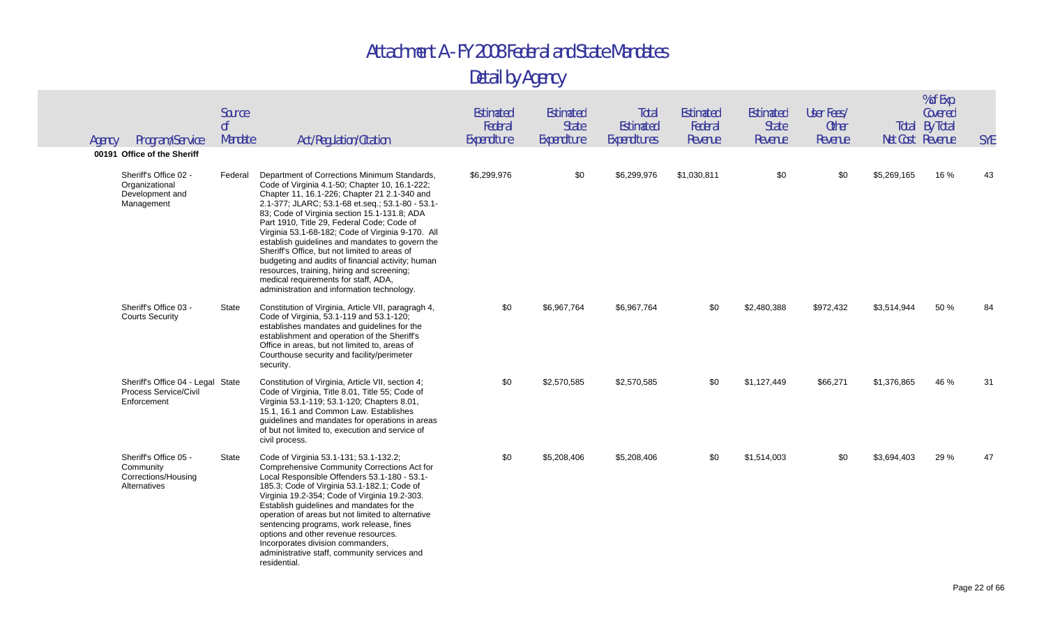# Attachment A - FY 2008 Federal and State Mandates

## Detail by Agency

| Agency | Program/Service | Source of Mandate | Act/Regulation/Citation | Estimated Federal Expenditure | Estimated State Expenditure | Total Estimated Expenditures | Estimated Federal Revenue | Estimated State Revenue | User Fees/ Other Revenue | Total Net Cost | % of Exp Covered By Total Revenue | SYE |
|---|---|---|---|---|---|---|---|---|---|---|---|---|
| **00191 Office of the Sheriff** | | | | | | | | | | | | |
| | Sheriff's Office 02 - Organizational Development and Management | Federal | Department of Corrections Minimum Standards, Code of Virginia 4.1-50; Chapter 10, 16.1-222; Chapter 11, 16.1-226; Chapter 21 2.1-340 and 2.1-377; JLARC; 53.1-68 et.seq.; 53.1-80 - 53.1-83; Code of Virginia section 15.1-131.8; ADA Part 1910, Title 29, Federal Code; Code of Virginia 53.1-68-182; Code of Virginia 9-170. All establish guidelines and mandates to govern the Sheriff's Office, but not limited to areas of budgeting and audits of financial activity; human resources, training, hiring and screening; medical requirements for staff, ADA, administration and information technology. | $6,299,976 | $0 | $6,299,976 | $1,030,811 | $0 | $0 | $5,269,165 | 16 % | 43 |
| | Sheriff's Office 03 - Courts Security | State | Constitution of Virginia, Article VII, paragragh 4, Code of Virginia, 53.1-119 and 53.1-120; establishes mandates and guidelines for the establishment and operation of the Sheriff's Office in areas, but not limited to, areas of Courthouse security and facility/perimeter security. | $0 | $6,967,764 | $6,967,764 | $0 | $2,480,388 | $972,432 | $3,514,944 | 50 % | 84 |
| | Sheriff's Office 04 - Legal Process Service/Civil Enforcement | State | Constitution of Virginia, Article VII, section 4; Code of Virginia, Title 8.01, Title 55; Code of Virginia 53.1-119; 53.1-120; Chapters 8.01, 15.1, 16.1 and Common Law. Establishes guidelines and mandates for operations in areas of but not limited to, execution and service of civil process. | $0 | $2,570,585 | $2,570,585 | $0 | $1,127,449 | $66,271 | $1,376,865 | 46 % | 31 |
| | Sheriff's Office 05 - Community Corrections/Housing Alternatives | State | Code of Virginia 53.1-131; 53.1-132.2; Comprehensive Community Corrections Act for Local Responsible Offenders 53.1-180 - 53.1-185.3; Code of Virginia 53.1-182.1; Code of Virginia 19.2-354; Code of Virginia 19.2-303. Establish guidelines and mandates for the operation of areas but not limited to alternative sentencing programs, work release, fines options and other revenue resources. Incorporates division commanders, administrative staff, community services and residential. | $0 | $5,208,406 | $5,208,406 | $0 | $1,514,003 | $0 | $3,694,403 | 29 % | 47 |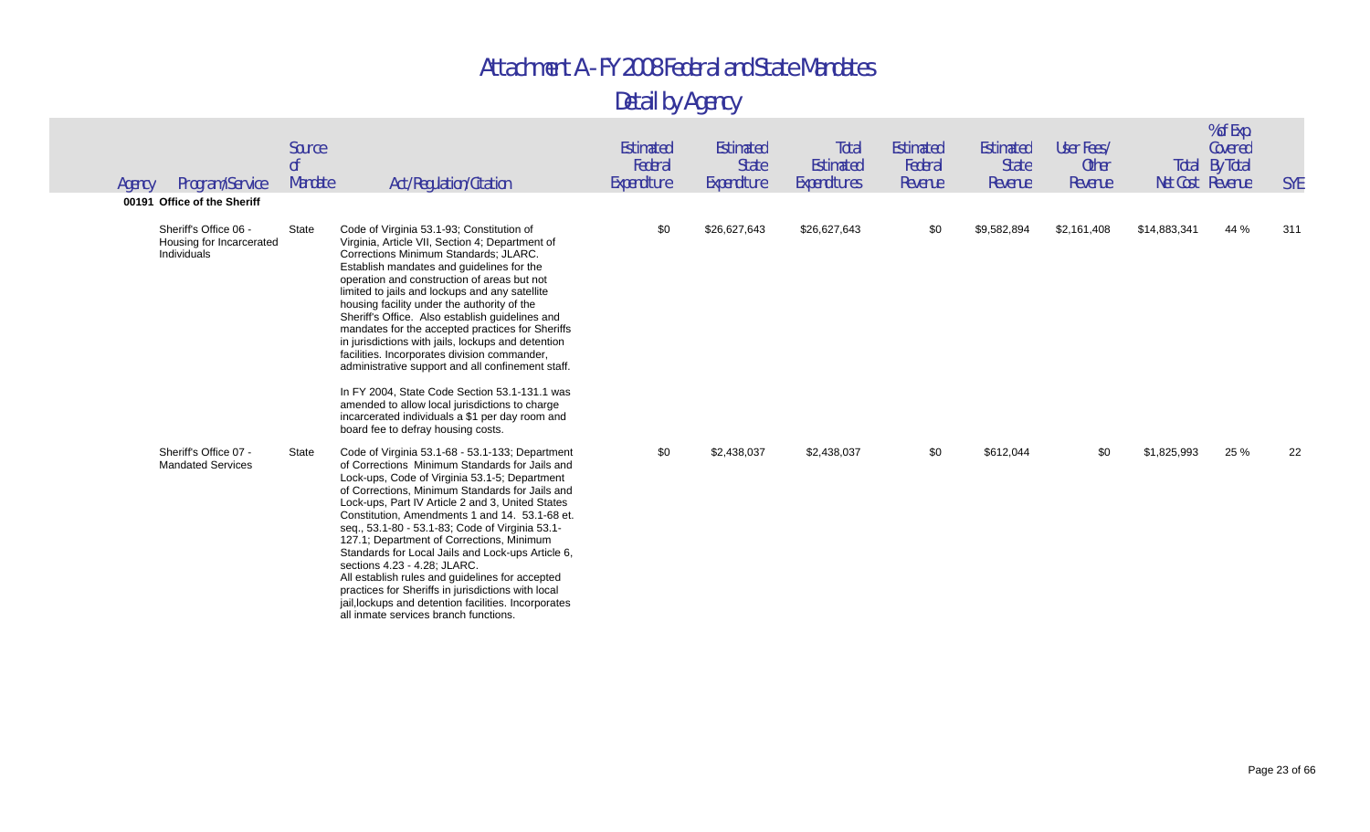# Attachment A - FY 2008 Federal and State Mandates

## Detail by Agency

| Agency | Program/Service | Source of Mandate | Act/Regulation/Citation | Estimated Federal Expenditure | Estimated State Expenditure | Total Estimated Expenditures | Estimated Federal Revenue | Estimated State Revenue | User Fees/ Other Revenue | Total Net Cost | % of Exp Covered By Total Revenue | SYE |
|---|---|---|---|---|---|---|---|---|---|---|---|---|
| **00191 Office of the Sheriff** | | | | | | | | | | | | |
| | Sheriff's Office 06 - Housing for Incarcerated Individuals | State | Code of Virginia 53.1-93; Constitution of Virginia, Article VII, Section 4; Department of Corrections Minimum Standards; JLARC. Establish mandates and guidelines for the operation and construction of areas but not limited to jails and lockups and any satellite housing facility under the authority of the Sheriff's Office. Also establish guidelines and mandates for the accepted practices for Sheriffs in jurisdictions with jails, lockups and detention facilities. Incorporates division commander, administrative support and all confinement staff. In FY 2004, State Code Section 53.1-131.1 was amended to allow local jurisdictions to charge incarcerated individuals a $1 per day room and board fee to defray housing costs. | $0 | $26,627,643 | $26,627,643 | $0 | $9,582,894 | $2,161,408 | $14,883,341 | 44 % | 311 |
| | Sheriff's Office 07 - Mandated Services | State | Code of Virginia 53.1-68 - 53.1-133; Department of Corrections Minimum Standards for Jails and Lock-ups, Code of Virginia 53.1-5; Department of Corrections, Minimum Standards for Jails and Lock-ups, Part IV Article 2 and 3, United States Constitution, Amendments 1 and 14. 53.1-68 et. seq., 53.1-80 - 53.1-83; Code of Virginia 53.1-127.1; Department of Corrections, Minimum Standards for Local Jails and Lock-ups Article 6, sections 4.23 - 4.28; JLARC. All establish rules and guidelines for accepted practices for Sheriffs in jurisdictions with local jail,lockups and detention facilities. Incorporates all inmate services branch functions. | $0 | $2,438,037 | $2,438,037 | $0 | $612,044 | $0 | $1,825,993 | 25 % | 22 |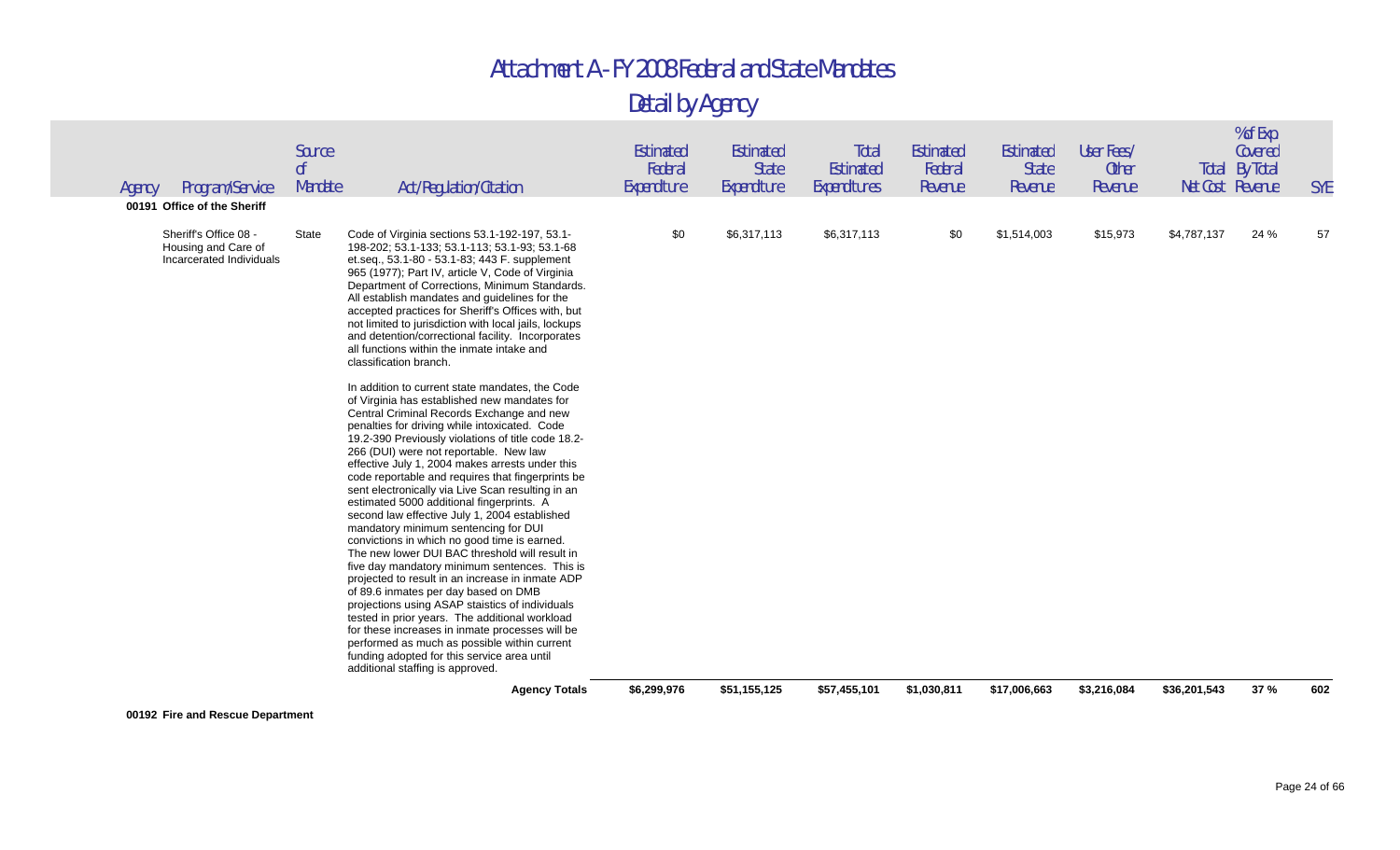# Attachment A - FY 2008 Federal and State Mandates

## Detail by Agency

| Agency | Program/Service | Source of Mandate | Act/Regulation/Citation | Estimated Federal Expenditure | Estimated State Expenditure | Total Estimated Expenditures | Estimated Federal Revenue | Estimated State Revenue | User Fees/ Other Revenue | Total Net Cost | % of Exp Covered By Total Revenue | SYE |
|---|---|---|---|---|---|---|---|---|---|---|---|---|
| **00191 Office of the Sheriff** | | | | | | | | | | | | |
| | Sheriff's Office 08 - Housing and Care of Incarcerated Individuals | State | Code of Virginia sections 53.1-192-197, 53.1-198-202; 53.1-133; 53.1-113; 53.1-93; 53.1-68 et.seq., 53.1-80 - 53.1-83; 443 F. supplement 965 (1977); Part IV, article V, Code of Virginia Department of Corrections, Minimum Standards. All establish mandates and guidelines for the accepted practices for Sheriff's Offices with, but not limited to jurisdiction with local jails, lockups and detention/correctional facility. Incorporates all functions within the inmate intake and classification branch.<br><br>In addition to current state mandates, the Code of Virginia has established new mandates for Central Criminal Records Exchange and new penalties for driving while intoxicated. Code 19.2-390 Previously violations of title code 18.2-266 (DUI) were not reportable. New law effective July 1, 2004 makes arrests under this code reportable and requires that fingerprints be sent electronically via Live Scan resulting in an estimated 5000 additional fingerprints. A second law effective July 1, 2004 established mandatory minimum sentencing for DUI convictions in which no good time is earned. The new lower DUI BAC threshold will result in five day mandatory minimum sentences. This is projected to result in an increase in inmate ADP of 89.6 inmates per day based on DMB projections using ASAP staistics of individuals tested in prior years. The additional workload for these increases in inmate processes will be performed as much as possible within current funding adopted for this service area until additional staffing is approved. | $0 | $6,317,113 | $6,317,113 | $0 | $1,514,003 | $15,973 | $4,787,137 | 24 % | 57 |
| | | | **Agency Totals** | **$6,299,976** | **$51,155,125** | **$57,455,101** | **$1,030,811** | **$17,006,663** | **$3,216,084** | **$36,201,543** | **37 %** | **602** |
| **00192 Fire and Rescue Department** | | | | | | | | | | | | |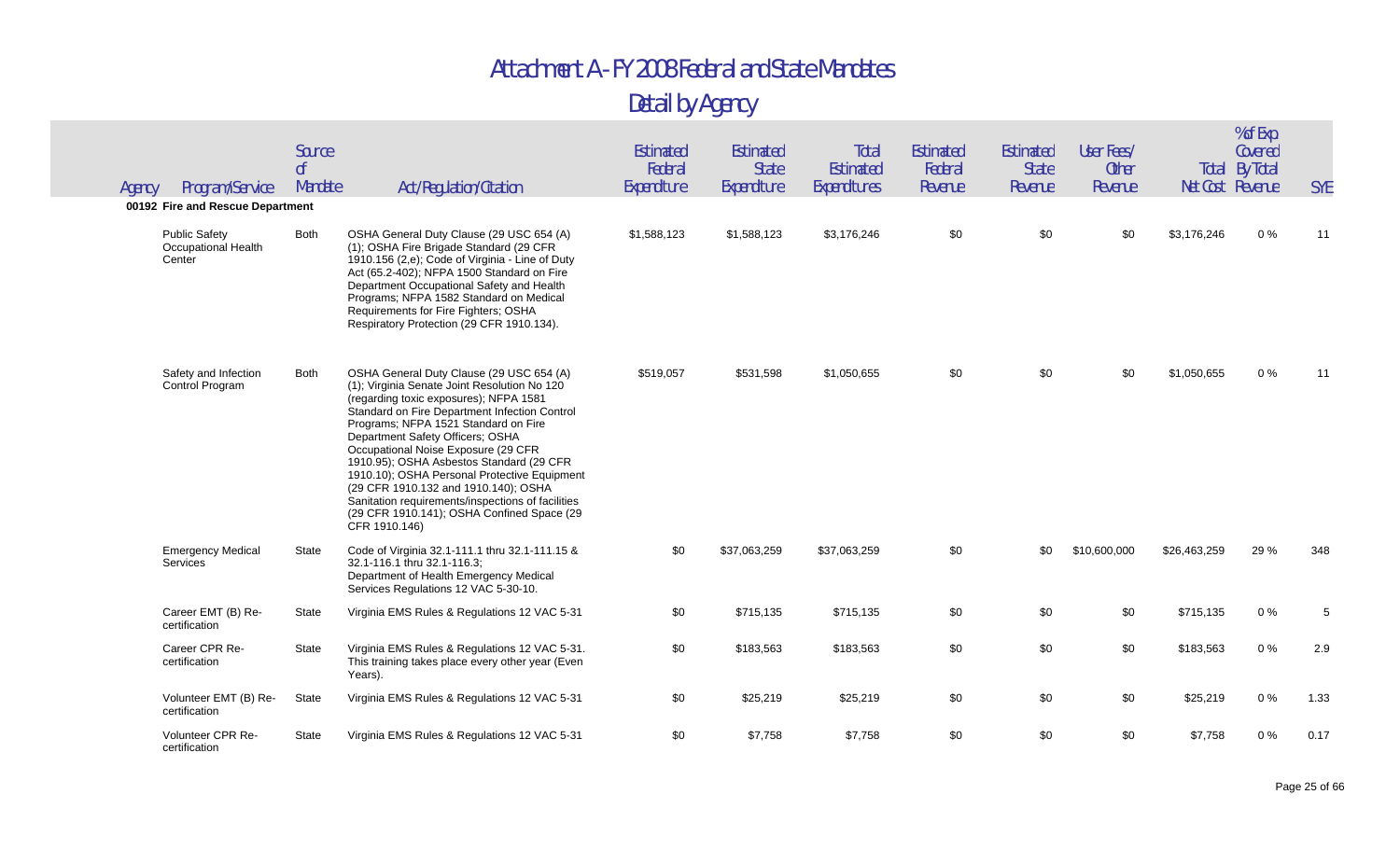# Attachment A - FY 2008 Federal and State Mandates

## Detail by Agency

| Agency | Program/Service | Source of Mandate | Act/Regulation/Citation | Estimated Federal Expenditure | Estimated State Expenditure | Total Estimated Expenditures | Estimated Federal Revenue | Estimated State Revenue | User Fees/ Other Revenue | Total Net Cost | % of Exp Covered By Total Revenue | SYE |
|---|---|---|---|---|---|---|---|---|---|---|---|---|
| **00192 Fire and Rescue Department** | | | | | | | | | | | | |
| | Public Safety Occupational Health Center | Both | OSHA General Duty Clause (29 USC 654 (A) (1); OSHA Fire Brigade Standard (29 CFR 1910.156 (2,e); Code of Virginia - Line of Duty Act (65.2-402); NFPA 1500 Standard on Fire Department Occupational Safety and Health Programs; NFPA 1582 Standard on Medical Requirements for Fire Fighters; OSHA Respiratory Protection (29 CFR 1910.134). | $1,588,123 | $1,588,123 | $3,176,246 | $0 | $0 | $0 | $3,176,246 | 0 % | 11 |
| | Safety and Infection Control Program | Both | OSHA General Duty Clause (29 USC 654 (A) (1); Virginia Senate Joint Resolution No 120 (regarding toxic exposures); NFPA 1581 Standard on Fire Department Infection Control Programs; NFPA 1521 Standard on Fire Department Safety Officers; OSHA Occupational Noise Exposure (29 CFR 1910.95); OSHA Asbestos Standard (29 CFR 1910.10); OSHA Personal Protective Equipment (29 CFR 1910.132 and 1910.140); OSHA Sanitation requirements/inspections of facilities (29 CFR 1910.141); OSHA Confined Space (29 CFR 1910.146) | $519,057 | $531,598 | $1,050,655 | $0 | $0 | $0 | $1,050,655 | 0 % | 11 |
| | Emergency Medical Services | State | Code of Virginia 32.1-111.1 thru 32.1-111.15 & 32.1-116.1 thru 32.1-116.3; Department of Health Emergency Medical Services Regulations 12 VAC 5-30-10. | $0 | $37,063,259 | $37,063,259 | $0 | $0 | $10,600,000 | $26,463,259 | 29 % | 348 |
| | Career EMT (B) Re-certification | State | Virginia EMS Rules & Regulations 12 VAC 5-31 | $0 | $715,135 | $715,135 | $0 | $0 | $0 | $715,135 | 0 % | 5 |
| | Career CPR Re-certification | State | Virginia EMS Rules & Regulations 12 VAC 5-31. This training takes place every other year (Even Years). | $0 | $183,563 | $183,563 | $0 | $0 | $0 | $183,563 | 0 % | 2.9 |
| | Volunteer EMT (B) Re-certification | State | Virginia EMS Rules & Regulations 12 VAC 5-31 | $0 | $25,219 | $25,219 | $0 | $0 | $0 | $25,219 | 0 % | 1.33 |
| | Volunteer CPR Re-certification | State | Virginia EMS Rules & Regulations 12 VAC 5-31 | $0 | $7,758 | $7,758 | $0 | $0 | $0 | $7,758 | 0 % | 0.17 |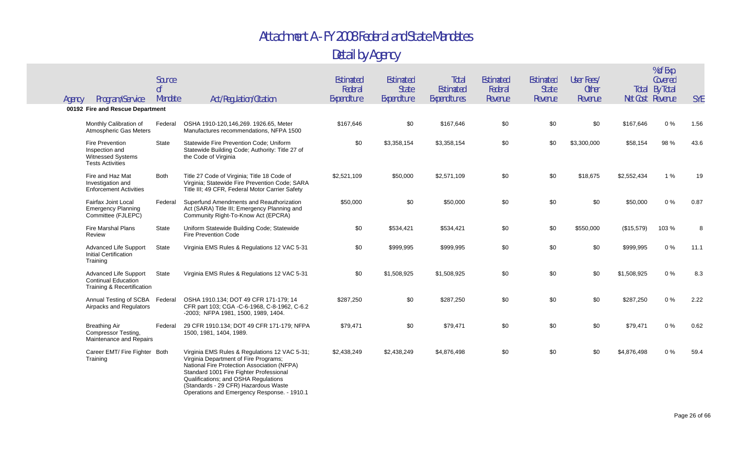# Attachment A - FY 2008 Federal and State Mandates

## Detail by Agency

| Agency | Program/Service | Source of Mandate | Act/Regulation/Citation | Estimated Federal Expenditure | Estimated State Expenditure | Total Estimated Expenditures | Estimated Federal Revenue | Estimated State Revenue | User Fees/ Other Revenue | Total Net Cost | % of Exp Covered By Total Revenue | SYE |
|---|---|---|---|---|---|---|---|---|---|---|---|---|
| **00192 Fire and Rescue Department** | | | | | | | | | | | | |
| | Monthly Calibration of Atmospheric Gas Meters | Federal | OSHA 1910-120,146,269. 1926.65, Meter Manufactures recommendations, NFPA 1500 | $167,646 | $0 | $167,646 | $0 | $0 | $0 | $167,646 | 0 % | 1.56 |
| | Fire Prevention Inspection and Witnessed Systems Tests Activities | State | Statewide Fire Prevention Code; Uniform Statewide Building Code; Authority: Title 27 of the Code of Virginia | $0 | $3,358,154 | $3,358,154 | $0 | $0 | $3,300,000 | $58,154 | 98 % | 43.6 |
| | Fire and Haz Mat Investigation and Enforcement Activities | Both | Title 27 Code of Virginia; Title 18 Code of Virginia; Statewide Fire Prevention Code; SARA Title III; 49 CFR, Federal Motor Carrier Safety | $2,521,109 | $50,000 | $2,571,109 | $0 | $0 | $18,675 | $2,552,434 | 1 % | 19 |
| | Fairfax Joint Local Emergency Planning Committee (FJLEPC) | Federal | Superfund Amendments and Reauthorization Act (SARA) Title III; Emergency Planning and Community Right-To-Know Act (EPCRA) | $50,000 | $0 | $50,000 | $0 | $0 | $0 | $50,000 | 0 % | 0.87 |
| | Fire Marshal Plans Review | State | Uniform Statewide Building Code; Statewide Fire Prevention Code | $0 | $534,421 | $534,421 | $0 | $0 | $550,000 | ($15,579) | 103 % | 8 |
| | Advanced Life Support Initial Certification Training | State | Virginia EMS Rules & Regulations 12 VAC 5-31 | $0 | $999,995 | $999,995 | $0 | $0 | $0 | $999,995 | 0 % | 11.1 |
| | Advanced Life Support Continual Education Training & Recertification | State | Virginia EMS Rules & Regulations 12 VAC 5-31 | $0 | $1,508,925 | $1,508,925 | $0 | $0 | $0 | $1,508,925 | 0 % | 8.3 |
| | Annual Testing of SCBA Airpacks and Regulators | Federal | OSHA 1910.134; DOT 49 CFR 171-179; 14 CFR part 103; CGA -C-6-1968, C-8-1962, C-6.2 -2003; NFPA 1981, 1500, 1989, 1404. | $287,250 | $0 | $287,250 | $0 | $0 | $0 | $287,250 | 0 % | 2.22 |
| | Breathing Air Compressor Testing, Maintenance and Repairs | Federal | 29 CFR 1910.134; DOT 49 CFR 171-179; NFPA 1500, 1981, 1404, 1989. | $79,471 | $0 | $79,471 | $0 | $0 | $0 | $79,471 | 0 % | 0.62 |
| | Career EMT/ Fire Fighter Training | Both | Virginia EMS Rules & Regulations 12 VAC 5-31; Virginia Department of Fire Programs; National Fire Protection Association (NFPA) Standard 1001 Fire Fighter Professional Qualifications; and OSHA Regulations (Standards - 29 CFR) Hazardous Waste Operations and Emergency Response. - 1910.1 | $2,438,249 | $2,438,249 | $4,876,498 | $0 | $0 | $0 | $4,876,498 | 0 % | 59.4 |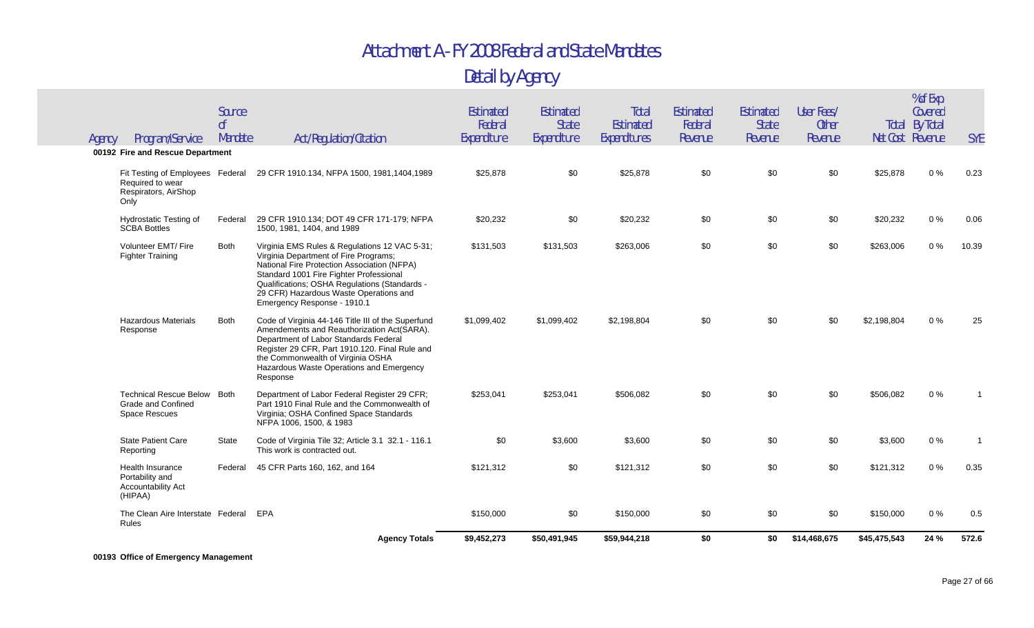# Attachment A - FY 2008 Federal and State Mandates

## Detail by Agency

| Agency | Program/Service | Source of Mandate | Act/Regulation/Citation | Estimated Federal Expenditure | Estimated State Expenditure | Total Estimated Expenditures | Estimated Federal Revenue | Estimated State Revenue | User Fees/ Other Revenue | Total Net Cost | % of Exp Covered By Total Revenue | SYE |
|---|---|---|---|---|---|---|---|---|---|---|---|---|
| **00192 Fire and Rescue Department** | | | | | | | | | | | | |
| | Fit Testing of Employees Required to wear Respirators, AirShop Only | Federal | 29 CFR 1910.134, NFPA 1500, 1981,1404,1989 | $25,878 | $0 | $25,878 | $0 | $0 | $0 | $25,878 | 0 % | 0.23 |
| | Hydrostatic Testing of SCBA Bottles | Federal | 29 CFR 1910.134; DOT 49 CFR 171-179; NFPA 1500, 1981, 1404, and 1989 | $20,232 | $0 | $20,232 | $0 | $0 | $0 | $20,232 | 0 % | 0.06 |
| | Volunteer EMT/ Fire Fighter Training | Both | Virginia EMS Rules & Regulations 12 VAC 5-31; Virginia Department of Fire Programs; National Fire Protection Association (NFPA) Standard 1001 Fire Fighter Professional Qualifications; OSHA Regulations (Standards - 29 CFR) Hazardous Waste Operations and Emergency Response - 1910.1 | $131,503 | $131,503 | $263,006 | $0 | $0 | $0 | $263,006 | 0 % | 10.39 |
| | Hazardous Materials Response | Both | Code of Virginia 44-146 Title III of the Superfund Amendements and Reauthorization Act(SARA). Department of Labor Standards Federal Register 29 CFR, Part 1910.120. Final Rule and the Commonwealth of Virginia OSHA Hazardous Waste Operations and Emergency Response | $1,099,402 | $1,099,402 | $2,198,804 | $0 | $0 | $0 | $2,198,804 | 0 % | 25 |
| | Technical Rescue Below Grade and Confined Space Rescues | Both | Department of Labor Federal Register 29 CFR; Part 1910 Final Rule and the Commonwealth of Virginia; OSHA Confined Space Standards NFPA 1006, 1500, & 1983 | $253,041 | $253,041 | $506,082 | $0 | $0 | $0 | $506,082 | 0 % | 1 |
| | State Patient Care Reporting | State | Code of Virginia Tile 32; Article 3.1 32.1 - 116.1 This work is contracted out. | $0 | $3,600 | $3,600 | $0 | $0 | $0 | $3,600 | 0 % | 1 |
| | Health Insurance Portability and Accountability Act (HIPAA) | Federal | 45 CFR Parts 160, 162, and 164 | $121,312 | $0 | $121,312 | $0 | $0 | $0 | $121,312 | 0 % | 0.35 |
| | The Clean Aire Interstate Rules | Federal | EPA | $150,000 | $0 | $150,000 | $0 | $0 | $0 | $150,000 | 0 % | 0.5 |
| | | | **Agency Totals** | **$9,452,273** | **$50,491,945** | **$59,944,218** | **$0** | **$0** | **$14,468,675** | **$45,475,543** | **24 %** | **572.6** |

**00193 Office of Emergency Management**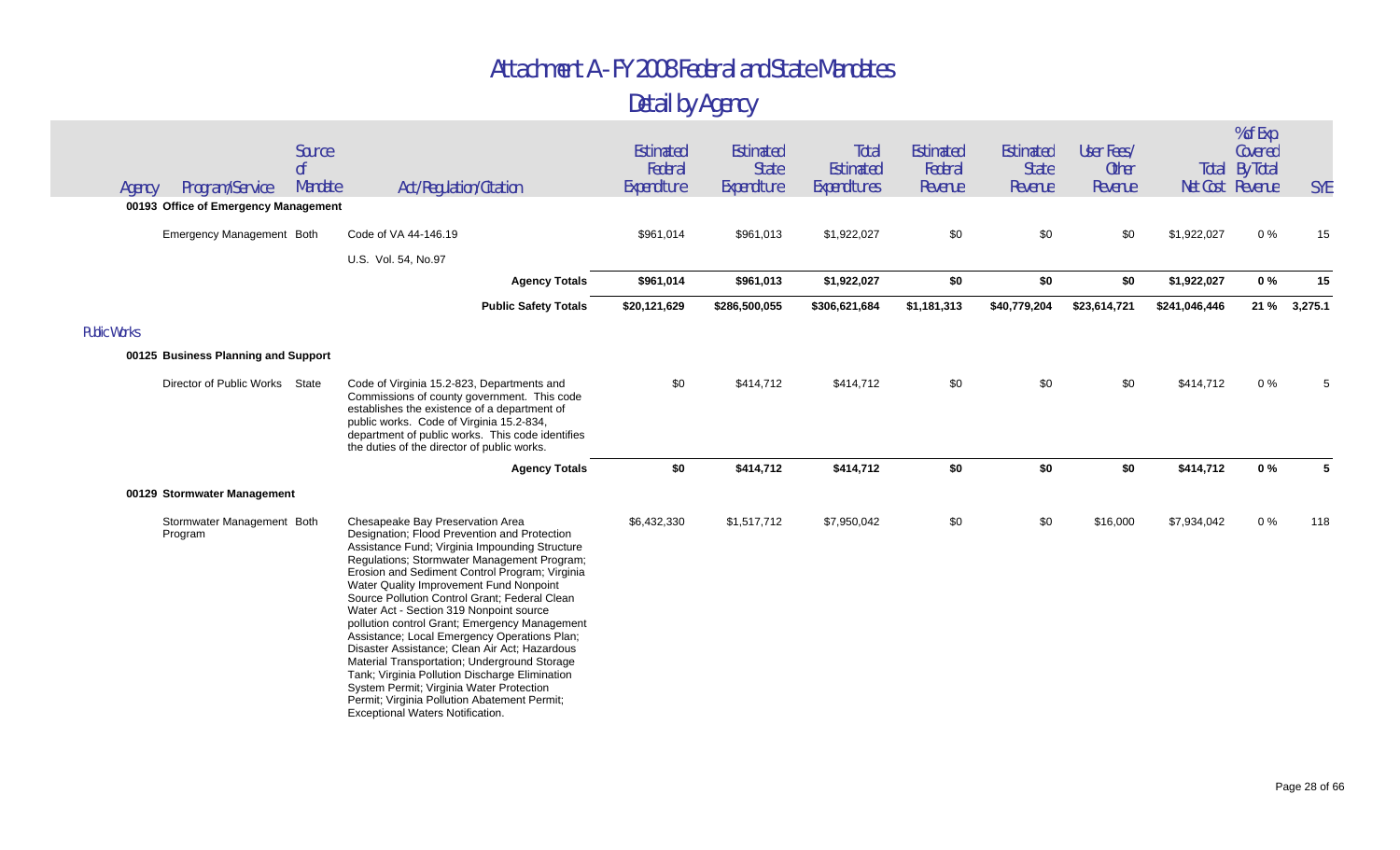# Attachment A - FY 2008 Federal and State Mandates

## Detail by Agency

| Agency | Program/Service | Source of Mandate | Act/Regulation/Citation | Estimated Federal Expenditure | Estimated State Expenditure | Total Estimated Expenditures | Estimated Federal Revenue | Estimated State Revenue | User Fees/ Other Revenue | Total Net Cost | % of Exp Covered By Total Revenue | SYE |
|---|---|---|---|---|---|---|---|---|---|---|---|---|
| **00193 Office of Emergency Management** | | | | | | | | | | | | |
| | Emergency Management | Both | Code of VA 44-146.19 | $961,014 | $961,013 | $1,922,027 | $0 | $0 | $0 | $1,922,027 | 0 % | 15 |
| | | | U.S. Vol. 54, No.97 | | | | | | | | | |
| | | | **Agency Totals** | **$961,014** | **$961,013** | **$1,922,027** | **$0** | **$0** | **$0** | **$1,922,027** | **0 %** | **15** |
| | | | **Public Safety Totals** | **$20,121,629** | **$286,500,055** | **$306,621,684** | **$1,181,313** | **$40,779,204** | **$23,614,721** | **$241,046,446** | **21 %** | **3,275.1** |
| Public Works | | | | | | | | | | | | |
| **00125 Business Planning and Support** | | | | | | | | | | | | |
| | Director of Public Works | State | Code of Virginia 15.2-823, Departments and Commissions of county government. This code establishes the existence of a department of public works. Code of Virginia 15.2-834, department of public works. This code identifies the duties of the director of public works. | $0 | $414,712 | $414,712 | $0 | $0 | $0 | $414,712 | 0 % | 5 |
| | | | **Agency Totals** | **$0** | **$414,712** | **$414,712** | **$0** | **$0** | **$0** | **$414,712** | **0 %** | **5** |
| **00129 Stormwater Management** | | | | | | | | | | | | |
| | Stormwater Management Program | Both | Chesapeake Bay Preservation Area Designation; Flood Prevention and Protection Assistance Fund; Virginia Impounding Structure Regulations; Stormwater Management Program; Erosion and Sediment Control Program; Virginia Water Quality Improvement Fund Nonpoint Source Pollution Control Grant; Federal Clean Water Act - Section 319 Nonpoint source pollution control Grant; Emergency Management Assistance; Local Emergency Operations Plan; Disaster Assistance; Clean Air Act; Hazardous Material Transportation; Underground Storage Tank; Virginia Pollution Discharge Elimination System Permit; Virginia Water Protection Permit; Virginia Pollution Abatement Permit; Exceptional Waters Notification. | $6,432,330 | $1,517,712 | $7,950,042 | $0 | $0 | $16,000 | $7,934,042 | 0 % | 118 |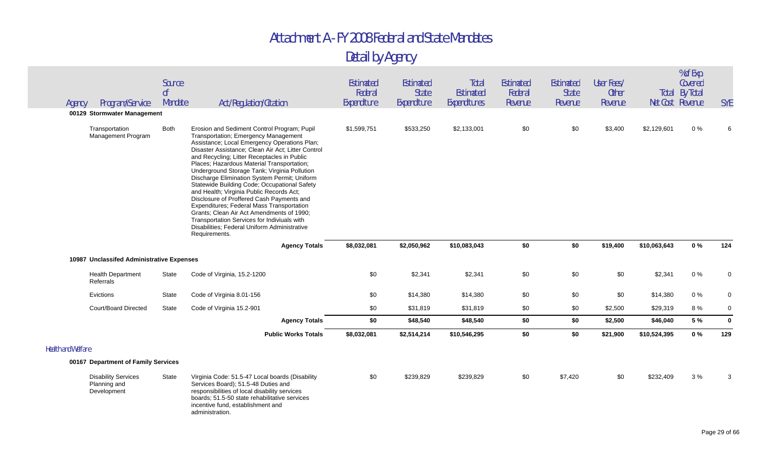# Attachment A - FY 2008 Federal and State Mandates

## Detail by Agency

| Agency | Program/Service | Source of Mandate | Act/Regulation/Citation | Estimated Federal Expenditure | Estimated State Expenditure | Total Estimated Expenditures | Estimated Federal Revenue | Estimated State Revenue | User Fees/ Other Revenue | Total Net Cost | % of Exp Covered By Total Revenue | SYE |
|---|---|---|---|---|---|---|---|---|---|---|---|---|
| **00129 Stormwater Management** | | | | | | | | | | | | |
| | Transportation Management Program | Both | Erosion and Sediment Control Program; Pupil Transportation; Emergency Management Assistance; Local Emergency Operations Plan; Disaster Assistance; Clean Air Act; Litter Control and Recycling; Litter Receptacles in Public Places; Hazardous Material Transportation; Underground Storage Tank; Virginia Pollution Discharge Elimination System Permit; Uniform Statewide Building Code; Occupational Safety and Health; Virginia Public Records Act; Disclosure of Proffered Cash Payments and Expenditures; Federal Mass Transportation Grants; Clean Air Act Amendments of 1990; Transportation Services for Indiviuals with Disabilities; Federal Uniform Administrative Requirements. | $1,599,751 | $533,250 | $2,133,001 | $0 | $0 | $3,400 | $2,129,601 | 0 % | 6 |
| | | | **Agency Totals** | **$8,032,081** | **$2,050,962** | **$10,083,043** | **$0** | **$0** | **$19,400** | **$10,063,643** | **0 %** | **124** |
| **10987 Unclassifed Administrative Expenses** | | | | | | | | | | | | |
| | Health Department Referrals | State | Code of Virginia, 15.2-1200 | $0 | $2,341 | $2,341 | $0 | $0 | $0 | $2,341 | 0 % | 0 |
| | Evictions | State | Code of Virginia 8.01-156 | $0 | $14,380 | $14,380 | $0 | $0 | $0 | $14,380 | 0 % | 0 |
| | Court/Board Directed | State | Code of Virginia 15.2-901 | $0 | $31,819 | $31,819 | $0 | $0 | $2,500 | $29,319 | 8 % | 0 |
| | | | **Agency Totals** | **$0** | **$48,540** | **$48,540** | **$0** | **$0** | **$2,500** | **$46,040** | **5 %** | **0** |
| | | | **Public Works Totals** | **$8,032,081** | **$2,514,214** | **$10,546,295** | **$0** | **$0** | **$21,900** | **$10,524,395** | **0 %** | **129** |
| **Health and Welfare** | | | | | | | | | | | | |
| **00167 Department of Family Services** | | | | | | | | | | | | |
| | Disability Services Planning and Development | State | Virginia Code: 51.5-47 Local boards (Disability Services Board); 51.5-48 Duties and responsibilities of local disability services boards; 51.5-50 state rehabilitative services incentive fund, establishment and administration. | $0 | $239,829 | $239,829 | $0 | $7,420 | $0 | $232,409 | 3 % | 3 |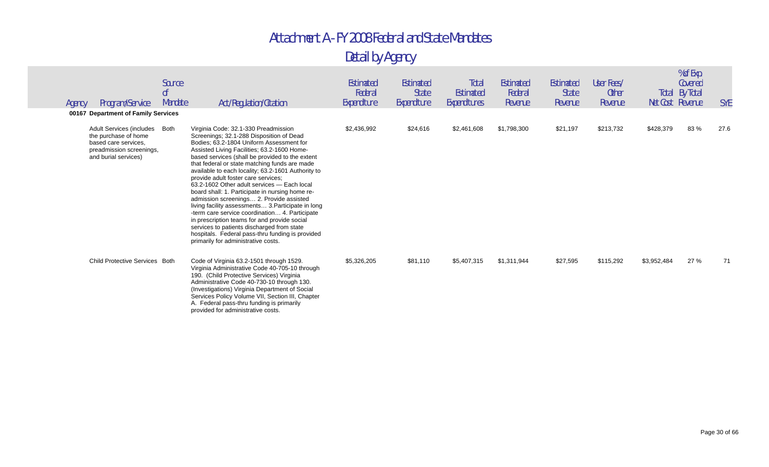# Attachment A - FY 2008 Federal and State Mandates

## Detail by Agency

| Agency | Program/Service | Source of Mandate | Act/Regulation/Citation | Estimated Federal Expenditure | Estimated State Expenditure | Total Estimated Expenditures | Estimated Federal Revenue | Estimated State Revenue | User Fees/ Other Revenue | Total Net Cost | % of Exp Covered By Total Revenue | SYE |
|---|---|---|---|---|---|---|---|---|---|---|---|---|
| **00167 Department of Family Services** | | | | | | | | | | | | |
| | Adult Services (includes the purchase of home based care services, preadmission screenings, and burial services) | Both | Virginia Code: 32.1-330 Preadmission Screenings; 32.1-288 Disposition of Dead Bodies; 63.2-1804 Uniform Assessment for Assisted Living Facilities; 63.2-1600 Home-based services (shall be provided to the extent that federal or state matching funds are made available to each locality; 63.2-1601 Authority to provide adult foster care services; 63.2-1602 Other adult services — Each local board shall: 1. Participate in nursing home re-admission screenings… 2. Provide assisted living facility assessments… 3.Participate in long -term care service coordination… 4. Participate in prescription teams for and provide social services to patients discharged from state hospitals. Federal pass-thru funding is provided primarily for administrative costs. | $2,436,992 | $24,616 | $2,461,608 | $1,798,300 | $21,197 | $213,732 | $428,379 | 83 % | 27.6 |
| | Child Protective Services | Both | Code of Virginia 63.2-1501 through 1529. Virginia Administrative Code 40-705-10 through 190. (Child Protective Services) Virginia Administrative Code 40-730-10 through 130. (Investigations) Virginia Department of Social Services Policy Volume VII, Section III, Chapter A. Federal pass-thru funding is primarily provided for administrative costs. | $5,326,205 | $81,110 | $5,407,315 | $1,311,944 | $27,595 | $115,292 | $3,952,484 | 27 % | 71 |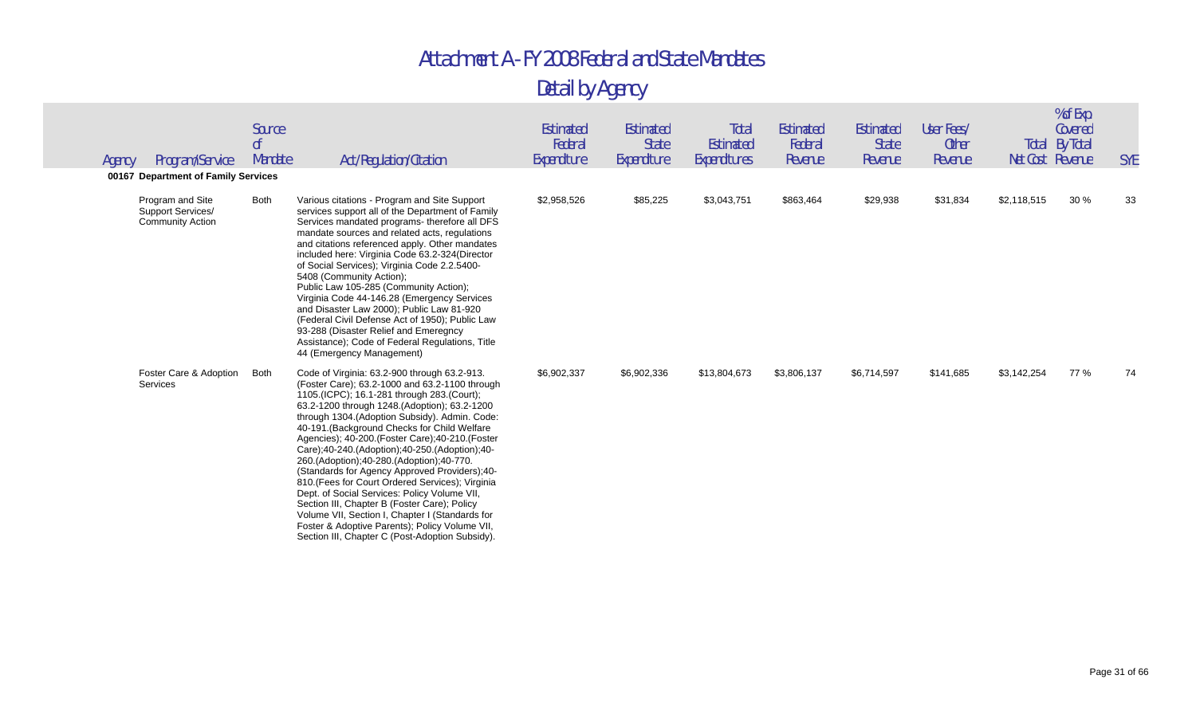# Attachment A - FY 2008 Federal and State Mandates

## Detail by Agency

| Agency | Program/Service | Source of Mandate | Act/Regulation/Citation | Estimated Federal Expenditure | Estimated State Expenditure | Total Estimated Expenditures | Estimated Federal Revenue | Estimated State Revenue | User Fees/ Other Revenue | Total Net Cost | % of Exp Covered By Total Revenue | SYE |
|---|---|---|---|---|---|---|---|---|---|---|---|---|
| **00167 Department of Family Services** | | | | | | | | | | | | |
| | Program and Site Support Services/ Community Action | Both | Various citations - Program and Site Support services support all of the Department of Family Services mandated programs- therefore all DFS mandate sources and related acts, regulations and citations referenced apply. Other mandates included here: Virginia Code 63.2-324(Director of Social Services); Virginia Code 2.2.5400-5408 (Community Action); Public Law 105-285 (Community Action); Virginia Code 44-146.28 (Emergency Services and Disaster Law 2000); Public Law 81-920 (Federal Civil Defense Act of 1950); Public Law 93-288 (Disaster Relief and Emeregncy Assistance); Code of Federal Regulations, Title 44 (Emergency Management) | $2,958,526 | $85,225 | $3,043,751 | $863,464 | $29,938 | $31,834 | $2,118,515 | 30 % | 33 |
| | Foster Care & Adoption Services | Both | Code of Virginia: 63.2-900 through 63.2-913. (Foster Care); 63.2-1000 and 63.2-1100 through 1105.(ICPC); 16.1-281 through 283.(Court); 63.2-1200 through 1248.(Adoption); 63.2-1200 through 1304.(Adoption Subsidy). Admin. Code: 40-191.(Background Checks for Child Welfare Agencies); 40-200.(Foster Care);40-210.(Foster Care);40-240.(Adoption);40-250.(Adoption);40-260.(Adoption);40-280.(Adoption);40-770. (Standards for Agency Approved Providers);40-810.(Fees for Court Ordered Services); Virginia Dept. of Social Services: Policy Volume VII, Section III, Chapter B (Foster Care); Policy Volume VII, Section I, Chapter I (Standards for Foster & Adoptive Parents); Policy Volume VII, Section III, Chapter C (Post-Adoption Subsidy). | $6,902,337 | $6,902,336 | $13,804,673 | $3,806,137 | $6,714,597 | $141,685 | $3,142,254 | 77 % | 74 |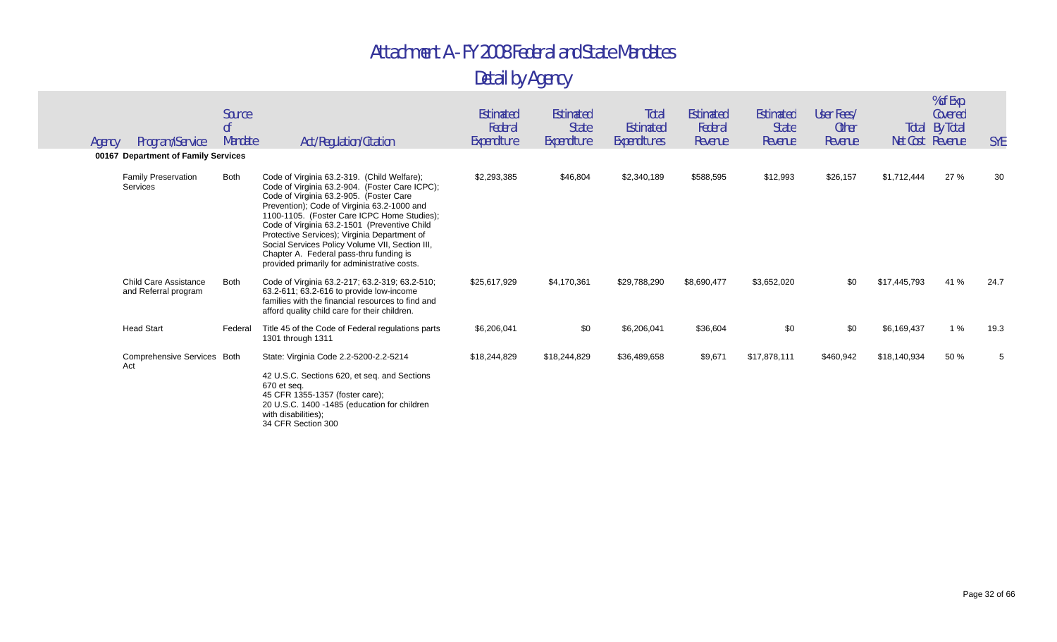# Attachment A - FY 2008 Federal and State Mandates

## Detail by Agency

| Agency | Program/Service | Source of Mandate | Act/Regulation/Citation | Estimated Federal Expenditure | Estimated State Expenditure | Total Estimated Expenditures | Estimated Federal Revenue | Estimated State Revenue | User Fees/ Other Revenue | Total Net Cost | % of Exp Covered By Total Revenue | SYE |
|---|---|---|---|---|---|---|---|---|---|---|---|---|
| **00167 Department of Family Services** | | | | | | | | | | | | |
| | Family Preservation Services | Both | Code of Virginia 63.2-319. (Child Welfare); Code of Virginia 63.2-904. (Foster Care ICPC); Code of Virginia 63.2-905. (Foster Care Prevention); Code of Virginia 63.2-1000 and 1100-1105. (Foster Care ICPC Home Studies); Code of Virginia 63.2-1501 (Preventive Child Protective Services); Virginia Department of Social Services Policy Volume VII, Section III, Chapter A. Federal pass-thru funding is provided primarily for administrative costs. | $2,293,385 | $46,804 | $2,340,189 | $588,595 | $12,993 | $26,157 | $1,712,444 | 27 % | 30 |
| | Child Care Assistance and Referral program | Both | Code of Virginia 63.2-217; 63.2-319; 63.2-510; 63.2-611; 63.2-616 to provide low-income families with the financial resources to find and afford quality child care for their children. | $25,617,929 | $4,170,361 | $29,788,290 | $8,690,477 | $3,652,020 | $0 | $17,445,793 | 41 % | 24.7 |
| | Head Start | Federal | Title 45 of the Code of Federal regulations parts 1301 through 1311 | $6,206,041 | $0 | $6,206,041 | $36,604 | $0 | $0 | $6,169,437 | 1 % | 19.3 |
| | Comprehensive Services Act | Both | State: Virginia Code 2.2-5200-2.2-5214<br><br>42 U.S.C. Sections 620, et seq. and Sections 670 et seq.<br>45 CFR 1355-1357 (foster care);<br>20 U.S.C. 1400 -1485 (education for children with disabilities);<br>34 CFR Section 300 | $18,244,829 | $18,244,829 | $36,489,658 | $9,671 | $17,878,111 | $460,942 | $18,140,934 | 50 % | 5 |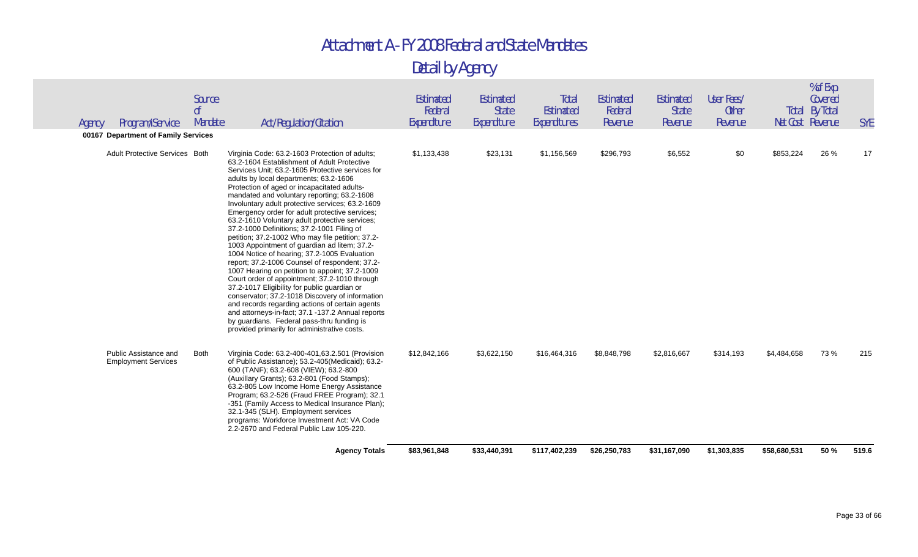# Attachment A - FY 2008 Federal and State Mandates

## Detail by Agency

| Agency | Program/Service | Source of Mandate | Act/Regulation/Citation | Estimated Federal Expenditure | Estimated State Expenditure | Total Estimated Expenditures | Estimated Federal Revenue | Estimated State Revenue | User Fees/ Other Revenue | Total Net Cost | % of Exp Covered By Total Revenue | SYE |
|---|---|---|---|---|---|---|---|---|---|---|---|---|
| **00167 Department of Family Services** | | | | | | | | | | | | |
| | Adult Protective Services | Both | Virginia Code: 63.2-1603 Protection of adults; 63.2-1604 Establishment of Adult Protective Services Unit; 63.2-1605 Protective services for adults by local departments; 63.2-1606 Protection of aged or incapacitated adults- mandated and voluntary reporting; 63.2-1608 Involuntary adult protective services; 63.2-1609 Emergency order for adult protective services; 63.2-1610 Voluntary adult protective services; 37.2-1000 Definitions; 37.2-1001 Filing of petition; 37.2-1002 Who may file petition; 37.2-1003 Appointment of guardian ad litem; 37.2-1004 Notice of hearing; 37.2-1005 Evaluation report; 37.2-1006 Counsel of respondent; 37.2-1007 Hearing on petition to appoint; 37.2-1009 Court order of appointment; 37.2-1010 through 37.2-1017 Eligibility for public guardian or conservator; 37.2-1018 Discovery of information and records regarding actions of certain agents and attorneys-in-fact; 37.1 -137.2 Annual reports by guardians. Federal pass-thru funding is provided primarily for administrative costs. | $1,133,438 | $23,131 | $1,156,569 | $296,793 | $6,552 | $0 | $853,224 | 26 % | 17 |
| | Public Assistance and Employment Services | Both | Virginia Code: 63.2-400-401,63.2.501 (Provision of Public Assistance); 53.2-405(Medicaid); 63.2-600 (TANF); 63.2-608 (VIEW); 63.2-800 (Auxillary Grants); 63.2-801 (Food Stamps); 63.2-805 Low Income Home Energy Assistance Program; 63.2-526 (Fraud FREE Program); 32.1 -351 (Family Access to Medical Insurance Plan); 32.1-345 (SLH). Employment services programs: Workforce Investment Act: VA Code 2.2-2670 and Federal Public Law 105-220. | $12,842,166 | $3,622,150 | $16,464,316 | $8,848,798 | $2,816,667 | $314,193 | $4,484,658 | 73 % | 215 |
| | | | **Agency Totals** | **$83,961,848** | **$33,440,391** | **$117,402,239** | **$26,250,783** | **$31,167,090** | **$1,303,835** | **$58,680,531** | **50 %** | **519.6** |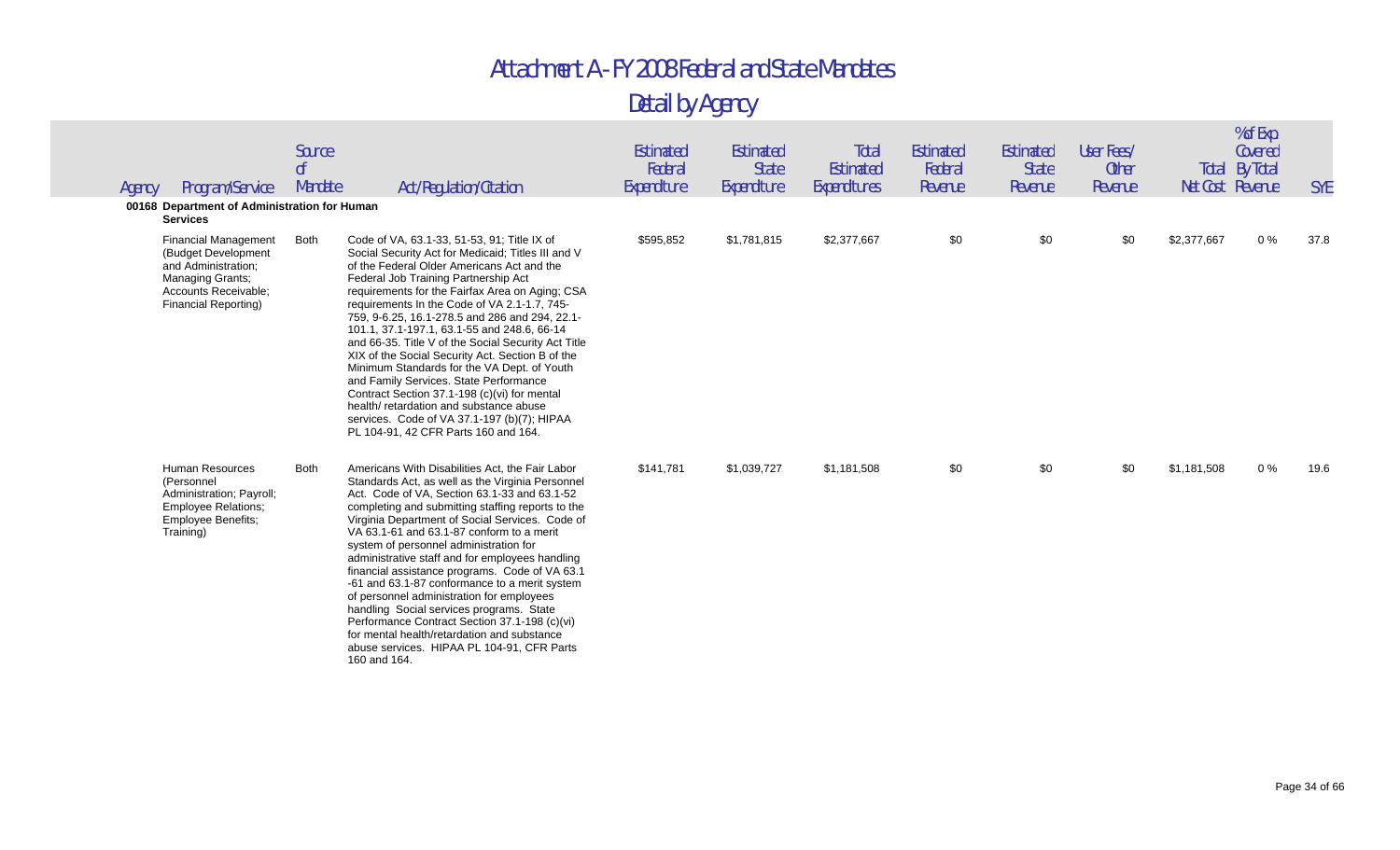# Attachment A - FY 2008 Federal and State Mandates

## Detail by Agency

| Agency | Program/Service | Source of Mandate | Act/Regulation/Citation | Estimated Federal Expenditure | Estimated State Expenditure | Total Estimated Expenditures | Estimated Federal Revenue | Estimated State Revenue | User Fees/ Other Revenue | Total Net Cost | % of Exp Covered By Total Revenue | SYE |
|---|---|---|---|---|---|---|---|---|---|---|---|---|
| **00168 Department of Administration for Human Services** | | | | | | | | | | | | |
| | Financial Management (Budget Development and Administration; Managing Grants; Accounts Receivable; Financial Reporting) | Both | Code of VA, 63.1-33, 51-53, 91; Title IX of Social Security Act for Medicaid; Titles III and V of the Federal Older Americans Act and the Federal Job Training Partnership Act requirements for the Fairfax Area on Aging; CSA requirements In the Code of VA 2.1-1.7, 745-759, 9-6.25, 16.1-278.5 and 286 and 294, 22.1-101.1, 37.1-197.1, 63.1-55 and 248.6, 66-14 and 66-35. Title V of the Social Security Act Title XIX of the Social Security Act. Section B of the Minimum Standards for the VA Dept. of Youth and Family Services. State Performance Contract Section 37.1-198 (c)(vi) for mental health/ retardation and substance abuse services. Code of VA 37.1-197 (b)(7); HIPAA PL 104-91, 42 CFR Parts 160 and 164. | $595,852 | $1,781,815 | $2,377,667 | $0 | $0 | $0 | $2,377,667 | 0 % | 37.8 |
| | Human Resources (Personnel Administration; Payroll; Employee Relations; Employee Benefits; Training) | Both | Americans With Disabilities Act, the Fair Labor Standards Act, as well as the Virginia Personnel Act. Code of VA, Section 63.1-33 and 63.1-52 completing and submitting staffing reports to the Virginia Department of Social Services. Code of VA 63.1-61 and 63.1-87 conform to a merit system of personnel administration for administrative staff and for employees handling financial assistance programs. Code of VA 63.1 -61 and 63.1-87 conformance to a merit system of personnel administration for employees handling Social services programs. State Performance Contract Section 37.1-198 (c)(vi) for mental health/retardation and substance abuse services. HIPAA PL 104-91, CFR Parts 160 and 164. | $141,781 | $1,039,727 | $1,181,508 | $0 | $0 | $0 | $1,181,508 | 0 % | 19.6 |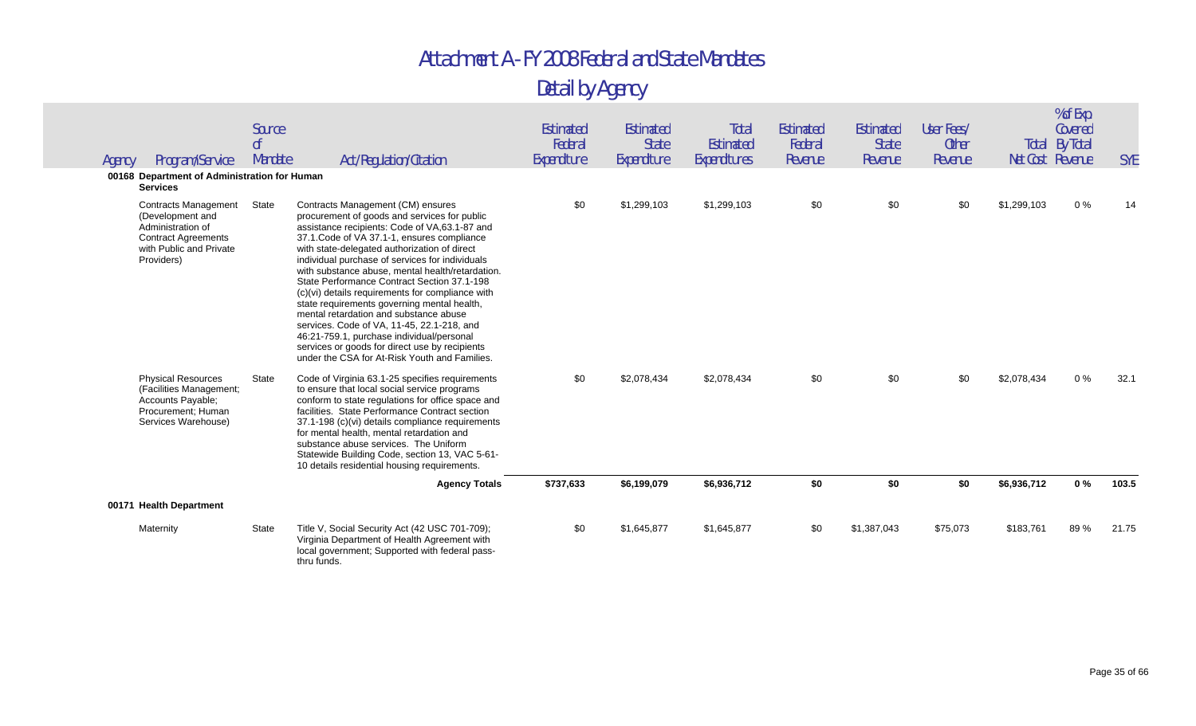# Attachment A - FY 2008 Federal and State Mandates

## Detail by Agency

| Agency | Program/Service | Source of Mandate | Act/Regulation/Citation | Estimated Federal Expenditure | Estimated State Expenditure | Total Estimated Expenditures | Estimated Federal Revenue | Estimated State Revenue | User Fees/ Other Revenue | Total Net Cost | % of Exp Covered By Total Revenue | SYE |
|---|---|---|---|---|---|---|---|---|---|---|---|---|
| **00168 Department of Administration for Human Services** | | | | | | | | | | | | |
| | Contracts Management (Development and Administration of Contract Agreements with Public and Private Providers) | State | Contracts Management (CM) ensures procurement of goods and services for public assistance recipients: Code of VA,63.1-87 and 37.1.Code of VA 37.1-1, ensures compliance with state-delegated authorization of direct individual purchase of services for individuals with substance abuse, mental health/retardation. State Performance Contract Section 37.1-198 (c)(vi) details requirements for compliance with state requirements governing mental health, mental retardation and substance abuse services. Code of VA, 11-45, 22.1-218, and 46:21-759.1, purchase individual/personal services or goods for direct use by recipients under the CSA for At-Risk Youth and Families. | $0 | $1,299,103 | $1,299,103 | $0 | $0 | $0 | $1,299,103 | 0 % | 14 |
| | Physical Resources (Facilities Management; Accounts Payable; Procurement; Human Services Warehouse) | State | Code of Virginia 63.1-25 specifies requirements to ensure that local social service programs conform to state regulations for office space and facilities. State Performance Contract section 37.1-198 (c)(vi) details compliance requirements for mental health, mental retardation and substance abuse services. The Uniform Statewide Building Code, section 13, VAC 5-61-10 details residential housing requirements. | $0 | $2,078,434 | $2,078,434 | $0 | $0 | $0 | $2,078,434 | 0 % | 32.1 |
| | | | **Agency Totals** | **$737,633** | **$6,199,079** | **$6,936,712** | **$0** | **$0** | **$0** | **$6,936,712** | **0 %** | **103.5** |
| **00171 Health Department** | | | | | | | | | | | | |
| | Maternity | State | Title V, Social Security Act (42 USC 701-709); Virginia Department of Health Agreement with local government; Supported with federal pass-thru funds. | $0 | $1,645,877 | $1,645,877 | $0 | $1,387,043 | $75,073 | $183,761 | 89 % | 21.75 |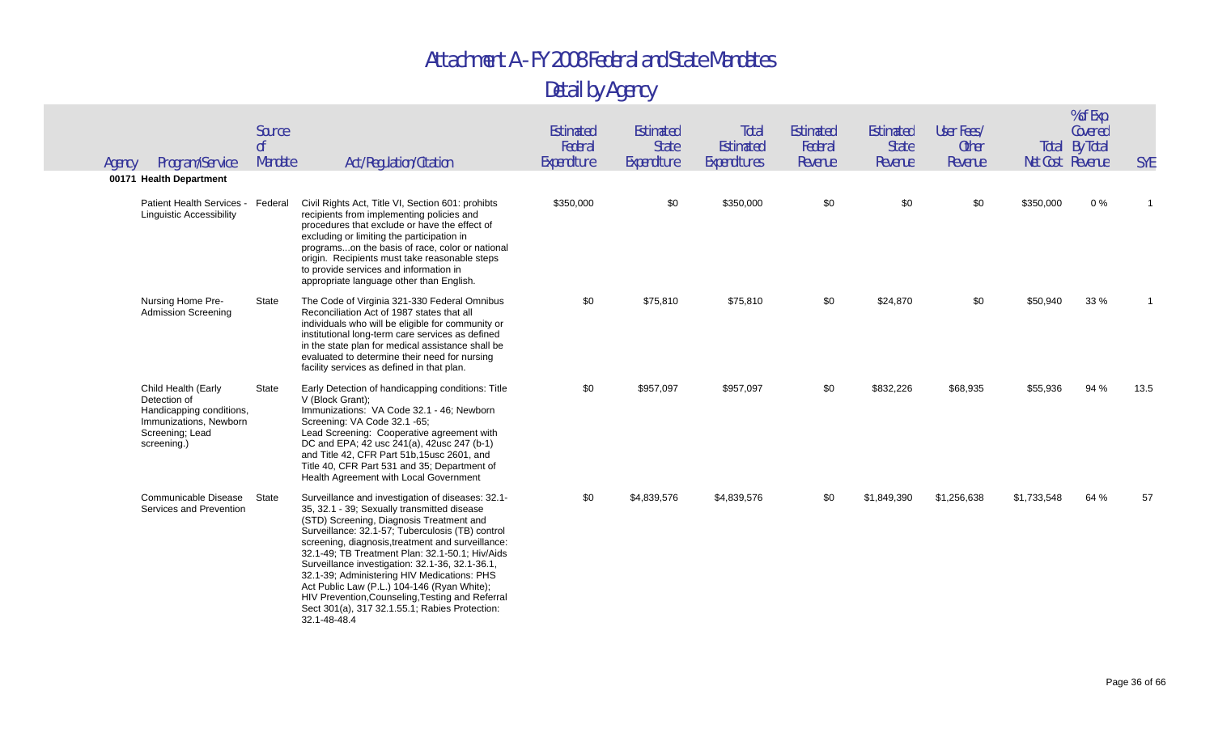# Attachment A - FY 2008 Federal and State Mandates

## Detail by Agency

| Agency | Program/Service | Source of Mandate | Act/Regulation/Citation | Estimated Federal Expenditure | Estimated State Expenditure | Total Estimated Expenditures | Estimated Federal Revenue | Estimated State Revenue | User Fees/ Other Revenue | Total Net Cost | % of Exp Covered By Total Revenue | SYE |
|---|---|---|---|---|---|---|---|---|---|---|---|---|
| **00171 Health Department** | | | | | | | | | | | | |
| | Patient Health Services - Linguistic Accessibility | Federal | Civil Rights Act, Title VI, Section 601: prohibits recipients from implementing policies and procedures that exclude or have the effect of excluding or limiting the participation in programs...on the basis of race, color or national origin. Recipients must take reasonable steps to provide services and information in appropriate language other than English. | $350,000 | $0 | $350,000 | $0 | $0 | $0 | $350,000 | 0 % | 1 |
| | Nursing Home Pre-Admission Screening | State | The Code of Virginia 321-330 Federal Omnibus Reconciliation Act of 1987 states that all individuals who will be eligible for community or institutional long-term care services as defined in the state plan for medical assistance shall be evaluated to determine their need for nursing facility services as defined in that plan. | $0 | $75,810 | $75,810 | $0 | $24,870 | $0 | $50,940 | 33 % | 1 |
| | Child Health (Early Detection of Handicapping conditions, Immunizations, Newborn Screening; Lead screening.) | State | Early Detection of handicapping conditions: Title V (Block Grant); Immunizations: VA Code 32.1 - 46; Newborn Screening: VA Code 32.1 -65; Lead Screening: Cooperative agreement with DC and EPA; 42 usc 241(a), 42usc 247 (b-1) and Title 42, CFR Part 51b,15usc 2601, and Title 40, CFR Part 531 and 35; Department of Health Agreement with Local Government | $0 | $957,097 | $957,097 | $0 | $832,226 | $68,935 | $55,936 | 94 % | 13.5 |
| | Communicable Disease Services and Prevention | State | Surveillance and investigation of diseases: 32.1-35, 32.1 - 39; Sexually transmitted disease (STD) Screening, Diagnosis Treatment and Surveillance: 32.1-57; Tuberculosis (TB) control screening, diagnosis,treatment and surveillance: 32.1-49; TB Treatment Plan: 32.1-50.1; Hiv/Aids Surveillance investigation: 32.1-36, 32.1-36.1, 32.1-39; Administering HIV Medications: PHS Act Public Law (P.L.) 104-146 (Ryan White); HIV Prevention,Counseling,Testing and Referral Sect 301(a), 317 32.1.55.1; Rabies Protection: 32.1-48-48.4 | $0 | $4,839,576 | $4,839,576 | $0 | $1,849,390 | $1,256,638 | $1,733,548 | 64 % | 57 |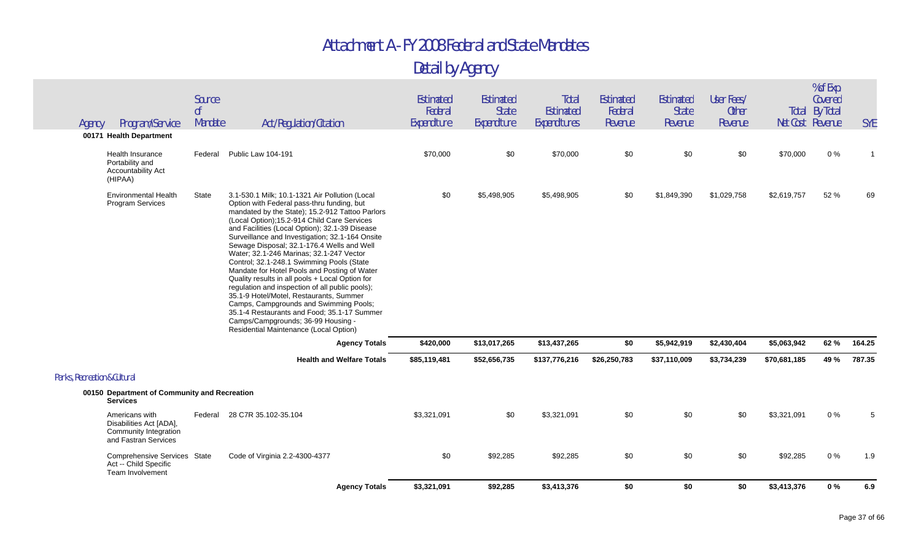# Attachment A - FY 2008 Federal and State Mandates

## Detail by Agency

| Agency | Program/Service | Source of Mandate | Act/Regulation/Citation | Estimated Federal Expenditure | Estimated State Expenditure | Total Estimated Expenditures | Estimated Federal Revenue | Estimated State Revenue | User Fees/ Other Revenue | Total Net Cost | % of Exp Covered By Total Revenue | SYE |
|---|---|---|---|---|---|---|---|---|---|---|---|---|
| **00171 Health Department** | | | | | | | | | | | | |
| | Health Insurance Portability and Accountability Act (HIPAA) | Federal | Public Law 104-191 | $70,000 | $0 | $70,000 | $0 | $0 | $0 | $70,000 | 0 % | 1 |
| | Environmental Health Program Services | State | 3.1-530.1 Milk; 10.1-1321 Air Pollution (Local Option with Federal pass-thru funding, but mandated by the State); 15.2-912 Tattoo Parlors (Local Option);15.2-914 Child Care Services and Facilities (Local Option); 32.1-39 Disease Surveillance and Investigation; 32.1-164 Onsite Sewage Disposal; 32.1-176.4 Wells and Well Water; 32.1-246 Marinas; 32.1-247 Vector Control; 32.1-248.1 Swimming Pools (State Mandate for Hotel Pools and Posting of Water Quality results in all pools + Local Option for regulation and inspection of all public pools); 35.1-9 Hotel/Motel, Restaurants, Summer Camps, Campgrounds and Swimming Pools; 35.1-4 Restaurants and Food; 35.1-17 Summer Camps/Campgrounds; 36-99 Housing - Residential Maintenance (Local Option) | $0 | $5,498,905 | $5,498,905 | $0 | $1,849,390 | $1,029,758 | $2,619,757 | 52 % | 69 |
| | | | **Agency Totals** | **$420,000** | **$13,017,265** | **$13,437,265** | **$0** | **$5,942,919** | **$2,430,404** | **$5,063,942** | **62 %** | **164.25** |
| | | | **Health and Welfare Totals** | **$85,119,481** | **$52,656,735** | **$137,776,216** | **$26,250,783** | **$37,110,009** | **$3,734,239** | **$70,681,185** | **49 %** | **787.35** |
| Parks, Recreation & Cultural | | | | | | | | | | | | |
| **00150 Department of Community and Recreation Services** | | | | | | | | | | | | |
| | Americans with Disabilities Act [ADA], Community Integration and Fastran Services | Federal | 28 C7R 35.102-35.104 | $3,321,091 | $0 | $3,321,091 | $0 | $0 | $0 | $3,321,091 | 0 % | 5 |
| | Comprehensive Services Act -- Child Specific Team Involvement | State | Code of Virginia 2.2-4300-4377 | $0 | $92,285 | $92,285 | $0 | $0 | $0 | $92,285 | 0 % | 1.9 |
| | | | **Agency Totals** | **$3,321,091** | **$92,285** | **$3,413,376** | **$0** | **$0** | **$0** | **$3,413,376** | **0 %** | **6.9** |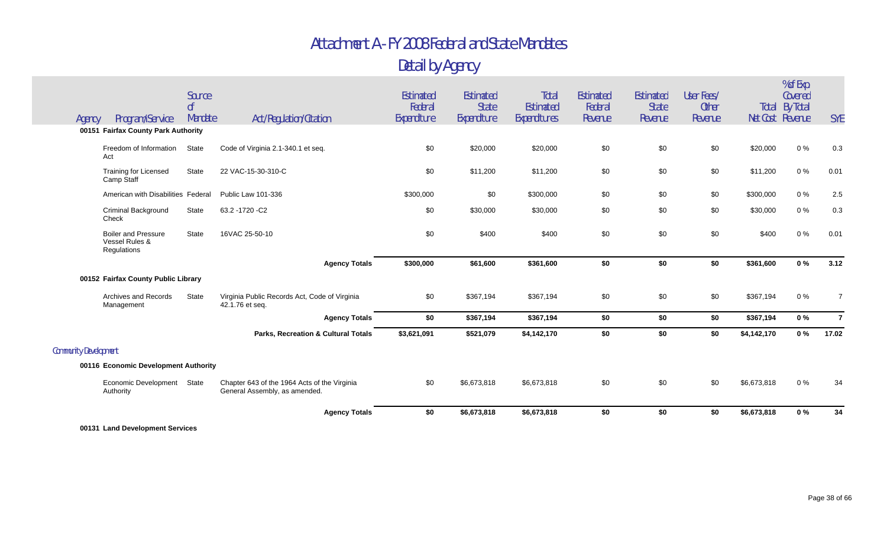# Attachment A - FY 2008 Federal and State Mandates

## Detail by Agency

| Agency | Program/Service | Source of Mandate | Act/Regulation/Citation | Estimated Federal Expenditure | Estimated State Expenditure | Total Estimated Expenditures | Estimated Federal Revenue | Estimated State Revenue | User Fees/ Other Revenue | Total Net Cost | % of Exp Covered By Total Revenue | SYE |
|---|---|---|---|---|---|---|---|---|---|---|---|---|
| **00151 Fairfax County Park Authority** | | | | | | | | | | | | |
| | Freedom of Information Act | State | Code of Virginia 2.1-340.1 et seq. | $0 | $20,000 | $20,000 | $0 | $0 | $0 | $20,000 | 0 % | 0.3 |
| | Training for Licensed Camp Staff | State | 22 VAC-15-30-310-C | $0 | $11,200 | $11,200 | $0 | $0 | $0 | $11,200 | 0 % | 0.01 |
| | American with Disabilities | Federal | Public Law 101-336 | $300,000 | $0 | $300,000 | $0 | $0 | $0 | $300,000 | 0 % | 2.5 |
| | Criminal Background Check | State | 63.2 -1720 -C2 | $0 | $30,000 | $30,000 | $0 | $0 | $0 | $30,000 | 0 % | 0.3 |
| | Boiler and Pressure Vessel Rules & Regulations | State | 16VAC 25-50-10 | $0 | $400 | $400 | $0 | $0 | $0 | $400 | 0 % | 0.01 |
| | | | **Agency Totals** | **$300,000** | **$61,600** | **$361,600** | **$0** | **$0** | **$0** | **$361,600** | **0 %** | **3.12** |
| **00152 Fairfax County Public Library** | | | | | | | | | | | | |
| | Archives and Records Management | State | Virginia Public Records Act, Code of Virginia 42.1.76 et seq. | $0 | $367,194 | $367,194 | $0 | $0 | $0 | $367,194 | 0 % | 7 |
| | | | **Agency Totals** | **$0** | **$367,194** | **$367,194** | **$0** | **$0** | **$0** | **$367,194** | **0 %** | **7** |
| | | | **Parks, Recreation & Cultural Totals** | **$3,621,091** | **$521,079** | **$4,142,170** | **$0** | **$0** | **$0** | **$4,142,170** | **0 %** | **17.02** |
| Community Development | | | | | | | | | | | | |
| **00116 Economic Development Authority** | | | | | | | | | | | | |
| | Economic Development Authority | State | Chapter 643 of the 1964 Acts of the Virginia General Assembly, as amended. | $0 | $6,673,818 | $6,673,818 | $0 | $0 | $0 | $6,673,818 | 0 % | 34 |
| | | | **Agency Totals** | **$0** | **$6,673,818** | **$6,673,818** | **$0** | **$0** | **$0** | **$6,673,818** | **0 %** | **34** |
| **00131 Land Development Services** | | | | | | | | | | | | |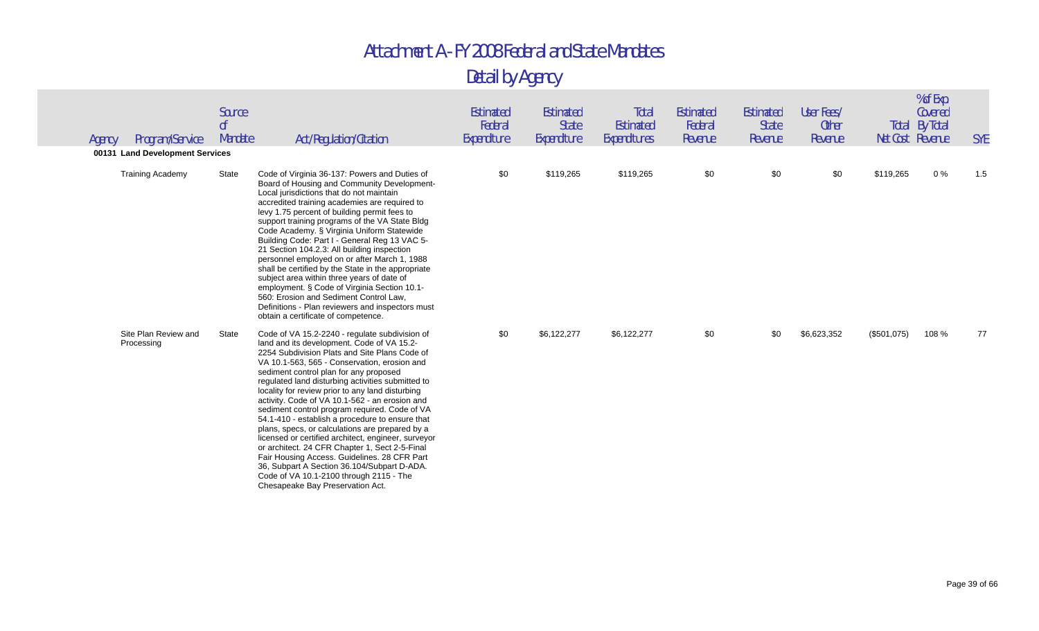# Attachment A - FY 2008 Federal and State Mandates

## Detail by Agency

| Agency | Program/Service | Source of Mandate | Act/Regulation/Citation | Estimated Federal Expenditure | Estimated State Expenditure | Total Estimated Expenditures | Estimated Federal Revenue | Estimated State Revenue | User Fees/ Other Revenue | Total Net Cost | % of Exp Covered By Total Revenue | SYE |
|---|---|---|---|---|---|---|---|---|---|---|---|---|
| **00131 Land Development Services** | | | | | | | | | | | | |
| | Training Academy | State | Code of Virginia 36-137: Powers and Duties of Board of Housing and Community Development- Local jurisdictions that do not maintain accredited training academies are required to levy 1.75 percent of building permit fees to support training programs of the VA State Bldg Code Academy. § Virginia Uniform Statewide Building Code: Part I - General Reg 13 VAC 5-21 Section 104.2.3: All building inspection personnel employed on or after March 1, 1988 shall be certified by the State in the appropriate subject area within three years of date of employment. § Code of Virginia Section 10.1-560: Erosion and Sediment Control Law, Definitions - Plan reviewers and inspectors must obtain a certificate of competence. | $0 | $119,265 | $119,265 | $0 | $0 | $0 | $119,265 | 0 % | 1.5 |
| | Site Plan Review and Processing | State | Code of VA 15.2-2240 - regulate subdivision of land and its development. Code of VA 15.2-2254 Subdivision Plats and Site Plans Code of VA 10.1-563, 565 - Conservation, erosion and sediment control plan for any proposed regulated land disturbing activities submitted to locality for review prior to any land disturbing activity. Code of VA 10.1-562 - an erosion and sediment control program required. Code of VA 54.1-410 - establish a procedure to ensure that plans, specs, or calculations are prepared by a licensed or certified architect, engineer, surveyor or architect. 24 CFR Chapter 1, Sect 2-5-Final Fair Housing Access. Guidelines. 28 CFR Part 36, Subpart A Section 36.104/Subpart D-ADA. Code of VA 10.1-2100 through 2115 - The Chesapeake Bay Preservation Act. | $0 | $6,122,277 | $6,122,277 | $0 | $0 | $6,623,352 | ($501,075) | 108 % | 77 |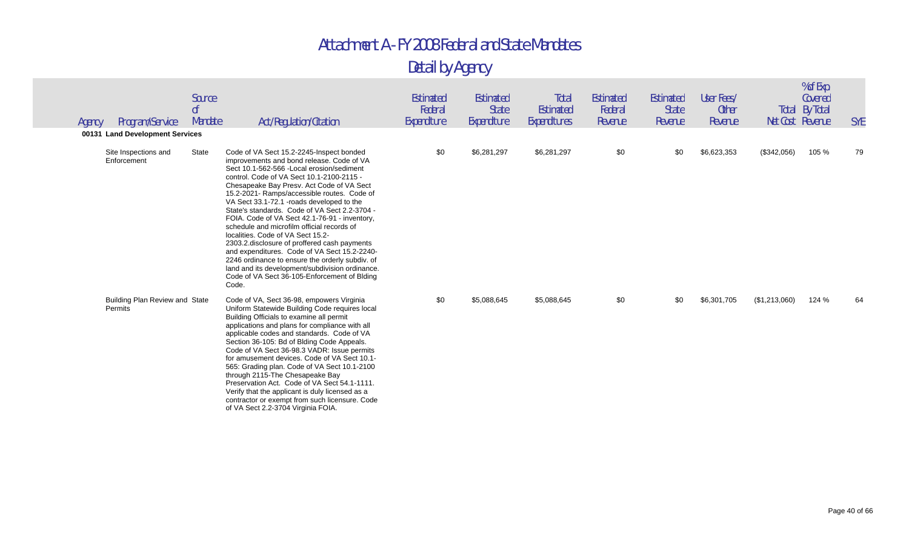# Attachment A - FY 2008 Federal and State Mandates

## Detail by Agency

| Agency | Program/Service | Source of Mandate | Act/Regulation/Citation | Estimated Federal Expenditure | Estimated State Expenditure | Total Estimated Expenditures | Estimated Federal Revenue | Estimated State Revenue | User Fees/ Other Revenue | Total Net Cost | % of Exp Covered By Total Revenue | SYE |
|---|---|---|---|---|---|---|---|---|---|---|---|---|
| **00131 Land Development Services** | | | | | | | | | | | | |
| | Site Inspections and Enforcement | State | Code of VA Sect 15.2-2245-Inspect bonded improvements and bond release. Code of VA Sect 10.1-562-566 -Local erosion/sediment control. Code of VA Sect 10.1-2100-2115 - Chesapeake Bay Presv. Act Code of VA Sect 15.2-2021- Ramps/accessible routes. Code of VA Sect 33.1-72.1 -roads developed to the State's standards. Code of VA Sect 2.2-3704 - FOIA. Code of VA Sect 42.1-76-91 - inventory, schedule and microfilm official records of localities. Code of VA Sect 15.2-2303.2.disclosure of proffered cash payments and expenditures. Code of VA Sect 15.2-2240-2246 ordinance to ensure the orderly subdiv. of land and its development/subdivision ordinance. Code of VA Sect 36-105-Enforcement of Blding Code. | $0 | $6,281,297 | $6,281,297 | $0 | $0 | $6,623,353 | ($342,056) | 105 % | 79 |
| | Building Plan Review and Permits | State | Code of VA, Sect 36-98, empowers Virginia Uniform Statewide Building Code requires local Building Officials to examine all permit applications and plans for compliance with all applicable codes and standards. Code of VA Section 36-105: Bd of Blding Code Appeals. Code of VA Sect 36-98.3 VADR: Issue permits for amusement devices. Code of VA Sect 10.1-565: Grading plan. Code of VA Sect 10.1-2100 through 2115-The Chesapeake Bay Preservation Act. Code of VA Sect 54.1-1111. Verify that the applicant is duly licensed as a contractor or exempt from such licensure. Code of VA Sect 2.2-3704 Virginia FOIA. | $0 | $5,088,645 | $5,088,645 | $0 | $0 | $6,301,705 | ($1,213,060) | 124 % | 64 |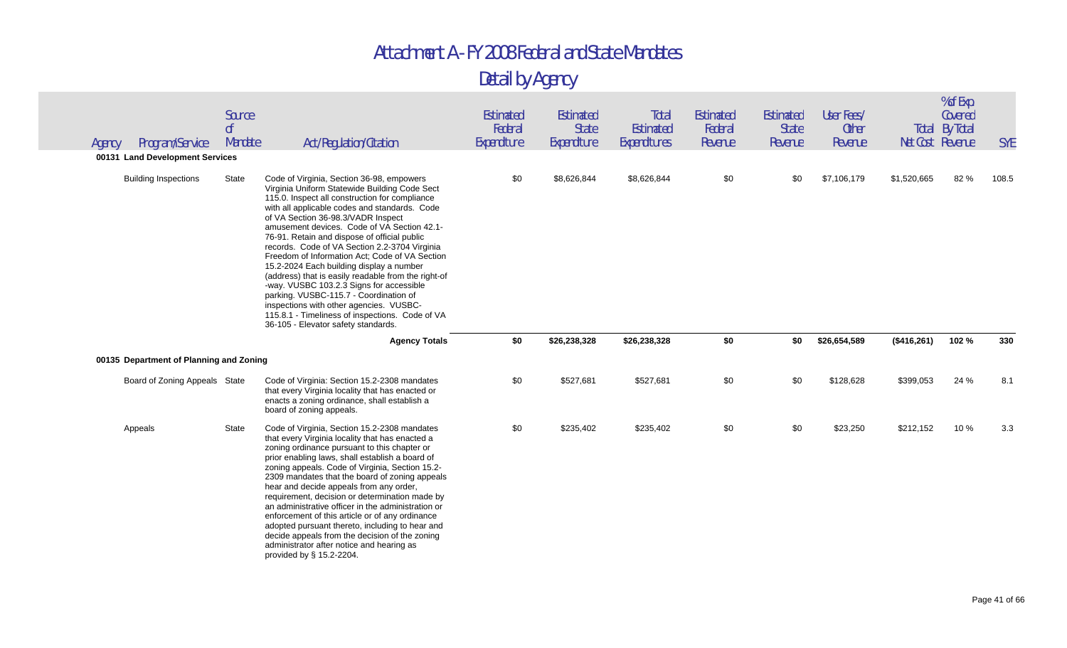# Attachment A - FY 2008 Federal and State Mandates

## Detail by Agency

| Agency | Program/Service | Source of Mandate | Act/Regulation/Citation | Estimated Federal Expenditure | Estimated State Expenditure | Total Estimated Expenditures | Estimated Federal Revenue | Estimated State Revenue | User Fees/ Other Revenue | Total Net Cost | % of Exp Covered By Total Revenue | SYE |
|---|---|---|---|---|---|---|---|---|---|---|---|---|
| **00131 Land Development Services** | | | | | | | | | | | | |
| | Building Inspections | State | Code of Virginia, Section 36-98, empowers Virginia Uniform Statewide Building Code Sect 115.0. Inspect all construction for compliance with all applicable codes and standards. Code of VA Section 36-98.3/VADR Inspect amusement devices. Code of VA Section 42.1-76-91. Retain and dispose of official public records. Code of VA Section 2.2-3704 Virginia Freedom of Information Act; Code of VA Section 15.2-2024 Each building display a number (address) that is easily readable from the right-of -way. VUSBC 103.2.3 Signs for accessible parking. VUSBC-115.7 - Coordination of inspections with other agencies. VUSBC-115.8.1 - Timeliness of inspections. Code of VA 36-105 - Elevator safety standards. | $0 | $8,626,844 | $8,626,844 | $0 | $0 | $7,106,179 | $1,520,665 | 82 % | 108.5 |
| | | | **Agency Totals** | **$0** | **$26,238,328** | **$26,238,328** | **$0** | **$0** | **$26,654,589** | **($416,261)** | **102 %** | **330** |
| **00135 Department of Planning and Zoning** | | | | | | | | | | | | |
| | Board of Zoning Appeals | State | Code of Virginia: Section 15.2-2308 mandates that every Virginia locality that has enacted or enacts a zoning ordinance, shall establish a board of zoning appeals. | $0 | $527,681 | $527,681 | $0 | $0 | $128,628 | $399,053 | 24 % | 8.1 |
| | Appeals | State | Code of Virginia, Section 15.2-2308 mandates that every Virginia locality that has enacted a zoning ordinance pursuant to this chapter or prior enabling laws, shall establish a board of zoning appeals. Code of Virginia, Section 15.2-2309 mandates that the board of zoning appeals hear and decide appeals from any order, requirement, decision or determination made by an administrative officer in the administration or enforcement of this article or of any ordinance adopted pursuant thereto, including to hear and decide appeals from the decision of the zoning administrator after notice and hearing as provided by § 15.2-2204. | $0 | $235,402 | $235,402 | $0 | $0 | $23,250 | $212,152 | 10 % | 3.3 |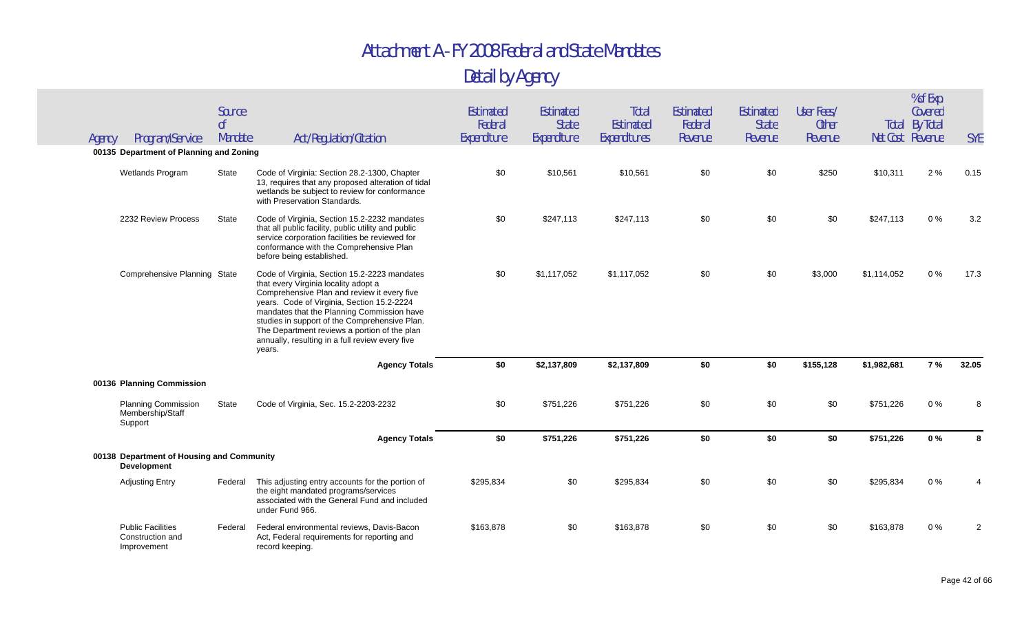# Attachment A - FY 2008 Federal and State Mandates

## Detail by Agency

| Agency | Program/Service | Source of Mandate | Act/Regulation/Citation | Estimated Federal Expenditure | Estimated State Expenditure | Total Estimated Expenditures | Estimated Federal Revenue | Estimated State Revenue | User Fees/ Other Revenue | Total Net Cost | % of Exp Covered By Total Revenue | SYE |
|---|---|---|---|---|---|---|---|---|---|---|---|---|
| **00135 Department of Planning and Zoning** | | | | | | | | | | | | |
| | Wetlands Program | State | Code of Virginia: Section 28.2-1300, Chapter 13, requires that any proposed alteration of tidal wetlands be subject to review for conformance with Preservation Standards. | $0 | $10,561 | $10,561 | $0 | $0 | $250 | $10,311 | 2 % | 0.15 |
| | 2232 Review Process | State | Code of Virginia, Section 15.2-2232 mandates that all public facility, public utility and public service corporation facilities be reviewed for conformance with the Comprehensive Plan before being established. | $0 | $247,113 | $247,113 | $0 | $0 | $0 | $247,113 | 0 % | 3.2 |
| | Comprehensive Planning | State | Code of Virginia, Section 15.2-2223 mandates that every Virginia locality adopt a Comprehensive Plan and review it every five years. Code of Virginia, Section 15.2-2224 mandates that the Planning Commission have studies in support of the Comprehensive Plan. The Department reviews a portion of the plan annually, resulting in a full review every five years. | $0 | $1,117,052 | $1,117,052 | $0 | $0 | $3,000 | $1,114,052 | 0 % | 17.3 |
| | | | **Agency Totals** | **$0** | **$2,137,809** | **$2,137,809** | **$0** | **$0** | **$155,128** | **$1,982,681** | **7 %** | **32.05** |
| **00136 Planning Commission** | | | | | | | | | | | | |
| | Planning Commission Membership/Staff Support | State | Code of Virginia, Sec. 15.2-2203-2232 | $0 | $751,226 | $751,226 | $0 | $0 | $0 | $751,226 | 0 % | 8 |
| | | | **Agency Totals** | **$0** | **$751,226** | **$751,226** | **$0** | **$0** | **$0** | **$751,226** | **0 %** | **8** |
| **00138 Department of Housing and Community Development** | | | | | | | | | | | | |
| | Adjusting Entry | Federal | This adjusting entry accounts for the portion of the eight mandated programs/services associated with the General Fund and included under Fund 966. | $295,834 | $0 | $295,834 | $0 | $0 | $0 | $295,834 | 0 % | 4 |
| | Public Facilities Construction and Improvement | Federal | Federal environmental reviews, Davis-Bacon Act, Federal requirements for reporting and record keeping. | $163,878 | $0 | $163,878 | $0 | $0 | $0 | $163,878 | 0 % | 2 |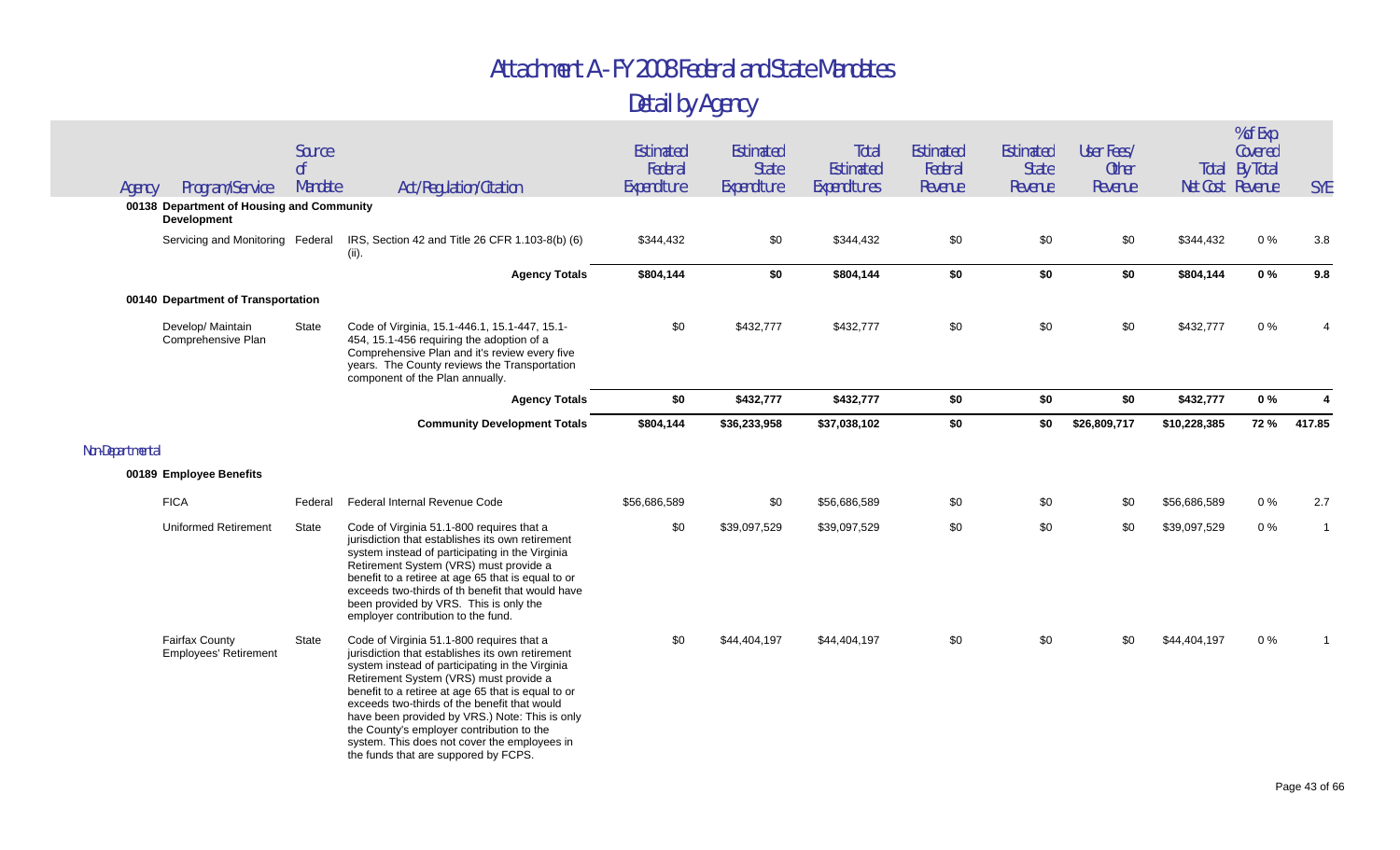# Attachment A - FY 2008 Federal and State Mandates

## Detail by Agency

| Agency | Program/Service | Source of Mandate | Act/Regulation/Citation | Estimated Federal Expenditure | Estimated State Expenditure | Total Estimated Expenditures | Estimated Federal Revenue | Estimated State Revenue | User Fees/ Other Revenue | Total Net Cost | % of Exp Covered By Total Revenue | SYE |
|---|---|---|---|---|---|---|---|---|---|---|---|---|
| **00138 Department of Housing and Community Development** | | | | | | | | | | | | |
| | Servicing and Monitoring | Federal | IRS, Section 42 and Title 26 CFR 1.103-8(b) (6) (ii). | $344,432 | $0 | $344,432 | $0 | $0 | $0 | $344,432 | 0 % | 3.8 |
| | | | **Agency Totals** | **$804,144** | **$0** | **$804,144** | **$0** | **$0** | **$0** | **$804,144** | **0 %** | **9.8** |
| **00140 Department of Transportation** | | | | | | | | | | | | |
| | Develop/ Maintain Comprehensive Plan | State | Code of Virginia, 15.1-446.1, 15.1-447, 15.1-454, 15.1-456 requiring the adoption of a Comprehensive Plan and it's review every five years. The County reviews the Transportation component of the Plan annually. | $0 | $432,777 | $432,777 | $0 | $0 | $0 | $432,777 | 0 % | 4 |
| | | | **Agency Totals** | **$0** | **$432,777** | **$432,777** | **$0** | **$0** | **$0** | **$432,777** | **0 %** | **4** |
| | | | **Community Development Totals** | **$804,144** | **$36,233,958** | **$37,038,102** | **$0** | **$0** | **$26,809,717** | **$10,228,385** | **72 %** | **417.85** |
| Non-Departmental | | | | | | | | | | | | |
| **00189 Employee Benefits** | | | | | | | | | | | | |
| | FICA | Federal | Federal Internal Revenue Code | $56,686,589 | $0 | $56,686,589 | $0 | $0 | $0 | $56,686,589 | 0 % | 2.7 |
| | Uniformed Retirement | State | Code of Virginia 51.1-800 requires that a jurisdiction that establishes its own retirement system instead of participating in the Virginia Retirement System (VRS) must provide a benefit to a retiree at age 65 that is equal to or exceeds two-thirds of th benefit that would have been provided by VRS. This is only the employer contribution to the fund. | $0 | $39,097,529 | $39,097,529 | $0 | $0 | $0 | $39,097,529 | 0 % | 1 |
| | Fairfax County Employees' Retirement | State | Code of Virginia 51.1-800 requires that a jurisdiction that establishes its own retirement system instead of participating in the Virginia Retirement System (VRS) must provide a benefit to a retiree at age 65 that is equal to or exceeds two-thirds of the benefit that would have been provided by VRS.) Note: This is only the County's employer contribution to the system. This does not cover the employees in the funds that are suppored by FCPS. | $0 | $44,404,197 | $44,404,197 | $0 | $0 | $0 | $44,404,197 | 0 % | 1 |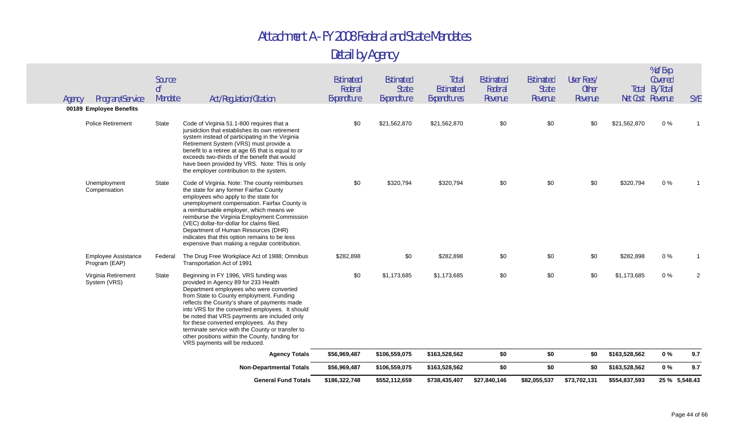# Attachment A - FY 2008 Federal and State Mandates

## Detail by Agency

| Agency | Program/Service | Source of Mandate | Act/Regulation/Citation | Estimated Federal Expenditure | Estimated State Expenditure | Total Estimated Expenditures | Estimated Federal Revenue | Estimated State Revenue | User Fees/ Other Revenue | Total Net Cost | % of Exp Covered By Total Revenue | SYE |
|---|---|---|---|---|---|---|---|---|---|---|---|---|
| **00189 Employee Benefits** | | | | | | | | | | | | |
| | Police Retirement | State | Code of Virginia 51.1-800 requires that a jursidction that establishes its own retirement system instead of participating in the Virginia Retirement System (VRS) must provide a benefit to a retiree at age 65 that is equal to or exceeds two-thirds of the benefit that would have been provided by VRS. Note: This is only the employer contribution to the system. | $0 | $21,562,870 | $21,562,870 | $0 | $0 | $0 | $21,562,870 | 0 % | 1 |
| | Unemployment Compensation | State | Code of Virginia. Note: The county reimburses the state for any former Fairfax County employees who apply to the state for unemployment compensation. Fairfax County is a reimbursable employer, which means we reimburse the Virginia Employment Commission (VEC) dollar-for-dollar for claims filed. Department of Human Resources (DHR) indicates that this option remains to be less expensive than making a regular contribution. | $0 | $320,794 | $320,794 | $0 | $0 | $0 | $320,794 | 0 % | 1 |
| | Employee Assistance Program (EAP) | Federal | The Drug Free Workplace Act of 1988; Omnibus Transportation Act of 1991 | $282,898 | $0 | $282,898 | $0 | $0 | $0 | $282,898 | 0 % | 1 |
| | Virginia Retirement System (VRS) | State | Beginning in FY 1996, VRS funding was provided in Agency 89 for 233 Health Department employees who were converted from State to County employment. Funding reflects the County's share of payments made into VRS for the converted employees. It should be noted that VRS payments are included only for these converted employees. As they terminate service with the County or transfer to other positions within the County, funding for VRS payments will be reduced. | $0 | $1,173,685 | $1,173,685 | $0 | $0 | $0 | $1,173,685 | 0 % | 2 |
| | | | **Agency Totals** | **$56,969,487** | **$106,559,075** | **$163,528,562** | **$0** | **$0** | **$0** | **$163,528,562** | **0 %** | **9.7** |
| | | | **Non-Departmental Totals** | **$56,969,487** | **$106,559,075** | **$163,528,562** | **$0** | **$0** | **$0** | **$163,528,562** | **0 %** | **9.7** |
| | | | **General Fund Totals** | **$186,322,748** | **$552,112,659** | **$738,435,407** | **$27,840,146** | **$82,055,537** | **$73,702,131** | **$554,837,593** | **25 %** | **5,548.43** |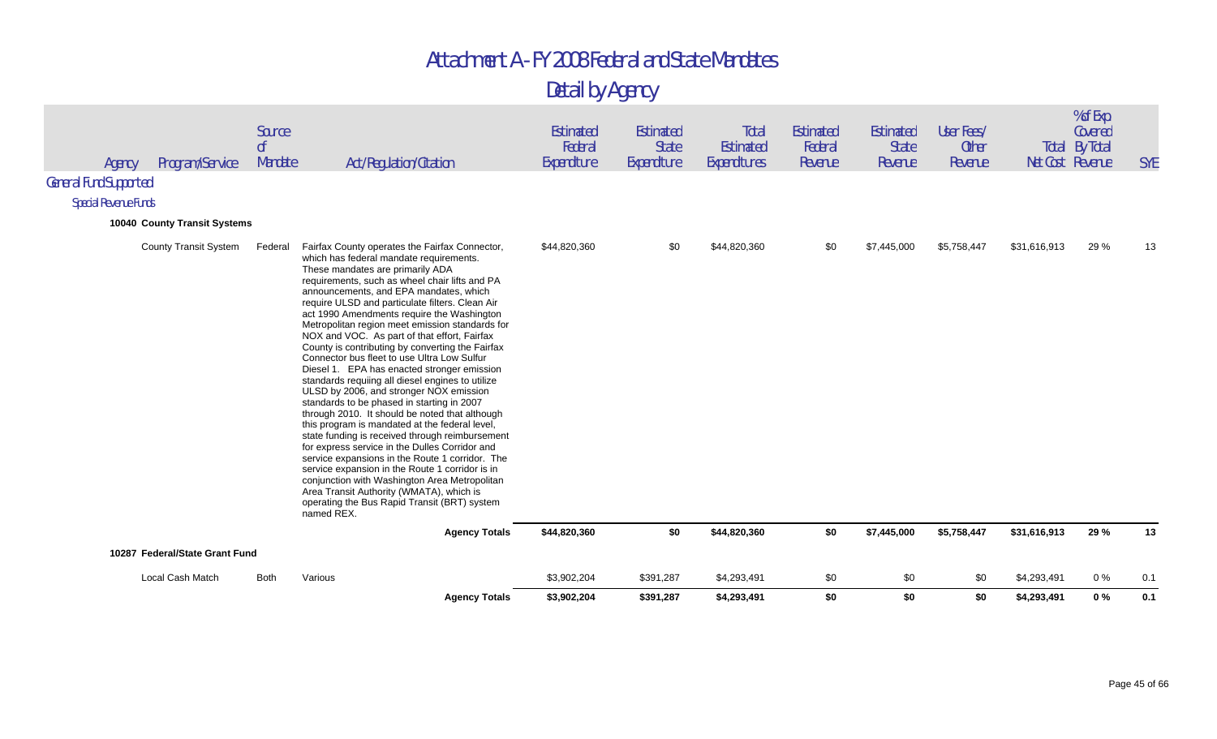# Attachment A - FY 2008 Federal and State Mandates

## Detail by Agency

| Agency | Program/Service | Source of Mandate | Act/Regulation/Citation | Estimated Federal Expenditure | Estimated State Expenditure | Total Estimated Expenditures | Estimated Federal Revenue | Estimated State Revenue | User Fees/ Other Revenue | Total Net Cost | % of Exp Covered By Total Revenue | SYE |
|---|---|---|---|---|---|---|---|---|---|---|---|---|
| General Fund Supported | | | | | | | | | | | | |
| Special Revenue Funds | | | | | | | | | | | | |
| **10040 County Transit Systems** | | | | | | | | | | | | |
| | County Transit System | Federal | Fairfax County operates the Fairfax Connector, which has federal mandate requirements. These mandates are primarily ADA requirements, such as wheel chair lifts and PA announcements, and EPA mandates, which require ULSD and particulate filters. Clean Air act 1990 Amendments require the Washington Metropolitan region meet emission standards for NOX and VOC. As part of that effort, Fairfax County is contributing by converting the Fairfax Connector bus fleet to use Ultra Low Sulfur Diesel 1. EPA has enacted stronger emission standards requiing all diesel engines to utilize ULSD by 2006, and stronger NOX emission standards to be phased in starting in 2007 through 2010. It should be noted that although this program is mandated at the federal level, state funding is received through reimbursement for express service in the Dulles Corridor and service expansions in the Route 1 corridor. The service expansion in the Route 1 corridor is in conjunction with Washington Area Metropolitan Area Transit Authority (WMATA), which is operating the Bus Rapid Transit (BRT) system named REX. | $44,820,360 | $0 | $44,820,360 | $0 | $7,445,000 | $5,758,447 | $31,616,913 | 29 % | 13 |
| | | | **Agency Totals** | **$44,820,360** | **$0** | **$44,820,360** | **$0** | **$7,445,000** | **$5,758,447** | **$31,616,913** | **29 %** | **13** |
| **10287 Federal/State Grant Fund** | | | | | | | | | | | | |
| | Local Cash Match | Both | Various | $3,902,204 | $391,287 | $4,293,491 | $0 | $0 | $0 | $4,293,491 | 0 % | 0.1 |
| | | | **Agency Totals** | **$3,902,204** | **$391,287** | **$4,293,491** | **$0** | **$0** | **$0** | **$4,293,491** | **0 %** | **0.1** |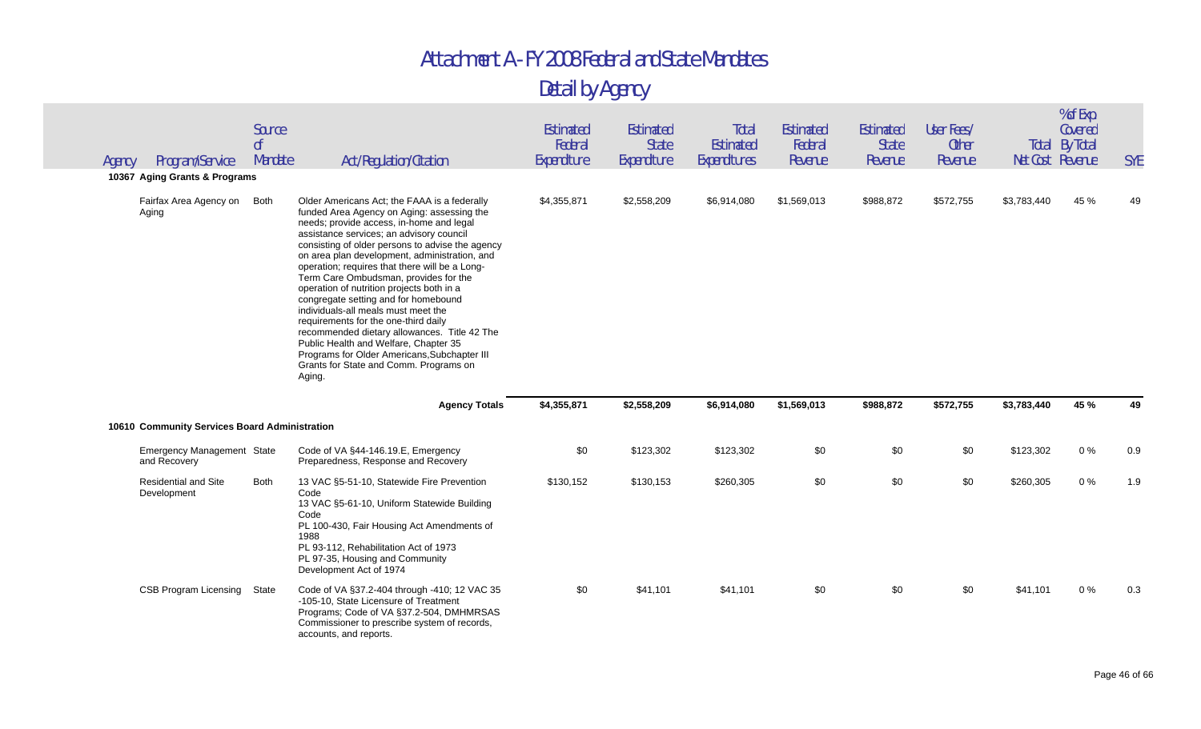# Attachment A - FY 2008 Federal and State Mandates

## Detail by Agency

| Agency | Program/Service | Source of Mandate | Act/Regulation/Citation | Estimated Federal Expenditure | Estimated State Expenditure | Total Estimated Expenditures | Estimated Federal Revenue | Estimated State Revenue | User Fees/ Other Revenue | Total Net Cost | % of Exp Covered By Total Revenue | SYE |
|---|---|---|---|---|---|---|---|---|---|---|---|---|
| **10367 Aging Grants & Programs** | | | | | | | | | | | | |
| | Fairfax Area Agency on Aging | Both | Older Americans Act; the FAAA is a federally funded Area Agency on Aging: assessing the needs; provide access, in-home and legal assistance services; an advisory council consisting of older persons to advise the agency on area plan development, administration, and operation; requires that there will be a Long-Term Care Ombudsman, provides for the operation of nutrition projects both in a congregate setting and for homebound individuals-all meals must meet the requirements for the one-third daily recommended dietary allowances. Title 42 The Public Health and Welfare, Chapter 35 Programs for Older Americans,Subchapter III Grants for State and Comm. Programs on Aging. | $4,355,871 | $2,558,209 | $6,914,080 | $1,569,013 | $988,872 | $572,755 | $3,783,440 | 45 % | 49 |
| | | | **Agency Totals** | **$4,355,871** | **$2,558,209** | **$6,914,080** | **$1,569,013** | **$988,872** | **$572,755** | **$3,783,440** | **45 %** | **49** |
| **10610 Community Services Board Administration** | | | | | | | | | | | | |
| | Emergency Management and Recovery | State | Code of VA §44-146.19.E, Emergency Preparedness, Response and Recovery | $0 | $123,302 | $123,302 | $0 | $0 | $0 | $123,302 | 0 % | 0.9 |
| | Residential and Site Development | Both | 13 VAC §5-51-10, Statewide Fire Prevention Code<br>13 VAC §5-61-10, Uniform Statewide Building Code<br>PL 100-430, Fair Housing Act Amendments of 1988<br>PL 93-112, Rehabilitation Act of 1973<br>PL 97-35, Housing and Community Development Act of 1974 | $130,152 | $130,153 | $260,305 | $0 | $0 | $0 | $260,305 | 0 % | 1.9 |
| | CSB Program Licensing | State | Code of VA §37.2-404 through -410; 12 VAC 35 -105-10, State Licensure of Treatment Programs; Code of VA §37.2-504, DMHMRSAS Commissioner to prescribe system of records, accounts, and reports. | $0 | $41,101 | $41,101 | $0 | $0 | $0 | $41,101 | 0 % | 0.3 |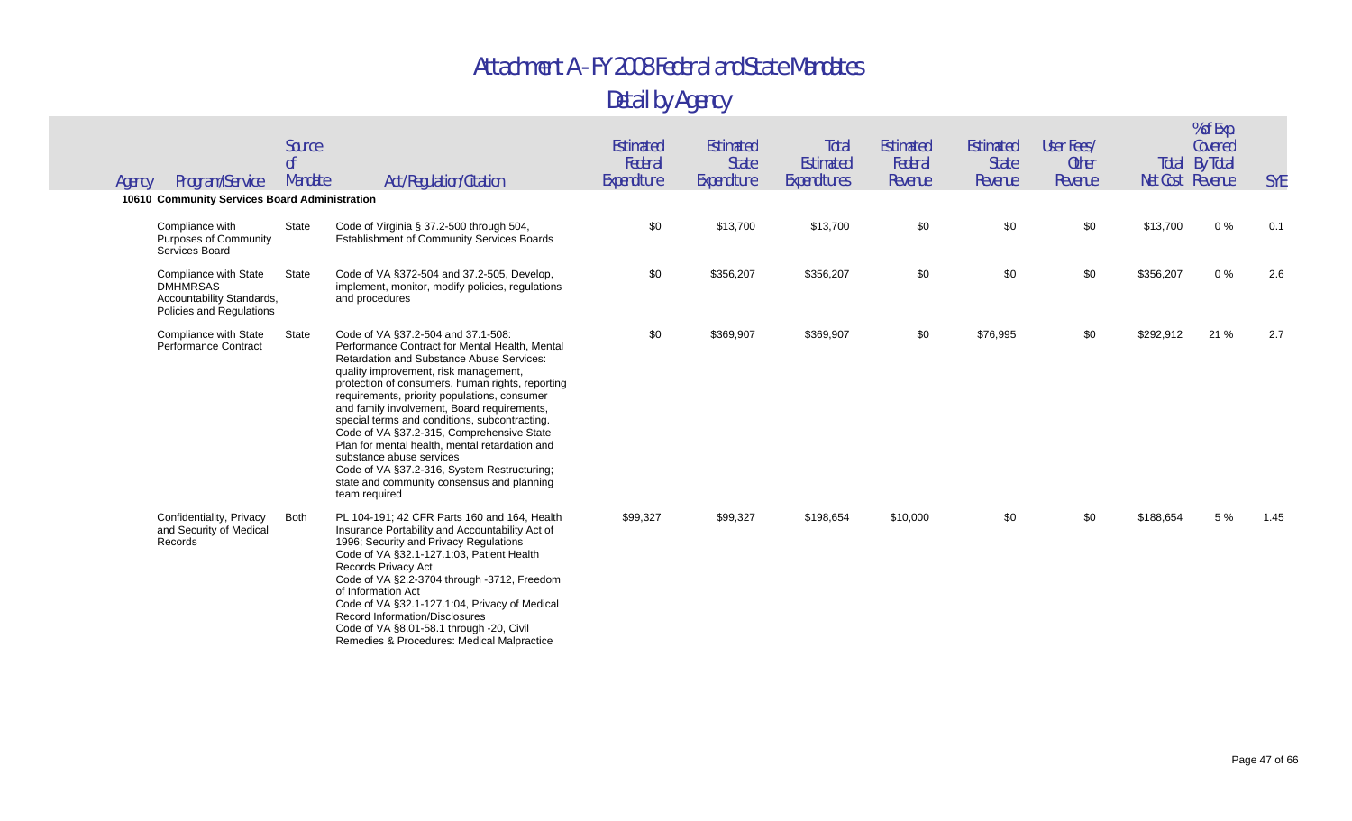# Attachment A - FY 2008 Federal and State Mandates

## Detail by Agency

| Agency | Program/Service | Source of Mandate | Act/Regulation/Citation | Estimated Federal Expenditure | Estimated State Expenditure | Total Estimated Expenditures | Estimated Federal Revenue | Estimated State Revenue | User Fees/ Other Revenue | Total Net Cost | % of Exp Covered By Total Revenue | SYE |
|---|---|---|---|---|---|---|---|---|---|---|---|---|
| **10610 Community Services Board Administration** | | | | | | | | | | | | |
| | Compliance with Purposes of Community Services Board | State | Code of Virginia § 37.2-500 through 504, Establishment of Community Services Boards | $0 | $13,700 | $13,700 | $0 | $0 | $0 | $13,700 | 0 % | 0.1 |
| | Compliance with State DMHMRSAS Accountability Standards, Policies and Regulations | State | Code of VA §372-504 and 37.2-505, Develop, implement, monitor, modify policies, regulations and procedures | $0 | $356,207 | $356,207 | $0 | $0 | $0 | $356,207 | 0 % | 2.6 |
| | Compliance with State Performance Contract | State | Code of VA §37.2-504 and 37.1-508: Performance Contract for Mental Health, Mental Retardation and Substance Abuse Services: quality improvement, risk management, protection of consumers, human rights, reporting requirements, priority populations, consumer and family involvement, Board requirements, special terms and conditions, subcontracting.<br>Code of VA §37.2-315, Comprehensive State Plan for mental health, mental retardation and substance abuse services<br>Code of VA §37.2-316, System Restructuring; state and community consensus and planning team required | $0 | $369,907 | $369,907 | $0 | $76,995 | $0 | $292,912 | 21 % | 2.7 |
| | Confidentiality, Privacy and Security of Medical Records | Both | PL 104-191; 42 CFR Parts 160 and 164, Health Insurance Portability and Accountability Act of 1996; Security and Privacy Regulations<br>Code of VA §32.1-127.1:03, Patient Health Records Privacy Act<br>Code of VA §2.2-3704 through -3712, Freedom of Information Act<br>Code of VA §32.1-127.1:04, Privacy of Medical Record Information/Disclosures<br>Code of VA §8.01-58.1 through -20, Civil Remedies & Procedures: Medical Malpractice | $99,327 | $99,327 | $198,654 | $10,000 | $0 | $0 | $188,654 | 5 % | 1.45 |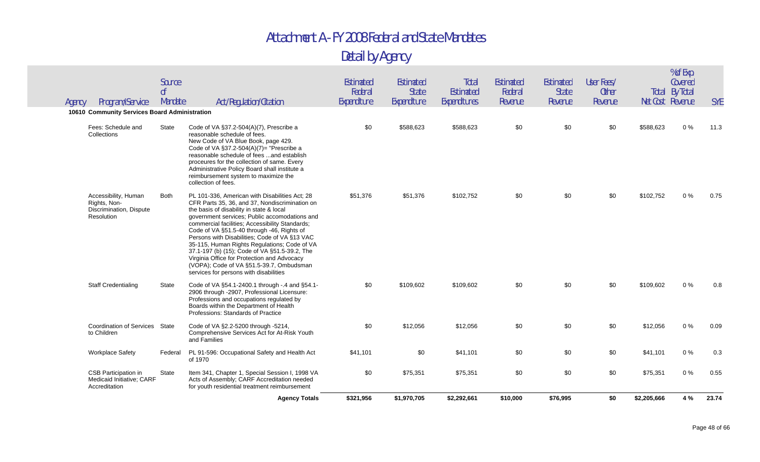# Attachment A - FY 2008 Federal and State Mandates

## Detail by Agency

| Agency | Program/Service | Source of Mandate | Act/Regulation/Citation | Estimated Federal Expenditure | Estimated State Expenditure | Total Estimated Expenditures | Estimated Federal Revenue | Estimated State Revenue | User Fees/ Other Revenue | Total Net Cost | % of Exp Covered By Total Revenue | SYE |
|---|---|---|---|---|---|---|---|---|---|---|---|---|
| **10610 Community Services Board Administration** | | | | | | | | | | | | |
| | Fees: Schedule and Collections | State | Code of VA §37.2-504(A)(7), Prescribe a reasonable schedule of fees. New Code of VA Blue Book, page 429. Code of VA §37.2-504(A)(7)= "Prescribe a reasonable schedule of fees ...and establish proceures for the collection of same. Every Administrative Policy Board shall institute a reimbursement system to maximize the collection of fees. | $0 | $588,623 | $588,623 | $0 | $0 | $0 | $588,623 | 0 % | 11.3 |
| | Accessibility, Human Rights, Non-Discrimination, Dispute Resolution | Both | PL 101-336, American with Disabilities Act; 28 CFR Parts 35, 36, and 37, Nondiscrimination on the basis of disability in state & local government services; Public accomodations and commercial facilities; Accessibility Standards; Code of VA §51.5-40 through -46, Rights of Persons with Disabilities; Code of VA §13 VAC 35-115, Human Rights Regulations; Code of VA 37.1-197 (b) (15); Code of VA §51.5-39.2, The Virginia Office for Protection and Advocacy (VOPA); Code of VA §51.5-39.7, Ombudsman services for persons with disabilities | $51,376 | $51,376 | $102,752 | $0 | $0 | $0 | $102,752 | 0 % | 0.75 |
| | Staff Credentialing | State | Code of VA §54.1-2400.1 through -.4 and §54.1-2906 through -2907, Professional Licensure: Professions and occupations regulated by Boards within the Department of Health Professions: Standards of Practice | $0 | $109,602 | $109,602 | $0 | $0 | $0 | $109,602 | 0 % | 0.8 |
| | Coordination of Services to Children | State | Code of VA §2.2-5200 through -5214, Comprehensive Services Act for At-Risk Youth and Families | $0 | $12,056 | $12,056 | $0 | $0 | $0 | $12,056 | 0 % | 0.09 |
| | Workplace Safety | Federal | PL 91-596: Occupational Safety and Health Act of 1970 | $41,101 | $0 | $41,101 | $0 | $0 | $0 | $41,101 | 0 % | 0.3 |
| | CSB Participation in Medicaid Initiative; CARF Accreditation | State | Item 341, Chapter 1, Special Session I, 1998 VA Acts of Assembly; CARF Accreditation needed for youth residential treatment reimbursement | $0 | $75,351 | $75,351 | $0 | $0 | $0 | $75,351 | 0 % | 0.55 |
| | | | **Agency Totals** | **$321,956** | **$1,970,705** | **$2,292,661** | **$10,000** | **$76,995** | **$0** | **$2,205,666** | **4 %** | **23.74** |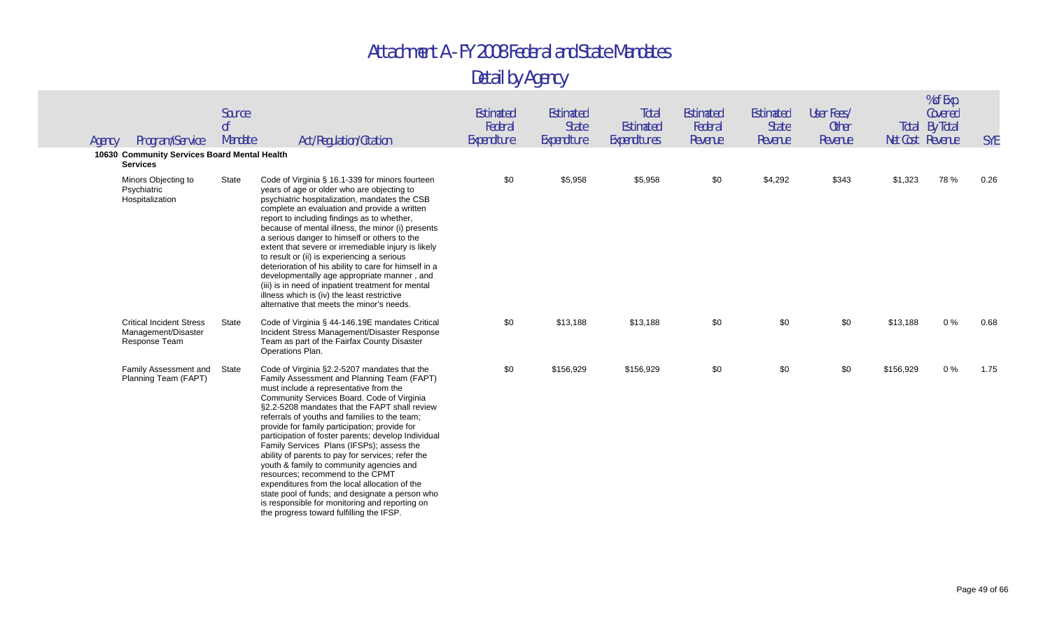# Attachment A - FY 2008 Federal and State Mandates

## Detail by Agency

| Agency | Program/Service | Source of Mandate | Act/Regulation/Citation | Estimated Federal Expenditure | Estimated State Expenditure | Total Estimated Expenditures | Estimated Federal Revenue | Estimated State Revenue | User Fees/ Other Revenue | Total Net Cost | % of Exp Covered By Total Revenue | SYE |
|---|---|---|---|---|---|---|---|---|---|---|---|---|
| **10630 Community Services Board Mental Health Services** | | | | | | | | | | | | |
| | Minors Objecting to Psychiatric Hospitalization | State | Code of Virginia § 16.1-339 for minors fourteen years of age or older who are objecting to psychiatric hospitalization, mandates the CSB complete an evaluation and provide a written report to including findings as to whether, because of mental illness, the minor (i) presents a serious danger to himself or others to the extent that severe or irremediable injury is likely to result or (ii) is experiencing a serious deterioration of his ability to care for himself in a developmentally age appropriate manner , and (iii) is in need of inpatient treatment for mental illness which is (iv) the least restrictive alternative that meets the minor's needs. | $0 | $5,958 | $5,958 | $0 | $4,292 | $343 | $1,323 | 78 % | 0.26 |
| | Critical Incident Stress Management/Disaster Response Team | State | Code of Virginia § 44-146.19E mandates Critical Incident Stress Management/Disaster Response Team as part of the Fairfax County Disaster Operations Plan. | $0 | $13,188 | $13,188 | $0 | $0 | $0 | $13,188 | 0 % | 0.68 |
| | Family Assessment and Planning Team (FAPT) | State | Code of Virginia §2.2-5207 mandates that the Family Assessment and Planning Team (FAPT) must include a representative from the Community Services Board. Code of Virginia §2.2-5208 mandates that the FAPT shall review referrals of youths and families to the team; provide for family participation; provide for participation of foster parents; develop Individual Family Services Plans (IFSPs); assess the ability of parents to pay for services; refer the youth & family to community agencies and resources; recommend to the CPMT expenditures from the local allocation of the state pool of funds; and designate a person who is responsible for monitoring and reporting on the progress toward fulfilling the IFSP. | $0 | $156,929 | $156,929 | $0 | $0 | $0 | $156,929 | 0 % | 1.75 |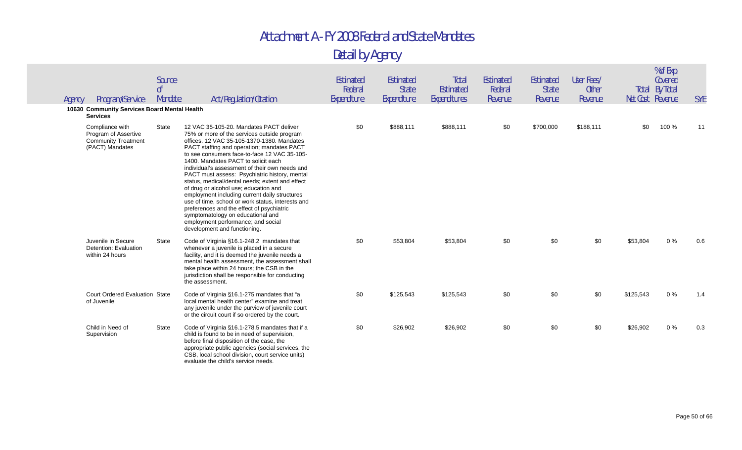# Attachment A - FY 2008 Federal and State Mandates

## Detail by Agency

| Agency | Program/Service | Source of Mandate | Act/Regulation/Citation | Estimated Federal Expenditure | Estimated State Expenditure | Total Estimated Expenditures | Estimated Federal Revenue | Estimated State Revenue | User Fees/ Other Revenue | Total Net Cost | % of Exp Covered By Total Revenue | SYE |
|---|---|---|---|---|---|---|---|---|---|---|---|---|
| **10630 Community Services Board Mental Health Services** | | | | | | | | | | | | |
| | Compliance with Program of Assertive Community Treatment (PACT) Mandates | State | 12 VAC 35-105-20. Mandates PACT deliver 75% or more of the services outside program offices. 12 VAC 35-105-1370-1380. Mandates PACT staffing and operation; mandates PACT to see consumers face-to-face 12 VAC 35-105-1400. Mandates PACT to solicit each individual's assessment of their own needs and PACT must assess: Psychiatric history, mental status, medical/dental needs; extent and effect of drug or alcohol use; education and employment including current daily structures use of time, school or work status, interests and preferences and the effect of psychiatric symptomatology on educational and employment performance; and social development and functioning. | $0 | $888,111 | $888,111 | $0 | $700,000 | $188,111 | $0 | 100 % | 11 |
| | Juvenile in Secure Detention: Evaluation within 24 hours | State | Code of Virginia §16.1-248.2 mandates that whenever a juvenile is placed in a secure facility, and it is deemed the juvenile needs a mental health assessment, the assessment shall take place within 24 hours; the CSB in the jurisdiction shall be responsible for conducting the assessment. | $0 | $53,804 | $53,804 | $0 | $0 | $0 | $53,804 | 0 % | 0.6 |
| | Court Ordered Evaluation of Juvenile | State | Code of Virginia §16.1-275 mandates that "a local mental health center" examine and treat any juvenile under the purview of juvenile court or the circuit court if so ordered by the court. | $0 | $125,543 | $125,543 | $0 | $0 | $0 | $125,543 | 0 % | 1.4 |
| | Child in Need of Supervision | State | Code of Virginia §16.1-278.5 mandates that if a child is found to be in need of supervision, before final disposition of the case, the appropriate public agencies (social services, the CSB, local school division, court service units) evaluate the child's service needs. | $0 | $26,902 | $26,902 | $0 | $0 | $0 | $26,902 | 0 % | 0.3 |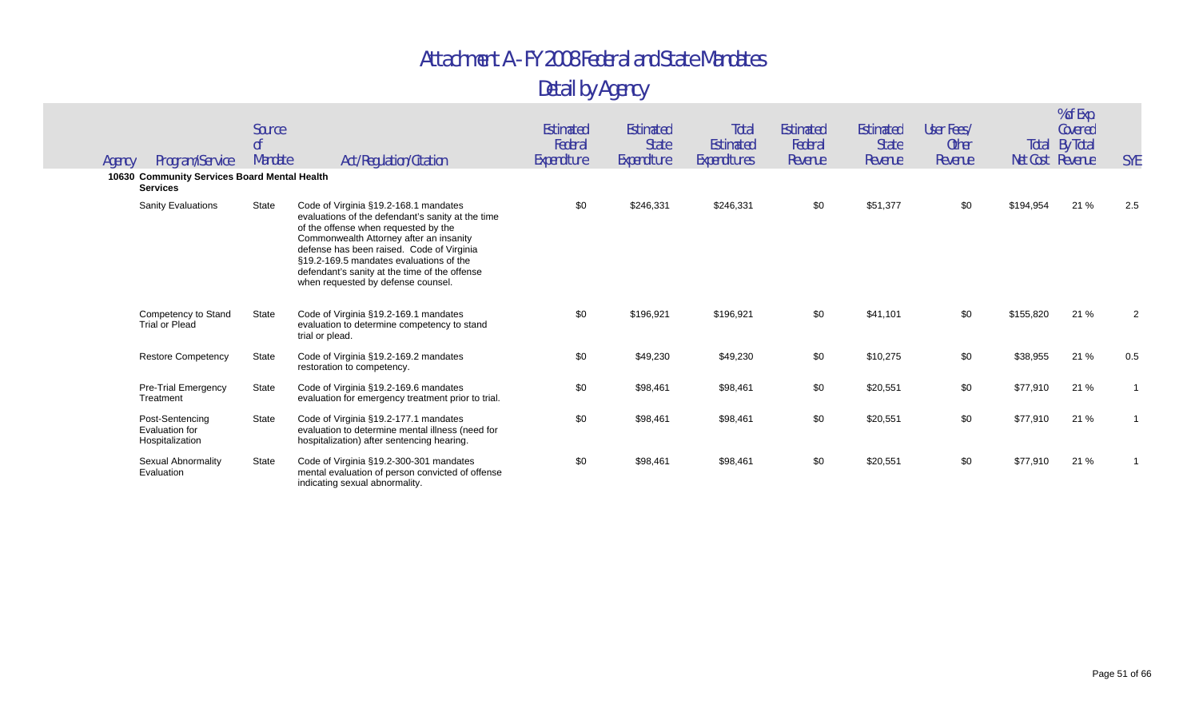# Attachment A - FY 2008 Federal and State Mandates

## Detail by Agency

| Agency | Program/Service | Source of Mandate | Act/Regulation/Citation | Estimated Federal Expenditure | Estimated State Expenditure | Total Estimated Expenditures | Estimated Federal Revenue | Estimated State Revenue | User Fees/ Other Revenue | Total Net Cost | % of Exp Covered By Total Revenue | SYE |
|---|---|---|---|---|---|---|---|---|---|---|---|---|
| **10630 Community Services Board Mental Health Services** | | | | | | | | | | | | |
| | Sanity Evaluations | State | Code of Virginia §19.2-168.1 mandates evaluations of the defendant's sanity at the time of the offense when requested by the Commonwealth Attorney after an insanity defense has been raised. Code of Virginia §19.2-169.5 mandates evaluations of the defendant's sanity at the time of the offense when requested by defense counsel. | $0 | $246,331 | $246,331 | $0 | $51,377 | $0 | $194,954 | 21 % | 2.5 |
| | Competency to Stand Trial or Plead | State | Code of Virginia §19.2-169.1 mandates evaluation to determine competency to stand trial or plead. | $0 | $196,921 | $196,921 | $0 | $41,101 | $0 | $155,820 | 21 % | 2 |
| | Restore Competency | State | Code of Virginia §19.2-169.2 mandates restoration to competency. | $0 | $49,230 | $49,230 | $0 | $10,275 | $0 | $38,955 | 21 % | 0.5 |
| | Pre-Trial Emergency Treatment | State | Code of Virginia §19.2-169.6 mandates evaluation for emergency treatment prior to trial. | $0 | $98,461 | $98,461 | $0 | $20,551 | $0 | $77,910 | 21 % | 1 |
| | Post-Sentencing Evaluation for Hospitalization | State | Code of Virginia §19.2-177.1 mandates evaluation to determine mental illness (need for hospitalization) after sentencing hearing. | $0 | $98,461 | $98,461 | $0 | $20,551 | $0 | $77,910 | 21 % | 1 |
| | Sexual Abnormality Evaluation | State | Code of Virginia §19.2-300-301 mandates mental evaluation of person convicted of offense indicating sexual abnormality. | $0 | $98,461 | $98,461 | $0 | $20,551 | $0 | $77,910 | 21 % | 1 |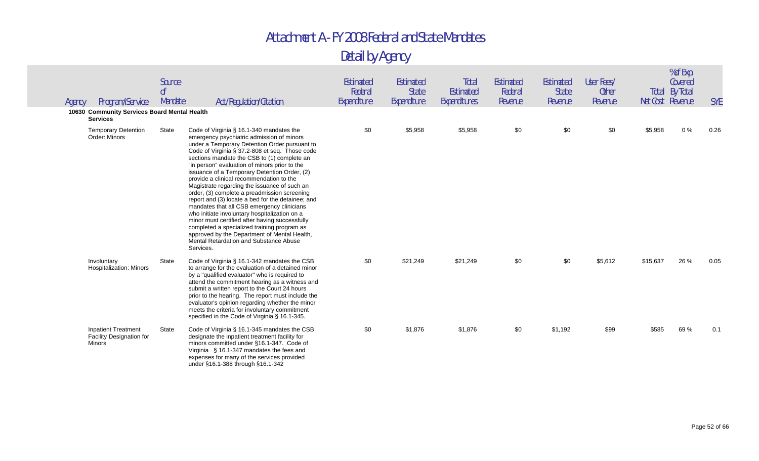# Attachment A - FY 2008 Federal and State Mandates

## Detail by Agency

| Agency | Program/Service | Source of Mandate | Act/Regulation/Citation | Estimated Federal Expenditure | Estimated State Expenditure | Total Estimated Expenditures | Estimated Federal Revenue | Estimated State Revenue | User Fees/ Other Revenue | Total Net Cost | % of Exp Covered By Total Revenue | SYE |
|---|---|---|---|---|---|---|---|---|---|---|---|---|
| **10630 Community Services Board Mental Health Services** | | | | | | | | | | | | |
| | Temporary Detention Order: Minors | State | Code of Virginia § 16.1-340 mandates the emergency psychiatric admission of minors under a Temporary Detention Order pursuant to Code of Virginia § 37.2-808 et seq. Those code sections mandate the CSB to (1) complete an "in person" evaluation of minors prior to the issuance of a Temporary Detention Order, (2) provide a clinical recommendation to the Magistrate regarding the issuance of such an order, (3) complete a preadmission screening report and (3) locate a bed for the detainee; and mandates that all CSB emergency clinicians who initiate involuntary hospitalization on a minor must certified after having successfully completed a specialized training program as approved by the Department of Mental Health, Mental Retardation and Substance Abuse Services. | $0 | $5,958 | $5,958 | $0 | $0 | $0 | $5,958 | 0 % | 0.26 |
| | Involuntary Hospitalization: Minors | State | Code of Virginia § 16.1-342 mandates the CSB to arrange for the evaluation of a detained minor by a "qualified evaluator" who is required to attend the commitment hearing as a witness and submit a written report to the Court 24 hours prior to the hearing. The report must include the evaluator's opinion regarding whether the minor meets the criteria for involuntary commitment specified in the Code of Virginia § 16.1-345. | $0 | $21,249 | $21,249 | $0 | $0 | $5,612 | $15,637 | 26 % | 0.05 |
| | Inpatient Treatment Facility Designation for Minors | State | Code of Virginia § 16.1-345 mandates the CSB designate the inpatient treatment facility for minors committed under §16.1-347. Code of Virginia § 16.1-347 mandates the fees and expenses for many of the services provided under §16.1-388 through §16.1-342 | $0 | $1,876 | $1,876 | $0 | $1,192 | $99 | $585 | 69 % | 0.1 |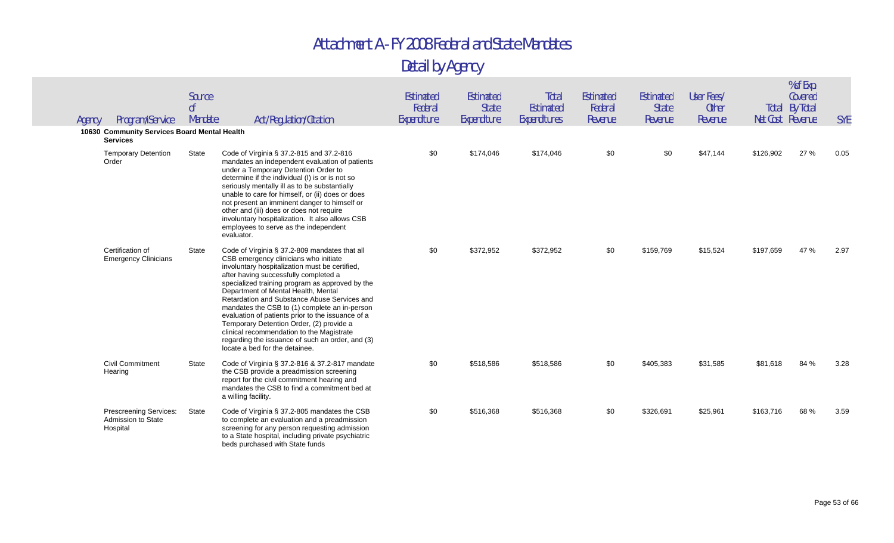# Attachment A - FY 2008 Federal and State Mandates

## Detail by Agency

| Agency | Program/Service | Source of Mandate | Act/Regulation/Citation | Estimated Federal Expenditure | Estimated State Expenditure | Total Estimated Expenditures | Estimated Federal Revenue | Estimated State Revenue | User Fees/ Other Revenue | Total Net Cost | % of Exp Covered By Total Revenue | SYE |
|---|---|---|---|---|---|---|---|---|---|---|---|---|
| **10630 Community Services Board Mental Health Services** | | | | | | | | | | | | |
| | Temporary Detention Order | State | Code of Virginia § 37.2-815 and 37.2-816 mandates an independent evaluation of patients under a Temporary Detention Order to determine if the individual (I) is or is not so seriously mentally ill as to be substantially unable to care for himself, or (ii) does or does not present an imminent danger to himself or other and (iii) does or does not require involuntary hospitalization. It also allows CSB employees to serve as the independent evaluator. | $0 | $174,046 | $174,046 | $0 | $0 | $47,144 | $126,902 | 27 % | 0.05 |
| | Certification of Emergency Clinicians | State | Code of Virginia § 37.2-809 mandates that all CSB emergency clinicians who initiate involuntary hospitalization must be certified, after having successfully completed a specialized training program as approved by the Department of Mental Health, Mental Retardation and Substance Abuse Services and mandates the CSB to (1) complete an in-person evaluation of patients prior to the issuance of a Temporary Detention Order, (2) provide a clinical recommendation to the Magistrate regarding the issuance of such an order, and (3) locate a bed for the detainee. | $0 | $372,952 | $372,952 | $0 | $159,769 | $15,524 | $197,659 | 47 % | 2.97 |
| | Civil Commitment Hearing | State | Code of Virginia § 37.2-816 & 37.2-817 mandate the CSB provide a preadmission screening report for the civil commitment hearing and mandates the CSB to find a commitment bed at a willing facility. | $0 | $518,586 | $518,586 | $0 | $405,383 | $31,585 | $81,618 | 84 % | 3.28 |
| | Prescreening Services: Admission to State Hospital | State | Code of Virginia § 37.2-805 mandates the CSB to complete an evaluation and a preadmission screening for any person requesting admission to a State hospital, including private psychiatric beds purchased with State funds | $0 | $516,368 | $516,368 | $0 | $326,691 | $25,961 | $163,716 | 68 % | 3.59 |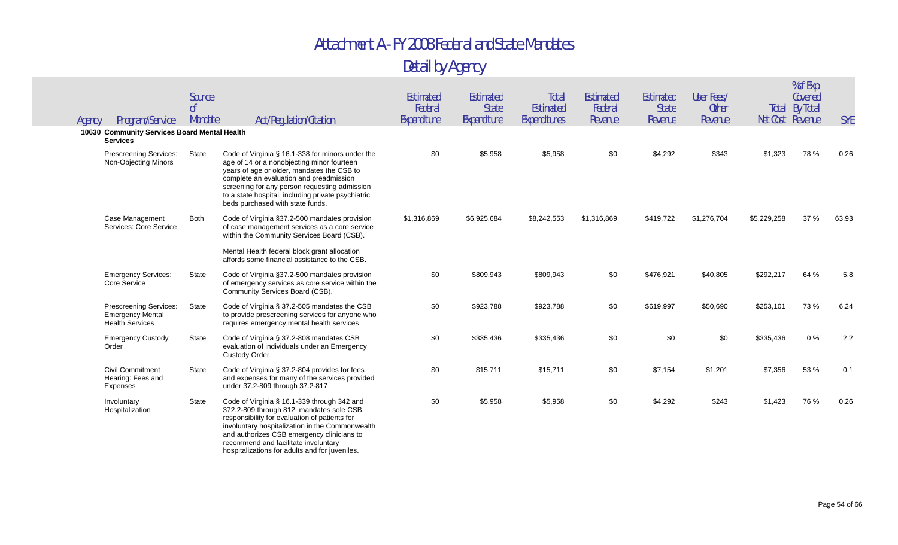# Attachment A - FY 2008 Federal and State Mandates

## Detail by Agency

| Agency | Program/Service | Source of Mandate | Act/Regulation/Citation | Estimated Federal Expenditure | Estimated State Expenditure | Total Estimated Expenditures | Estimated Federal Revenue | Estimated State Revenue | User Fees/ Other Revenue | Total Net Cost | % of Exp Covered By Total Revenue | SYE |
|---|---|---|---|---|---|---|---|---|---|---|---|---|
| **10630 Community Services Board Mental Health Services** | | | | | | | | | | | | |
| | Prescreening Services: Non-Objecting Minors | State | Code of Virginia § 16.1-338 for minors under the age of 14 or a nonobjecting minor fourteen years of age or older, mandates the CSB to complete an evaluation and preadmission screening for any person requesting admission to a state hospital, including private psychiatric beds purchased with state funds. | $0 | $5,958 | $5,958 | $0 | $4,292 | $343 | $1,323 | 78 % | 0.26 |
| | Case Management Services: Core Service | Both | Code of Virginia §37.2-500 mandates provision of case management services as a core service within the Community Services Board (CSB).<br><br>Mental Health federal block grant allocation affords some financial assistance to the CSB. | $1,316,869 | $6,925,684 | $8,242,553 | $1,316,869 | $419,722 | $1,276,704 | $5,229,258 | 37 % | 63.93 |
| | Emergency Services: Core Service | State | Code of Virginia §37.2-500 mandates provision of emergency services as core service within the Community Services Board (CSB). | $0 | $809,943 | $809,943 | $0 | $476,921 | $40,805 | $292,217 | 64 % | 5.8 |
| | Prescreening Services: Emergency Mental Health Services | State | Code of Virginia § 37.2-505 mandates the CSB to provide prescreening services for anyone who requires emergency mental health services | $0 | $923,788 | $923,788 | $0 | $619,997 | $50,690 | $253,101 | 73 % | 6.24 |
| | Emergency Custody Order | State | Code of Virginia § 37.2-808 mandates CSB evaluation of individuals under an Emergency Custody Order | $0 | $335,436 | $335,436 | $0 | $0 | $0 | $335,436 | 0 % | 2.2 |
| | Civil Commitment Hearing: Fees and Expenses | State | Code of Virginia § 37.2-804 provides for fees and expenses for many of the services provided under 37.2-809 through 37.2-817 | $0 | $15,711 | $15,711 | $0 | $7,154 | $1,201 | $7,356 | 53 % | 0.1 |
| | Involuntary Hospitalization | State | Code of Virginia § 16.1-339 through 342 and 372.2-809 through 812 mandates sole CSB responsibility for evaluation of patients for involuntary hospitalization in the Commonwealth and authorizes CSB emergency clinicians to recommend and facilitate involuntary hospitalizations for adults and for juveniles. | $0 | $5,958 | $5,958 | $0 | $4,292 | $243 | $1,423 | 76 % | 0.26 |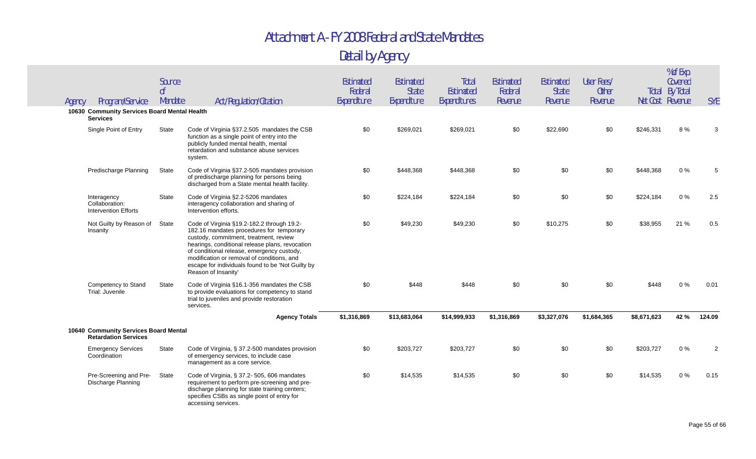# Attachment A - FY 2008 Federal and State Mandates

## Detail by Agency

| Agency | Program/Service | Source of Mandate | Act/Regulation/Citation | Estimated Federal Expenditure | Estimated State Expenditure | Total Estimated Expenditures | Estimated Federal Revenue | Estimated State Revenue | User Fees/ Other Revenue | Total Net Cost | % of Exp Covered By Total Revenue | SYE |
|---|---|---|---|---|---|---|---|---|---|---|---|---|
| **10630** | **Community Services Board Mental Health Services** | | | | | | | | | | | |
| | Single Point of Entry | State | Code of Virginia §37.2.505 mandates the CSB function as a single point of entry into the publicly funded mental health, mental retardation and substance abuse services system. | $0 | $269,021 | $269,021 | $0 | $22,690 | $0 | $246,331 | 8 % | 3 |
| | Predischarge Planning | State | Code of Virginia §37.2-505 mandates provision of predischarge planning for persons being discharged from a State mental health facility. | $0 | $448,368 | $448,368 | $0 | $0 | $0 | $448,368 | 0 % | 5 |
| | Interagency Collaboration: Intervention Efforts | State | Code of Virginia §2.2-5206 mandates interagency collaboration and sharing of Intervention efforts. | $0 | $224,184 | $224,184 | $0 | $0 | $0 | $224,184 | 0 % | 2.5 |
| | Not Guilty by Reason of Insanity | State | Code of Virginia §19.2-182.2 through 19.2-182.16 mandates procedures for temporary custody, commitment, treatment, review hearings, conditional release plans, revocation of conditional release, emergency custody, modification or removal of conditions, and escape for individuals found to be 'Not Guilty by Reason of Insanity' | $0 | $49,230 | $49,230 | $0 | $10,275 | $0 | $38,955 | 21 % | 0.5 |
| | Competency to Stand Trial: Juvenile | State | Code of Virginia §16.1-356 mandates the CSB to provide evaluations for competency to stand trial to juveniles and provide restoration services. | $0 | $448 | $448 | $0 | $0 | $0 | $448 | 0 % | 0.01 |
| | | | **Agency Totals** | **$1,316,869** | **$13,683,064** | **$14,999,933** | **$1,316,869** | **$3,327,076** | **$1,684,365** | **$8,671,623** | **42 %** | **124.09** |
| **10640** | **Community Services Board Mental Retardation Services** | | | | | | | | | | | |
| | Emergency Services Coordination | State | Code of Virginia, § 37.2-500 mandates provision of emergency services, to include case management as a core service. | $0 | $203,727 | $203,727 | $0 | $0 | $0 | $203,727 | 0 % | 2 |
| | Pre-Screening and Pre-Discharge Planning | State | Code of Virginia, § 37.2- 505, 606 mandates requirement to perform pre-screening and pre-discharge planning for state training centers; specifies CSBs as single point of entry for accessing services. | $0 | $14,535 | $14,535 | $0 | $0 | $0 | $14,535 | 0 % | 0.15 |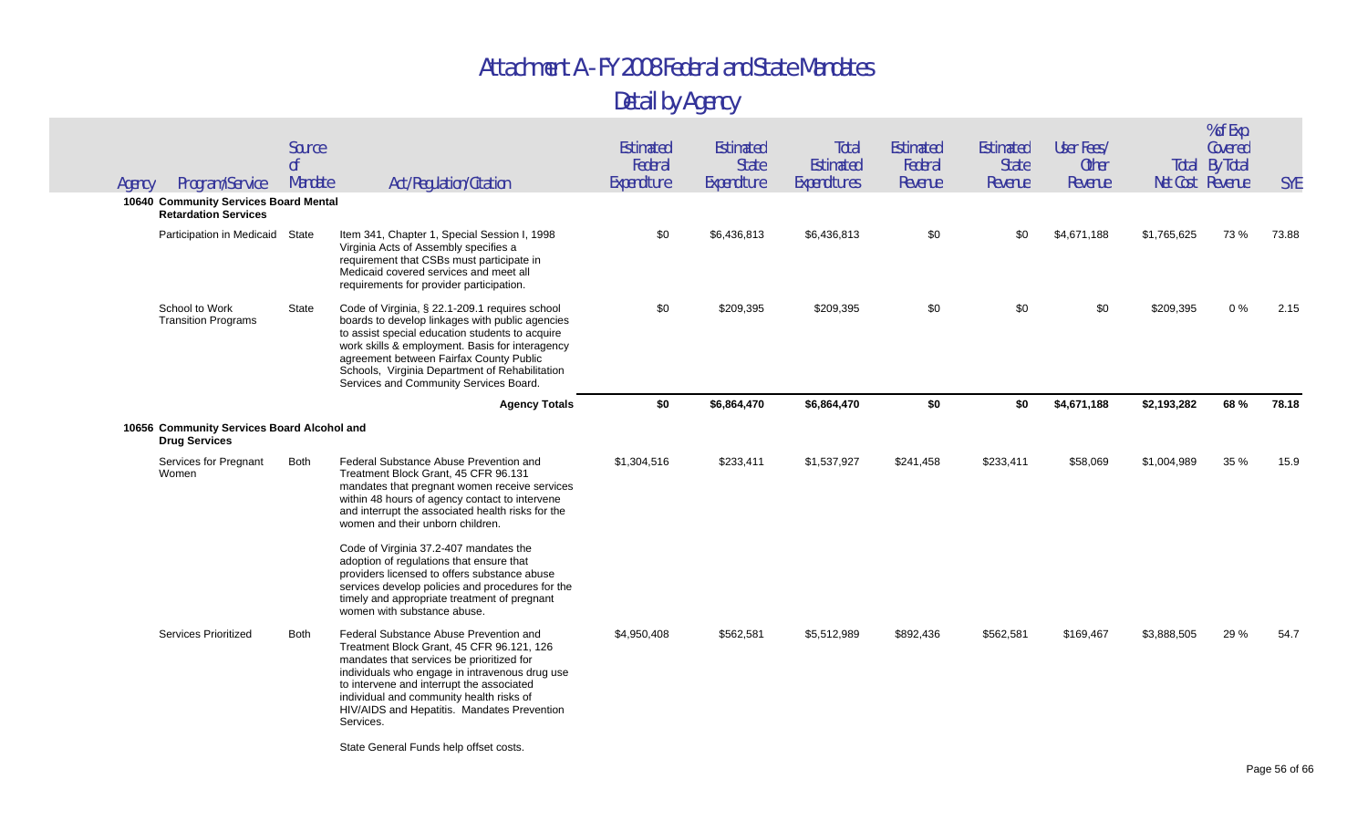# Attachment A - FY 2008 Federal and State Mandates

## Detail by Agency

| Agency | Program/Service | Source of Mandate | Act/Regulation/Citation | Estimated Federal Expenditure | Estimated State Expenditure | Total Estimated Expenditures | Estimated Federal Revenue | Estimated State Revenue | User Fees/ Other Revenue | Total Net Cost | % of Exp Covered By Total Revenue | SYE |
|---|---|---|---|---|---|---|---|---|---|---|---|---|
| **10640 Community Services Board Mental Retardation Services** | | | | | | | | | | | | |
| | Participation in Medicaid | State | Item 341, Chapter 1, Special Session I, 1998 Virginia Acts of Assembly specifies a requirement that CSBs must participate in Medicaid covered services and meet all requirements for provider participation. | $0 | $6,436,813 | $6,436,813 | $0 | $0 | $4,671,188 | $1,765,625 | 73 % | 73.88 |
| | School to Work Transition Programs | State | Code of Virginia, § 22.1-209.1 requires school boards to develop linkages with public agencies to assist special education students to acquire work skills & employment. Basis for interagency agreement between Fairfax County Public Schools, Virginia Department of Rehabilitation Services and Community Services Board. | $0 | $209,395 | $209,395 | $0 | $0 | $0 | $209,395 | 0 % | 2.15 |
| | | | **Agency Totals** | **$0** | **$6,864,470** | **$6,864,470** | **$0** | **$0** | **$4,671,188** | **$2,193,282** | **68 %** | **78.18** |
| **10656 Community Services Board Alcohol and Drug Services** | | | | | | | | | | | | |
| | Services for Pregnant Women | Both | Federal Substance Abuse Prevention and Treatment Block Grant, 45 CFR 96.131 mandates that pregnant women receive services within 48 hours of agency contact to intervene and interrupt the associated health risks for the women and their unborn children.<br><br>Code of Virginia 37.2-407 mandates the adoption of regulations that ensure that providers licensed to offers substance abuse services develop policies and procedures for the timely and appropriate treatment of pregnant women with substance abuse. | $1,304,516 | $233,411 | $1,537,927 | $241,458 | $233,411 | $58,069 | $1,004,989 | 35 % | 15.9 |
| | Services Prioritized | Both | Federal Substance Abuse Prevention and Treatment Block Grant, 45 CFR 96.121, 126 mandates that services be prioritized for individuals who engage in intravenous drug use to intervene and interrupt the associated individual and community health risks of HIV/AIDS and Hepatitis. Mandates Prevention Services.<br><br>State General Funds help offset costs. | $4,950,408 | $562,581 | $5,512,989 | $892,436 | $562,581 | $169,467 | $3,888,505 | 29 % | 54.7 |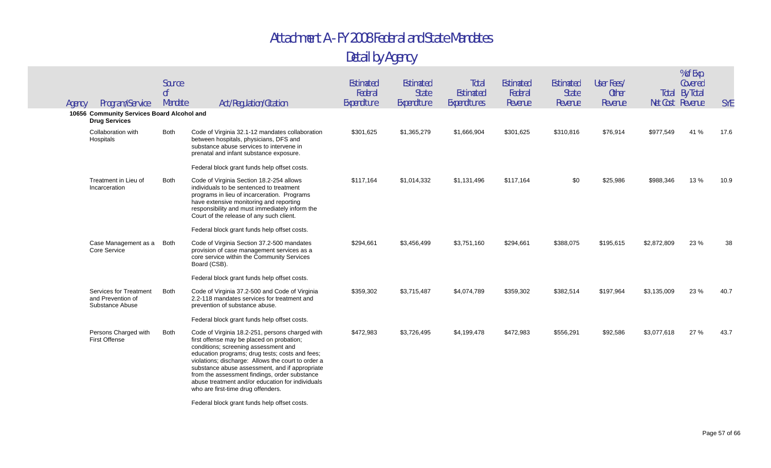# Attachment A - FY 2008 Federal and State Mandates

## Detail by Agency

| Agency | Program/Service | Source of Mandate | Act/Regulation/Citation | Estimated Federal Expenditure | Estimated State Expenditure | Total Estimated Expenditures | Estimated Federal Revenue | Estimated State Revenue | User Fees/ Other Revenue | Total Net Cost | % of Exp Covered By Total Revenue | SYE |
|---|---|---|---|---|---|---|---|---|---|---|---|---|
| **10656 Community Services Board Alcohol and Drug Services** | | | | | | | | | | | | |
| | Collaboration with Hospitals | Both | Code of Virginia 32.1-12 mandates collaboration between hospitals, physicians, DFS and substance abuse services to intervene in prenatal and infant substance exposure. Federal block grant funds help offset costs. | $301,625 | $1,365,279 | $1,666,904 | $301,625 | $310,816 | $76,914 | $977,549 | 41 % | 17.6 |
| | Treatment in Lieu of Incarceration | Both | Code of Virginia Section 18.2-254 allows individuals to be sentenced to treatment programs in lieu of incarceration. Programs have extensive monitoring and reporting responsibility and must immediately inform the Court of the release of any such client. Federal block grant funds help offset costs. | $117,164 | $1,014,332 | $1,131,496 | $117,164 | $0 | $25,986 | $988,346 | 13 % | 10.9 |
| | Case Management as a Core Service | Both | Code of Virginia Section 37.2-500 mandates provision of case management services as a core service within the Community Services Board (CSB). Federal block grant funds help offset costs. | $294,661 | $3,456,499 | $3,751,160 | $294,661 | $388,075 | $195,615 | $2,872,809 | 23 % | 38 |
| | Services for Treatment and Prevention of Substance Abuse | Both | Code of Virginia 37.2-500 and Code of Virginia 2.2-118 mandates services for treatment and prevention of substance abuse. Federal block grant funds help offset costs. | $359,302 | $3,715,487 | $4,074,789 | $359,302 | $382,514 | $197,964 | $3,135,009 | 23 % | 40.7 |
| | Persons Charged with First Offense | Both | Code of Virginia 18.2-251, persons charged with first offense may be placed on probation; conditions; screening assessment and education programs; drug tests; costs and fees; violations; discharge: Allows the court to order a substance abuse assessment, and if appropriate from the assessment findings, order substance abuse treatment and/or education for individuals who are first-time drug offenders. Federal block grant funds help offset costs. | $472,983 | $3,726,495 | $4,199,478 | $472,983 | $556,291 | $92,586 | $3,077,618 | 27 % | 43.7 |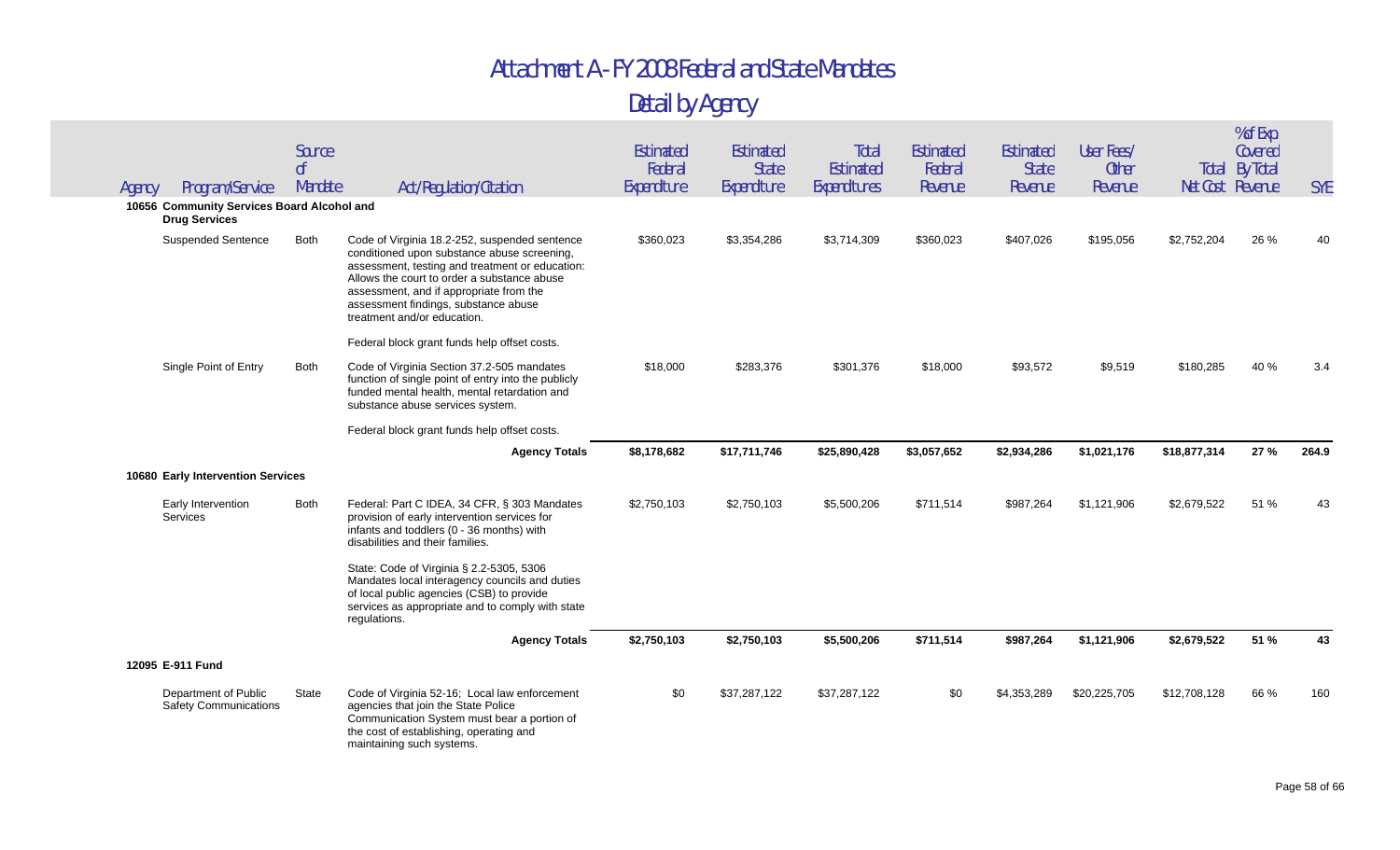# Attachment A - FY 2008 Federal and State Mandates

## Detail by Agency

| Agency | Program/Service | Source of Mandate | Act/Regulation/Citation | Estimated Federal Expenditure | Estimated State Expenditure | Total Estimated Expenditures | Estimated Federal Revenue | Estimated State Revenue | User Fees/ Other Revenue | Total Net Cost | % of Exp Covered By Total Revenue | SYE |
|---|---|---|---|---|---|---|---|---|---|---|---|---|
| **10656 Community Services Board Alcohol and Drug Services** | | | | | | | | | | | | |
| | Suspended Sentence | Both | Code of Virginia 18.2-252, suspended sentence conditioned upon substance abuse screening, assessment, testing and treatment or education: Allows the court to order a substance abuse assessment, and if appropriate from the assessment findings, substance abuse treatment and/or education. Federal block grant funds help offset costs. | $360,023 | $3,354,286 | $3,714,309 | $360,023 | $407,026 | $195,056 | $2,752,204 | 26 % | 40 |
| | Single Point of Entry | Both | Code of Virginia Section 37.2-505 mandates function of single point of entry into the publicly funded mental health, mental retardation and substance abuse services system. Federal block grant funds help offset costs. | $18,000 | $283,376 | $301,376 | $18,000 | $93,572 | $9,519 | $180,285 | 40 % | 3.4 |
| | | | **Agency Totals** | **$8,178,682** | **$17,711,746** | **$25,890,428** | **$3,057,652** | **$2,934,286** | **$1,021,176** | **$18,877,314** | **27 %** | **264.9** |
| **10680 Early Intervention Services** | | | | | | | | | | | | |
| | Early Intervention Services | Both | Federal: Part C IDEA, 34 CFR, § 303 Mandates provision of early intervention services for infants and toddlers (0 - 36 months) with disabilities and their families. State: Code of Virginia § 2.2-5305, 5306 Mandates local interagency councils and duties of local public agencies (CSB) to provide services as appropriate and to comply with state regulations. | $2,750,103 | $2,750,103 | $5,500,206 | $711,514 | $987,264 | $1,121,906 | $2,679,522 | 51 % | 43 |
| | | | **Agency Totals** | **$2,750,103** | **$2,750,103** | **$5,500,206** | **$711,514** | **$987,264** | **$1,121,906** | **$2,679,522** | **51 %** | **43** |
| **12095 E-911 Fund** | | | | | | | | | | | | |
| | Department of Public Safety Communications | State | Code of Virginia 52-16; Local law enforcement agencies that join the State Police Communication System must bear a portion of the cost of establishing, operating and maintaining such systems. | $0 | $37,287,122 | $37,287,122 | $0 | $4,353,289 | $20,225,705 | $12,708,128 | 66 % | 160 |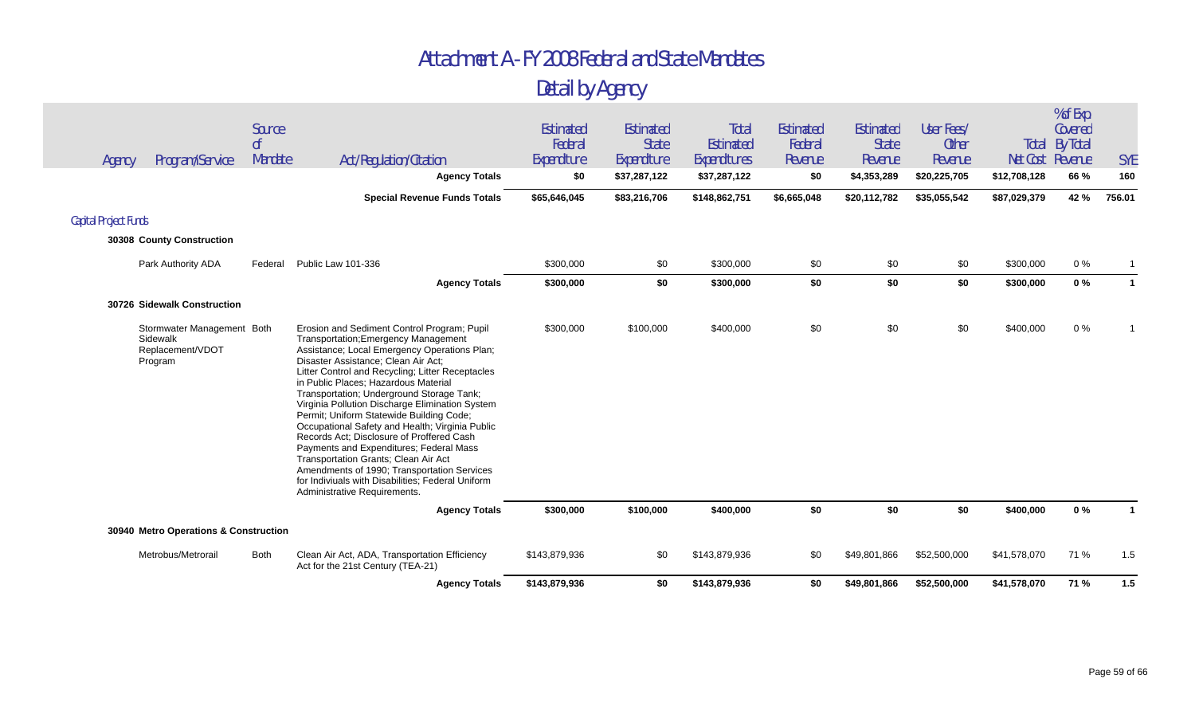# Attachment A - FY 2008 Federal and State Mandates

## Detail by Agency

| Agency | Program/Service | Source of Mandate | Act/Regulation/Citation | Estimated Federal Expenditure | Estimated State Expenditure | Total Estimated Expenditures | Estimated Federal Revenue | Estimated State Revenue | User Fees/ Other Revenue | Total Net Cost | % of Exp Covered By Total Revenue | SYE |
|---|---|---|---|---|---|---|---|---|---|---|---|---|
| | | | **Agency Totals** | **$0** | **$37,287,122** | **$37,287,122** | **$0** | **$4,353,289** | **$20,225,705** | **$12,708,128** | **66 %** | **160** |
| | | | **Special Revenue Funds Totals** | **$65,646,045** | **$83,216,706** | **$148,862,751** | **$6,665,048** | **$20,112,782** | **$35,055,542** | **$87,029,379** | **42 %** | **756.01** |
| Capital Project Funds | | | | | | | | | | | | |
| **30308 County Construction** | | | | | | | | | | | | |
| | Park Authority ADA | Federal | Public Law 101-336 | $300,000 | $0 | $300,000 | $0 | $0 | $0 | $300,000 | 0 % | 1 |
| | | | **Agency Totals** | **$300,000** | **$0** | **$300,000** | **$0** | **$0** | **$0** | **$300,000** | **0 %** | **1** |
| **30726 Sidewalk Construction** | | | | | | | | | | | | |
| | Stormwater Management Sidewalk Replacement/VDOT Program | Both | Erosion and Sediment Control Program; Pupil Transportation;Emergency Management Assistance; Local Emergency Operations Plan; Disaster Assistance; Clean Air Act; Litter Control and Recycling; Litter Receptacles in Public Places; Hazardous Material Transportation; Underground Storage Tank; Virginia Pollution Discharge Elimination System Permit; Uniform Statewide Building Code; Occupational Safety and Health; Virginia Public Records Act; Disclosure of Proffered Cash Payments and Expenditures; Federal Mass Transportation Grants; Clean Air Act Amendments of 1990; Transportation Services for Indiviuals with Disabilities; Federal Uniform Administrative Requirements. | $300,000 | $100,000 | $400,000 | $0 | $0 | $0 | $400,000 | 0 % | 1 |
| | | | **Agency Totals** | **$300,000** | **$100,000** | **$400,000** | **$0** | **$0** | **$0** | **$400,000** | **0 %** | **1** |
| **30940 Metro Operations & Construction** | | | | | | | | | | | | |
| | Metrobus/Metrorail | Both | Clean Air Act, ADA, Transportation Efficiency Act for the 21st Century (TEA-21) | $143,879,936 | $0 | $143,879,936 | $0 | $49,801,866 | $52,500,000 | $41,578,070 | 71 % | 1.5 |
| | | | **Agency Totals** | **$143,879,936** | **$0** | **$143,879,936** | **$0** | **$49,801,866** | **$52,500,000** | **$41,578,070** | **71 %** | **1.5** |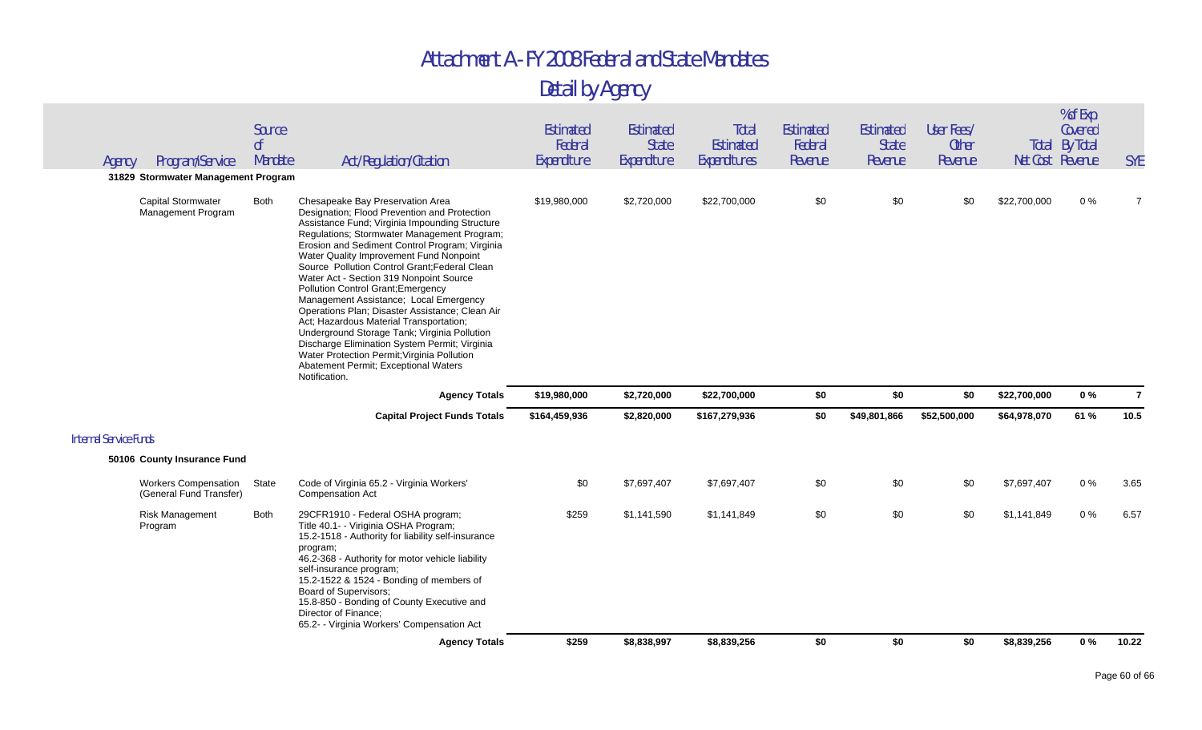# Attachment A - FY 2008 Federal and State Mandates

## Detail by Agency

| Agency | Program/Service | Source of Mandate | Act/Regulation/Citation | Estimated Federal Expenditure | Estimated State Expenditure | Total Estimated Expenditures | Estimated Federal Revenue | Estimated State Revenue | User Fees/ Other Revenue | Total Net Cost | % of Exp Covered By Total Revenue | SYE |
|---|---|---|---|---|---|---|---|---|---|---|---|---|
| **31829 Stormwater Management Program** | | | | | | | | | | | | |
| | Capital Stormwater Management Program | Both | Chesapeake Bay Preservation Area Designation; Flood Prevention and Protection Assistance Fund; Virginia Impounding Structure Regulations; Stormwater Management Program; Erosion and Sediment Control Program; Virginia Water Quality Improvement Fund Nonpoint Source Pollution Control Grant;Federal Clean Water Act - Section 319 Nonpoint Source Pollution Control Grant;Emergency Management Assistance; Local Emergency Operations Plan; Disaster Assistance; Clean Air Act; Hazardous Material Transportation; Underground Storage Tank; Virginia Pollution Discharge Elimination System Permit; Virginia Water Protection Permit;Virginia Pollution Abatement Permit; Exceptional Waters Notification. | $19,980,000 | $2,720,000 | $22,700,000 | $0 | $0 | $0 | $22,700,000 | 0 % | 7 |
| | | | **Agency Totals** | **$19,980,000** | **$2,720,000** | **$22,700,000** | **$0** | **$0** | **$0** | **$22,700,000** | **0 %** | **7** |
| | | | **Capital Project Funds Totals** | **$164,459,936** | **$2,820,000** | **$167,279,936** | **$0** | **$49,801,866** | **$52,500,000** | **$64,978,070** | **61 %** | **10.5** |
| *Internal Service Funds* | | | | | | | | | | | | |
| **50106 County Insurance Fund** | | | | | | | | | | | | |
| | Workers Compensation (General Fund Transfer) | State | Code of Virginia 65.2 - Virginia Workers' Compensation Act | $0 | $7,697,407 | $7,697,407 | $0 | $0 | $0 | $7,697,407 | 0 % | 3.65 |
| | Risk Management Program | Both | 29CFR1910 - Federal OSHA program; Title 40.1- - Viriginia OSHA Program; 15.2-1518 - Authority for liability self-insurance program; 46.2-368 - Authority for motor vehicle liability self-insurance program; 15.2-1522 & 1524 - Bonding of members of Board of Supervisors; 15.8-850 - Bonding of County Executive and Director of Finance; 65.2- - Virginia Workers' Compensation Act | $259 | $1,141,590 | $1,141,849 | $0 | $0 | $0 | $1,141,849 | 0 % | 6.57 |
| | | | **Agency Totals** | **$259** | **$8,838,997** | **$8,839,256** | **$0** | **$0** | **$0** | **$8,839,256** | **0 %** | **10.22** |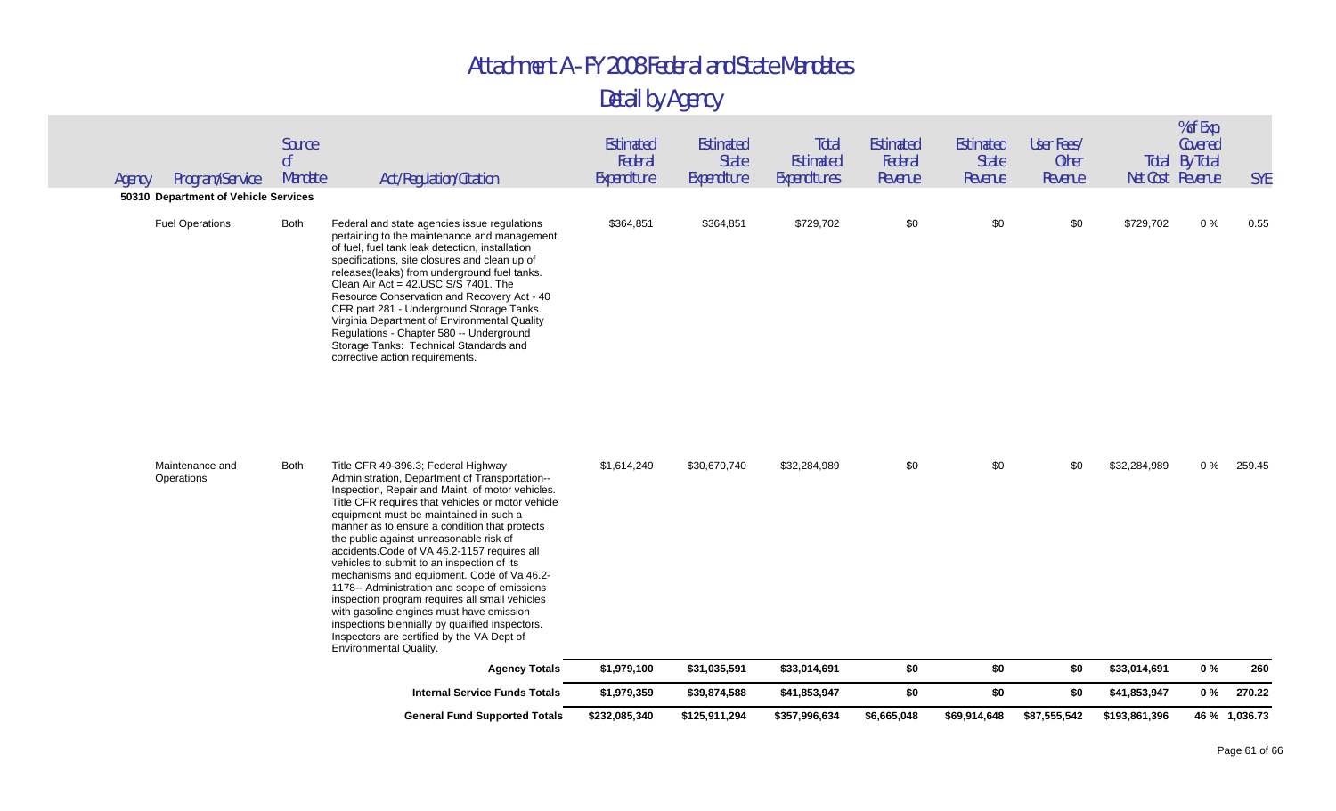# Attachment A - FY 2008 Federal and State Mandates

## Detail by Agency

| Agency | Program/Service | Source of Mandate | Act/Regulation/Citation | Estimated Federal Expenditure | Estimated State Expenditure | Total Estimated Expenditures | Estimated Federal Revenue | Estimated State Revenue | User Fees/ Other Revenue | Total Net Cost | % of Exp Covered By Total Revenue | SYE |
|---|---|---|---|---|---|---|---|---|---|---|---|---|
| **50310 Department of Vehicle Services** | | | | | | | | | | | | |
| | Fuel Operations | Both | Federal and state agencies issue regulations pertaining to the maintenance and management of fuel, fuel tank leak detection, installation specifications, site closures and clean up of releases(leaks) from underground fuel tanks. Clean Air Act = 42.USC S/S 7401. The Resource Conservation and Recovery Act - 40 CFR part 281 - Underground Storage Tanks. Virginia Department of Environmental Quality Regulations - Chapter 580 -- Underground Storage Tanks: Technical Standards and corrective action requirements. | $364,851 | $364,851 | $729,702 | $0 | $0 | $0 | $729,702 | 0 % | 0.55 |
| | Maintenance and Operations | Both | Title CFR 49-396.3; Federal Highway Administration, Department of Transportation--Inspection, Repair and Maint. of motor vehicles. Title CFR requires that vehicles or motor vehicle equipment must be maintained in such a manner as to ensure a condition that protects the public against unreasonable risk of accidents.Code of VA 46.2-1157 requires all vehicles to submit to an inspection of its mechanisms and equipment. Code of Va 46.2-1178-- Administration and scope of emissions inspection program requires all small vehicles with gasoline engines must have emission inspections biennially by qualified inspectors. Inspectors are certified by the VA Dept of Environmental Quality. | $1,614,249 | $30,670,740 | $32,284,989 | $0 | $0 | $0 | $32,284,989 | 0 % | 259.45 |
| | | | **Agency Totals** | **$1,979,100** | **$31,035,591** | **$33,014,691** | **$0** | **$0** | **$0** | **$33,014,691** | **0 %** | **260** |
| | | | **Internal Service Funds Totals** | **$1,979,359** | **$39,874,588** | **$41,853,947** | **$0** | **$0** | **$0** | **$41,853,947** | **0 %** | **270.22** |
| | | | **General Fund Supported Totals** | **$232,085,340** | **$125,911,294** | **$357,996,634** | **$6,665,048** | **$69,914,648** | **$87,555,542** | **$193,861,396** | **46 %** | **1,036.73** |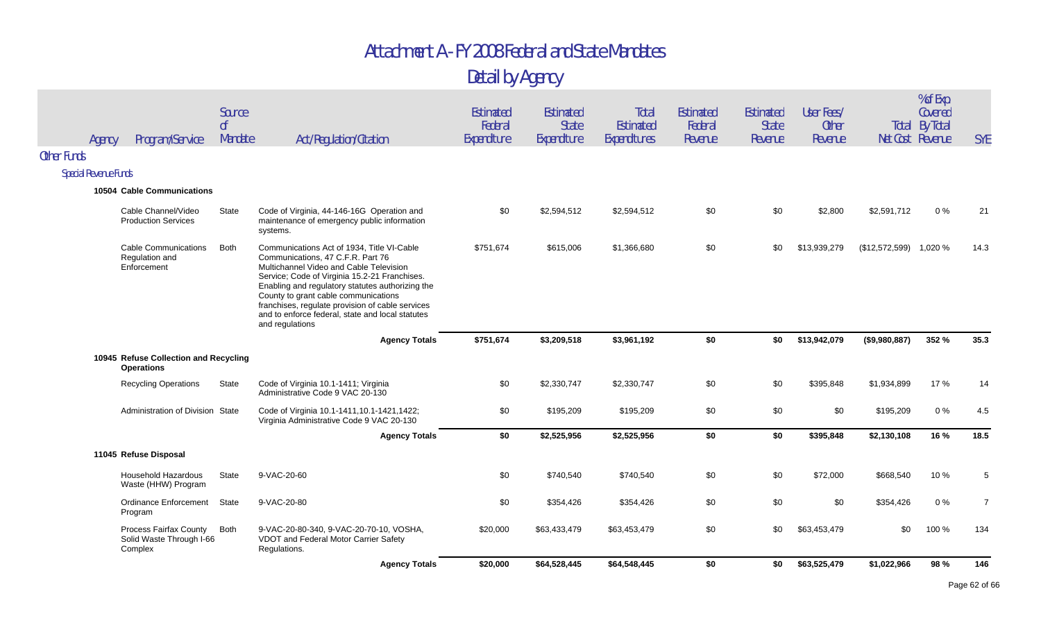# Attachment A - FY 2008 Federal and State Mandates

## Detail by Agency

| Agency | Program/Service | Source of Mandate | Act/Regulation/Citation | Estimated Federal Expenditure | Estimated State Expenditure | Total Estimated Expenditures | Estimated Federal Revenue | Estimated State Revenue | User Fees/ Other Revenue | Total Net Cost | % of Exp Covered By Total Revenue | SYE |
|---|---|---|---|---|---|---|---|---|---|---|---|---|
| **Other Funds** | | | | | | | | | | | | |
| *Special Revenue Funds* | | | | | | | | | | | | |
| **10504 Cable Communications** | | | | | | | | | | | | |
| | Cable Channel/Video Production Services | State | Code of Virginia, 44-146-16G Operation and maintenance of emergency public information systems. | $0 | $2,594,512 | $2,594,512 | $0 | $0 | $2,800 | $2,591,712 | 0 % | 21 |
| | Cable Communications Regulation and Enforcement | Both | Communications Act of 1934, Title VI-Cable Communications, 47 C.F.R. Part 76 Multichannel Video and Cable Television Service; Code of Virginia 15.2-21 Franchises. Enabling and regulatory statutes authorizing the County to grant cable communications franchises, regulate provision of cable services and to enforce federal, state and local statutes and regulations | $751,674 | $615,006 | $1,366,680 | $0 | $0 | $13,939,279 | ($12,572,599) | 1,020 % | 14.3 |
| | | | **Agency Totals** | **$751,674** | **$3,209,518** | **$3,961,192** | **$0** | **$0** | **$13,942,079** | **($9,980,887)** | **352 %** | **35.3** |
| **10945 Refuse Collection and Recycling Operations** | | | | | | | | | | | | |
| | Recycling Operations | State | Code of Virginia 10.1-1411; Virginia Administrative Code 9 VAC 20-130 | $0 | $2,330,747 | $2,330,747 | $0 | $0 | $395,848 | $1,934,899 | 17 % | 14 |
| | Administration of Division | State | Code of Virginia 10.1-1411,10.1-1421,1422; Virginia Administrative Code 9 VAC 20-130 | $0 | $195,209 | $195,209 | $0 | $0 | $0 | $195,209 | 0 % | 4.5 |
| | | | **Agency Totals** | **$0** | **$2,525,956** | **$2,525,956** | **$0** | **$0** | **$395,848** | **$2,130,108** | **16 %** | **18.5** |
| **11045 Refuse Disposal** | | | | | | | | | | | | |
| | Household Hazardous Waste (HHW) Program | State | 9-VAC-20-60 | $0 | $740,540 | $740,540 | $0 | $0 | $72,000 | $668,540 | 10 % | 5 |
| | Ordinance Enforcement Program | State | 9-VAC-20-80 | $0 | $354,426 | $354,426 | $0 | $0 | $0 | $354,426 | 0 % | 7 |
| | Process Fairfax County Solid Waste Through I-66 Complex | Both | 9-VAC-20-80-340, 9-VAC-20-70-10, VOSHA, VDOT and Federal Motor Carrier Safety Regulations. | $20,000 | $63,433,479 | $63,453,479 | $0 | $0 | $63,453,479 | $0 | 100 % | 134 |
| | | | **Agency Totals** | **$20,000** | **$64,528,445** | **$64,548,445** | **$0** | **$0** | **$63,525,479** | **$1,022,966** | **98 %** | **146** |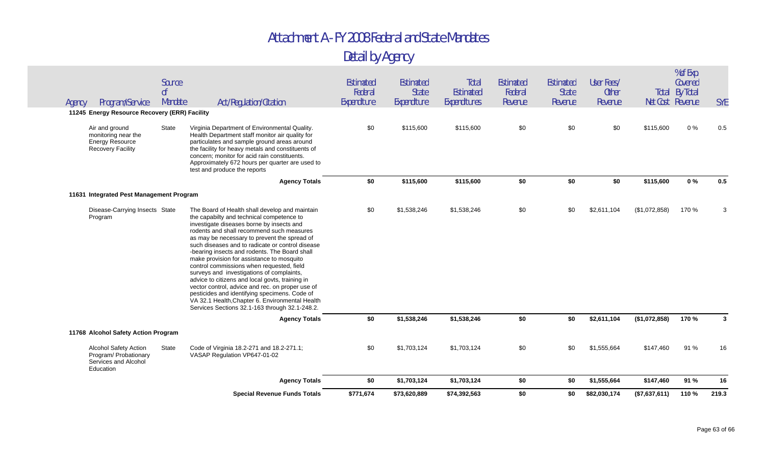# Attachment A - FY 2008 Federal and State Mandates

## Detail by Agency

| Agency | Program/Service | Source of Mandate | Act/Regulation/Citation | Estimated Federal Expenditure | Estimated State Expenditure | Total Estimated Expenditures | Estimated Federal Revenue | Estimated State Revenue | User Fees/ Other Revenue | Total Net Cost | % of Exp Covered By Total Revenue | SYE |
|---|---|---|---|---|---|---|---|---|---|---|---|---|
| **11245 Energy Resource Recovery (ERR) Facility** | | | | | | | | | | | | |
| | Air and ground monitoring near the Energy Resource Recovery Facility | State | Virginia Department of Environmental Quality. Health Department staff monitor air quality for particulates and sample ground areas around the facility for heavy metals and constituents of concern; monitor for acid rain constituents. Approximately 672 hours per quarter are used to test and produce the reports | $0 | $115,600 | $115,600 | $0 | $0 | $0 | $115,600 | 0 % | 0.5 |
| | | | **Agency Totals** | **$0** | **$115,600** | **$115,600** | **$0** | **$0** | **$0** | **$115,600** | **0 %** | **0.5** |
| **11631 Integrated Pest Management Program** | | | | | | | | | | | | |
| | Disease-Carrying Insects Program | State | The Board of Health shall develop and maintain the capabilty and technical competence to investigate diseases borne by insects and rodents and shall recommend such measures as may be necessary to prevent the spread of such diseases and to radicate or control disease -bearing insects and rodents. The Board shall make provision for assistance to mosquito control commissions when requested, field surveys and investigations of complaints, advice to citizens and local govts, training in vector control, advice and rec. on proper use of pesticides and identifying specimens. Code of VA 32.1 Health,Chapter 6. Environmental Health Services Sections 32.1-163 through 32.1-248.2. | $0 | $1,538,246 | $1,538,246 | $0 | $0 | $2,611,104 | ($1,072,858) | 170 % | 3 |
| | | | **Agency Totals** | **$0** | **$1,538,246** | **$1,538,246** | **$0** | **$0** | **$2,611,104** | **($1,072,858)** | **170 %** | **3** |
| **11768 Alcohol Safety Action Program** | | | | | | | | | | | | |
| | Alcohol Safety Action Program/ Probationary Services and Alcohol Education | State | Code of Virginia 18.2-271 and 18.2-271.1; VASAP Regulation VP647-01-02 | $0 | $1,703,124 | $1,703,124 | $0 | $0 | $1,555,664 | $147,460 | 91 % | 16 |
| | | | **Agency Totals** | **$0** | **$1,703,124** | **$1,703,124** | **$0** | **$0** | **$1,555,664** | **$147,460** | **91 %** | **16** |
| | | | **Special Revenue Funds Totals** | **$771,674** | **$73,620,889** | **$74,392,563** | **$0** | **$0** | **$82,030,174** | **($7,637,611)** | **110 %** | **219.3** |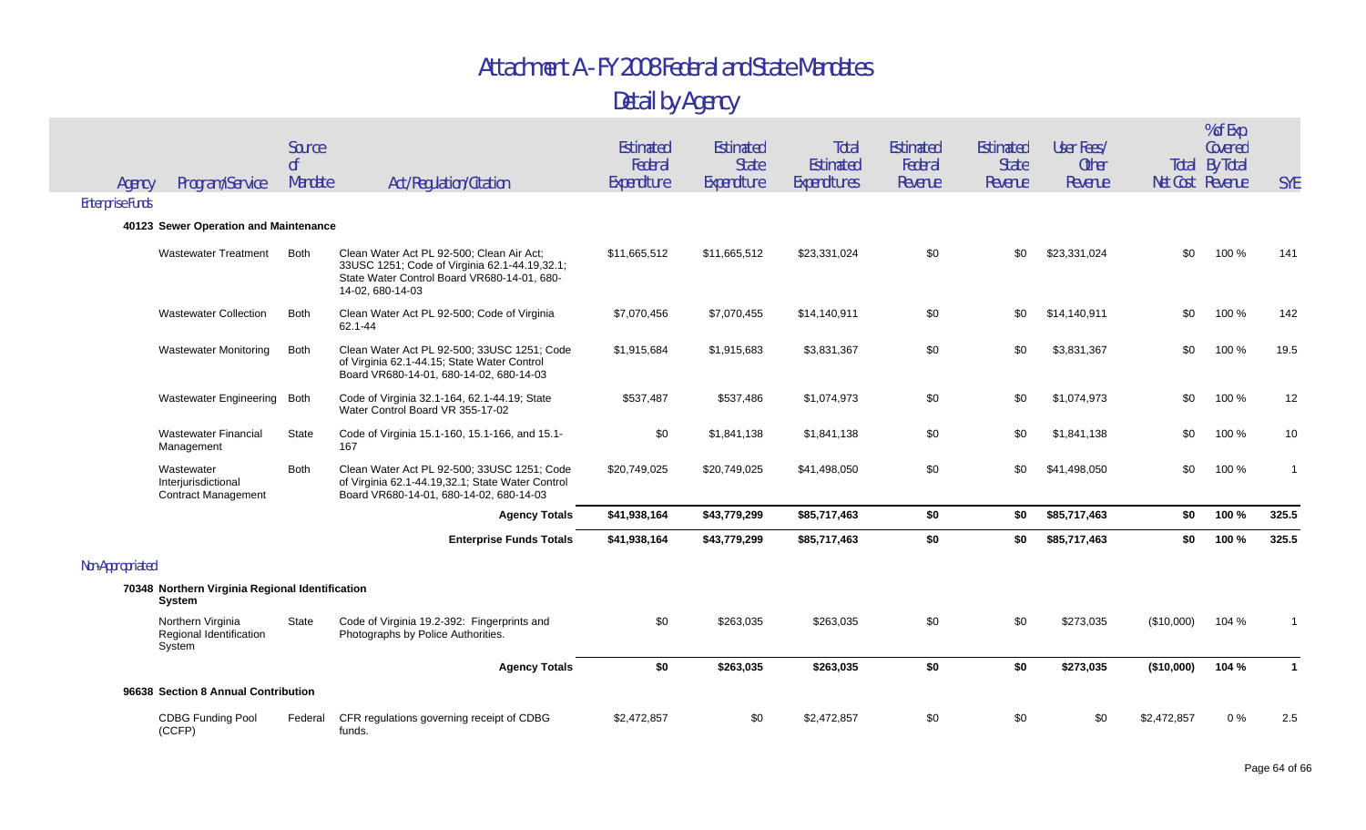# Attachment A - FY 2008 Federal and State Mandates

## Detail by Agency

| Agency | Program/Service | Source of Mandate | Act/Regulation/Citation | Estimated Federal Expenditure | Estimated State Expenditure | Total Estimated Expenditures | Estimated Federal Revenue | Estimated State Revenue | User Fees/ Other Revenue | Total Net Cost | % of Exp Covered By Total Revenue | SYE |
|---|---|---|---|---|---|---|---|---|---|---|---|---|
| **Enterprise Funds** | | | | | | | | | | | | |
| **40123 Sewer Operation and Maintenance** | | | | | | | | | | | | |
| | Wastewater Treatment | Both | Clean Water Act PL 92-500; Clean Air Act; 33USC 1251; Code of Virginia 62.1-44.19,32.1; State Water Control Board VR680-14-01, 680-14-02, 680-14-03 | $11,665,512 | $11,665,512 | $23,331,024 | $0 | $0 | $23,331,024 | $0 | 100 % | 141 |
| | Wastewater Collection | Both | Clean Water Act PL 92-500; Code of Virginia 62.1-44 | $7,070,456 | $7,070,455 | $14,140,911 | $0 | $0 | $14,140,911 | $0 | 100 % | 142 |
| | Wastewater Monitoring | Both | Clean Water Act PL 92-500; 33USC 1251; Code of Virginia 62.1-44.15; State Water Control Board VR680-14-01, 680-14-02, 680-14-03 | $1,915,684 | $1,915,683 | $3,831,367 | $0 | $0 | $3,831,367 | $0 | 100 % | 19.5 |
| | Wastewater Engineering | Both | Code of Virginia 32.1-164, 62.1-44.19; State Water Control Board VR 355-17-02 | $537,487 | $537,486 | $1,074,973 | $0 | $0 | $1,074,973 | $0 | 100 % | 12 |
| | Wastewater Financial Management | State | Code of Virginia 15.1-160, 15.1-166, and 15.1-167 | $0 | $1,841,138 | $1,841,138 | $0 | $0 | $1,841,138 | $0 | 100 % | 10 |
| | Wastewater Interjurisdictional Contract Management | Both | Clean Water Act PL 92-500; 33USC 1251; Code of Virginia 62.1-44.19,32.1; State Water Control Board VR680-14-01, 680-14-02, 680-14-03 | $20,749,025 | $20,749,025 | $41,498,050 | $0 | $0 | $41,498,050 | $0 | 100 % | 1 |
| | | | **Agency Totals** | **$41,938,164** | **$43,779,299** | **$85,717,463** | **$0** | **$0** | **$85,717,463** | **$0** | **100 %** | **325.5** |
| | | | **Enterprise Funds Totals** | **$41,938,164** | **$43,779,299** | **$85,717,463** | **$0** | **$0** | **$85,717,463** | **$0** | **100 %** | **325.5** |
| **Non-Appropriated** | | | | | | | | | | | | |
| **70348 Northern Virginia Regional Identification System** | | | | | | | | | | | | |
| | Northern Virginia Regional Identification System | State | Code of Virginia 19.2-392: Fingerprints and Photographs by Police Authorities. | $0 | $263,035 | $263,035 | $0 | $0 | $273,035 | ($10,000) | 104 % | 1 |
| | | | **Agency Totals** | **$0** | **$263,035** | **$263,035** | **$0** | **$0** | **$273,035** | **($10,000)** | **104 %** | **1** |
| **96638 Section 8 Annual Contribution** | | | | | | | | | | | | |
| | CDBG Funding Pool (CCFP) | Federal | CFR regulations governing receipt of CDBG funds. | $2,472,857 | $0 | $2,472,857 | $0 | $0 | $0 | $2,472,857 | 0 % | 2.5 |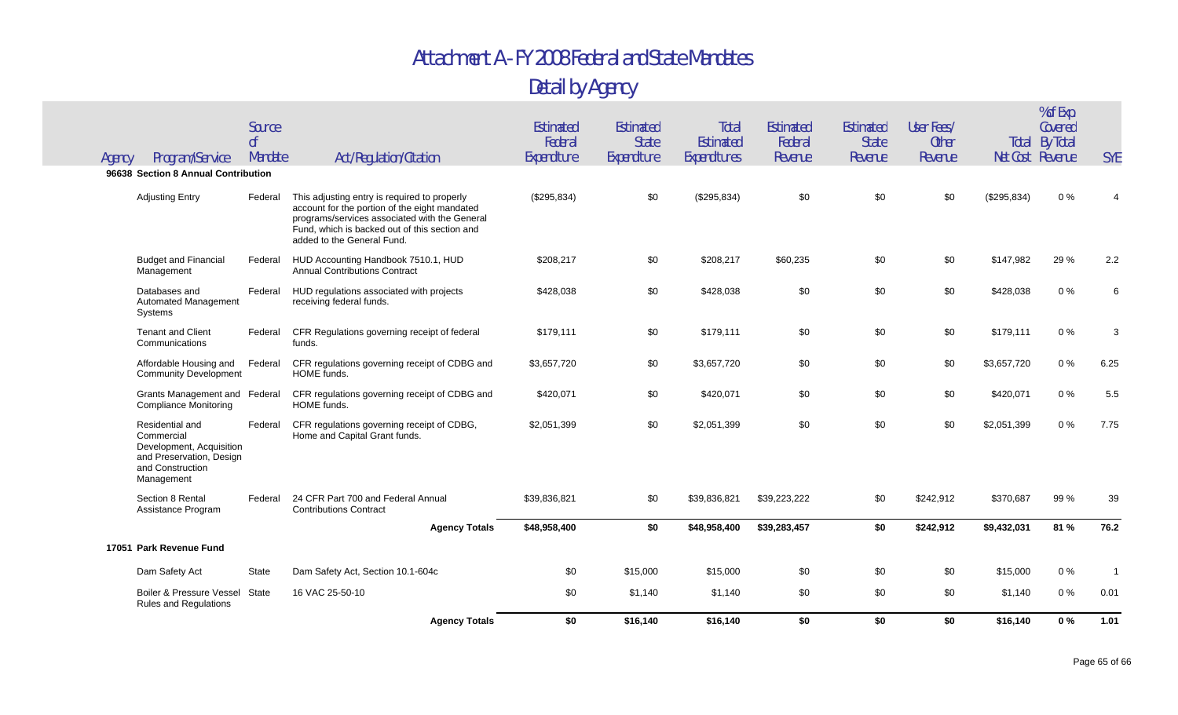# Attachment A - FY 2008 Federal and State Mandates

## Detail by Agency

| Agency | Program/Service | Source of Mandate | Act/Regulation/Citation | Estimated Federal Expenditure | Estimated State Expenditure | Total Estimated Expenditures | Estimated Federal Revenue | Estimated State Revenue | User Fees/ Other Revenue | Total Net Cost | % of Exp Covered By Total Revenue | SYE |
|---|---|---|---|---|---|---|---|---|---|---|---|---|
| **96638 Section 8 Annual Contribution** | | | | | | | | | | | | |
| | Adjusting Entry | Federal | This adjusting entry is required to properly account for the portion of the eight mandated programs/services associated with the General Fund, which is backed out of this section and added to the General Fund. | ($295,834) | $0 | ($295,834) | $0 | $0 | $0 | ($295,834) | 0 % | 4 |
| | Budget and Financial Management | Federal | HUD Accounting Handbook 7510.1, HUD Annual Contributions Contract | $208,217 | $0 | $208,217 | $60,235 | $0 | $0 | $147,982 | 29 % | 2.2 |
| | Databases and Automated Management Systems | Federal | HUD regulations associated with projects receiving federal funds. | $428,038 | $0 | $428,038 | $0 | $0 | $0 | $428,038 | 0 % | 6 |
| | Tenant and Client Communications | Federal | CFR Regulations governing receipt of federal funds. | $179,111 | $0 | $179,111 | $0 | $0 | $0 | $179,111 | 0 % | 3 |
| | Affordable Housing and Community Development | Federal | CFR regulations governing receipt of CDBG and HOME funds. | $3,657,720 | $0 | $3,657,720 | $0 | $0 | $0 | $3,657,720 | 0 % | 6.25 |
| | Grants Management and Compliance Monitoring | Federal | CFR regulations governing receipt of CDBG and HOME funds. | $420,071 | $0 | $420,071 | $0 | $0 | $0 | $420,071 | 0 % | 5.5 |
| | Residential and Commercial Development, Acquisition and Preservation, Design and Construction Management | Federal | CFR regulations governing receipt of CDBG, Home and Capital Grant funds. | $2,051,399 | $0 | $2,051,399 | $0 | $0 | $0 | $2,051,399 | 0 % | 7.75 |
| | Section 8 Rental Assistance Program | Federal | 24 CFR Part 700 and Federal Annual Contributions Contract | $39,836,821 | $0 | $39,836,821 | $39,223,222 | $0 | $242,912 | $370,687 | 99 % | 39 |
| | | | **Agency Totals** | **$48,958,400** | **$0** | **$48,958,400** | **$39,283,457** | **$0** | **$242,912** | **$9,432,031** | **81 %** | **76.2** |
| **17051 Park Revenue Fund** | | | | | | | | | | | | |
| | Dam Safety Act | State | Dam Safety Act, Section 10.1-604c | $0 | $15,000 | $15,000 | $0 | $0 | $0 | $15,000 | 0 % | 1 |
| | Boiler & Pressure Vessel Rules and Regulations | State | 16 VAC 25-50-10 | $0 | $1,140 | $1,140 | $0 | $0 | $0 | $1,140 | 0 % | 0.01 |
| | | | **Agency Totals** | **$0** | **$16,140** | **$16,140** | **$0** | **$0** | **$0** | **$16,140** | **0 %** | **1.01** |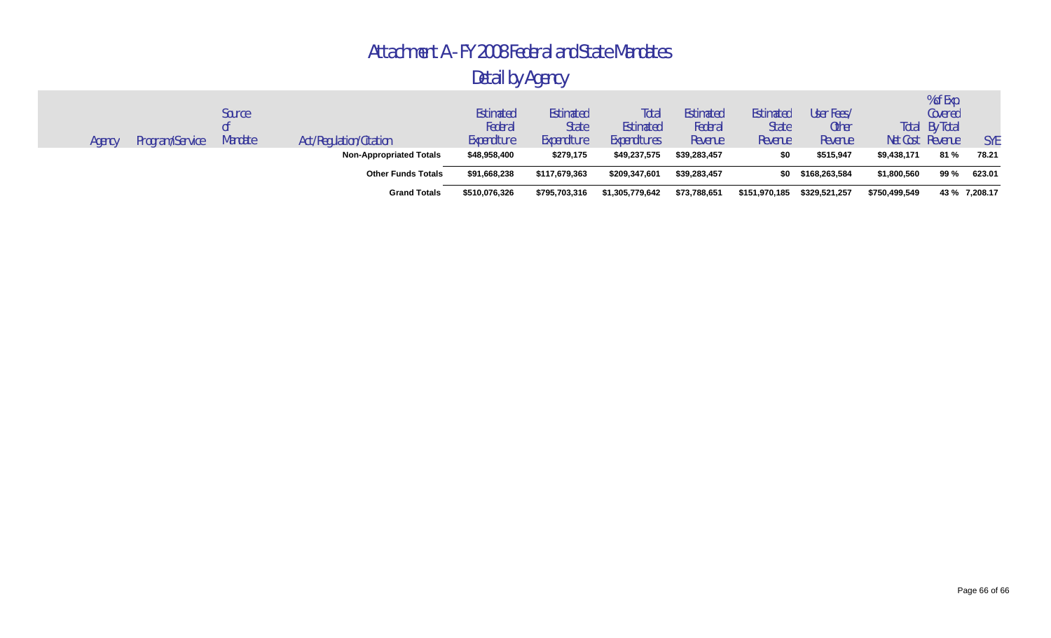# Attachment A - FY 2008 Federal and State Mandates

## Detail by Agency

| Agency | Program/Service | Source of Mandate | Act/Regulation/Citation | Estimated Federal Expenditure | Estimated State Expenditure | Total Estimated Expenditures | Estimated Federal Revenue | Estimated State Revenue | User Fees/ Other Revenue | Total Net Cost | % of Exp Covered By Total Revenue | SYE |
|---|---|---|---|---|---|---|---|---|---|---|---|---|
| | | | **Non-Appropriated Totals** | **$48,958,400** | **$279,175** | **$49,237,575** | **$39,283,457** | **$0** | **$515,947** | **$9,438,171** | **81 %** | **78.21** |
| | | | **Other Funds Totals** | **$91,668,238** | **$117,679,363** | **$209,347,601** | **$39,283,457** | **$0** | **$168,263,584** | **$1,800,560** | **99 %** | **623.01** |
| | | | **Grand Totals** | **$510,076,326** | **$795,703,316** | **$1,305,779,642** | **$73,788,651** | **$151,970,185** | **$329,521,257** | **$750,499,549** | **43 %** | **7,208.17** |